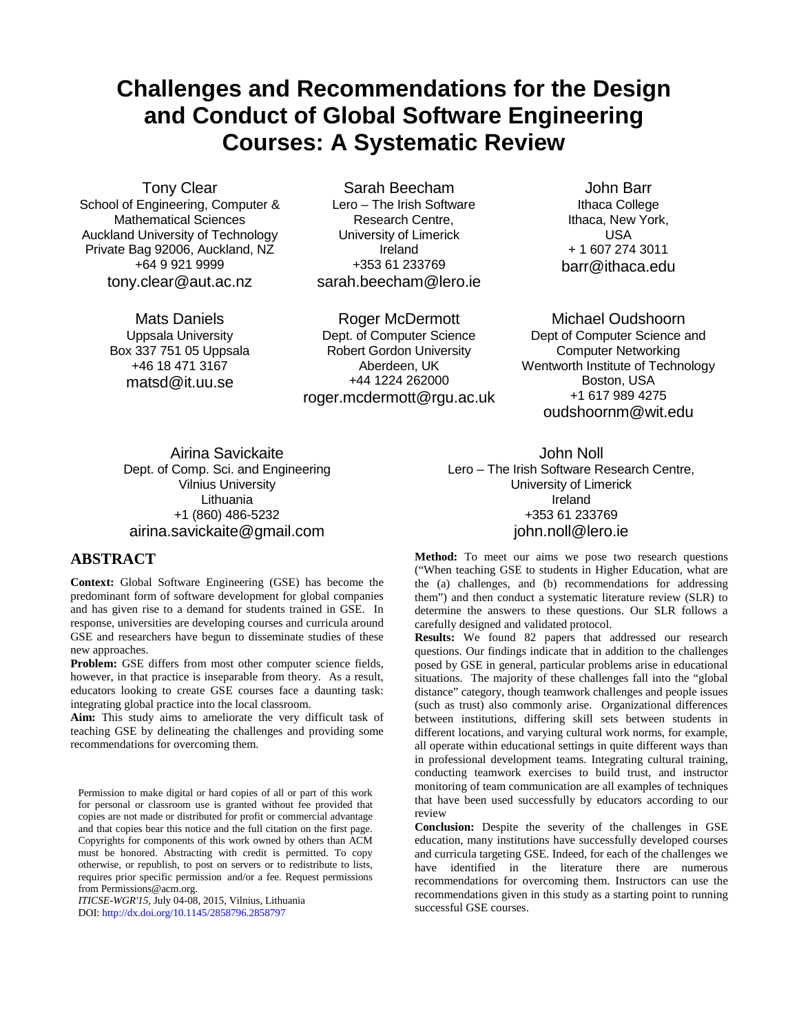# Challenges and Recommendations for the Design and Conduct of Global Software Engineering Courses: A Systematic Review

Tony Clear
School of Engineering, Computer & Mathematical Sciences
Auckland University of Technology
Private Bag 92006, Auckland, NZ
+64 9 921 9999
tony.clear@aut.ac.nz

Sarah Beecham
Lero – The Irish Software Research Centre,
University of Limerick
Ireland
+353 61 233769
sarah.beecham@lero.ie

John Barr
Ithaca College
Ithaca, New York, USA
+ 1 607 274 3011
barr@ithaca.edu

Mats Daniels
Uppsala University
Box 337 751 05 Uppsala
+46 18 471 3167
matsd@it.uu.se

Roger McDermott
Dept. of Computer Science
Robert Gordon University
Aberdeen, UK
+44 1224 262000
roger.mcdermott@rgu.ac.uk

Michael Oudshoorn
Dept of Computer Science and Computer Networking
Wentworth Institute of Technology
Boston, USA
+1 617 989 4275
oudshoornm@wit.edu

Airina Savickaite
Dept. of Comp. Sci. and Engineering
Vilnius University
Lithuania
+1 (860) 486-5232
airina.savickaite@gmail.com

John Noll
Lero – The Irish Software Research Centre,
University of Limerick
Ireland
+353 61 233769
john.noll@lero.ie

## ABSTRACT

**Context:** Global Software Engineering (GSE) has become the predominant form of software development for global companies and has given rise to a demand for students trained in GSE. In response, universities are developing courses and curricula around GSE and researchers have begun to disseminate studies of these new approaches.

**Problem:** GSE differs from most other computer science fields, however, in that practice is inseparable from theory. As a result, educators looking to create GSE courses face a daunting task: integrating global practice into the local classroom.

**Aim:** This study aims to ameliorate the very difficult task of teaching GSE by delineating the challenges and providing some recommendations for overcoming them.

**Method:** To meet our aims we pose two research questions ("When teaching GSE to students in Higher Education, what are the (a) challenges, and (b) recommendations for addressing them") and then conduct a systematic literature review (SLR) to determine the answers to these questions. Our SLR follows a carefully designed and validated protocol.

**Results:** We found 82 papers that addressed our research questions. Our findings indicate that in addition to the challenges posed by GSE in general, particular problems arise in educational situations. The majority of these challenges fall into the "global distance" category, though teamwork challenges and people issues (such as trust) also commonly arise. Organizational differences between institutions, differing skill sets between students in different locations, and varying cultural work norms, for example, all operate within educational settings in quite different ways than in professional development teams. Integrating cultural training, conducting teamwork exercises to build trust, and instructor monitoring of team communication are all examples of techniques that have been used successfully by educators according to our review

**Conclusion:** Despite the severity of the challenges in GSE education, many institutions have successfully developed courses and curricula targeting GSE. Indeed, for each of the challenges we have identified in the literature there are numerous recommendations for overcoming them. Instructors can use the recommendations given in this study as a starting point to running successful GSE courses.

Permission to make digital or hard copies of all or part of this work for personal or classroom use is granted without fee provided that copies are not made or distributed for profit or commercial advantage and that copies bear this notice and the full citation on the first page. Copyrights for components of this work owned by others than ACM must be honored. Abstracting with credit is permitted. To copy otherwise, or republish, to post on servers or to redistribute to lists, requires prior specific permission and/or a fee. Request permissions from Permissions@acm.org.

*ITICSE-WGR'15,* July 04-08, 2015, Vilnius, Lithuania
DOI: http://dx.doi.org/10.1145/2858796.2858797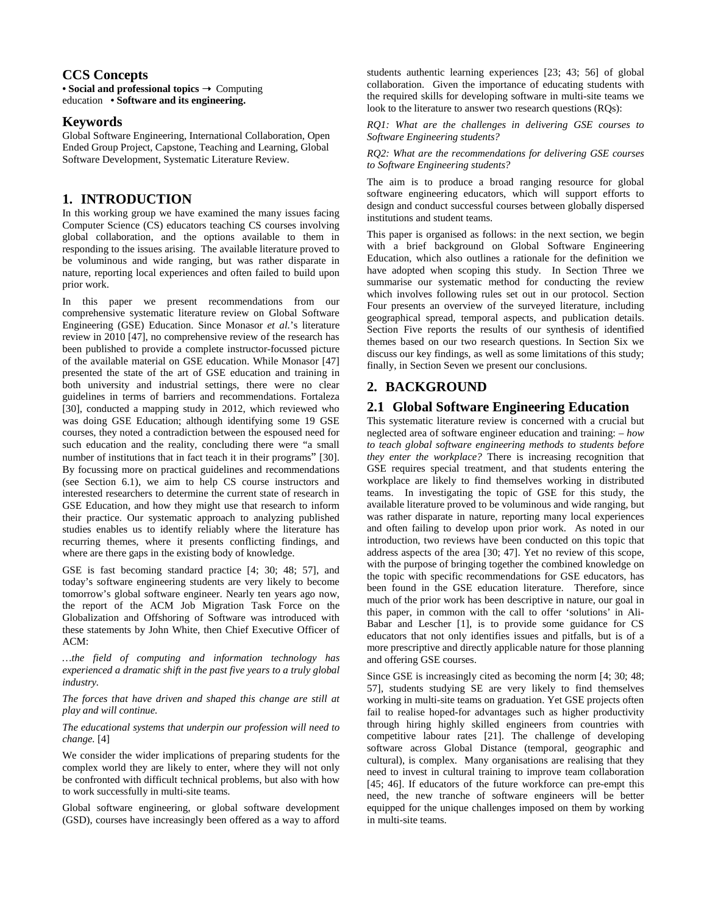## CCS Concepts

**• Social and professional topics** → Computing education **• Software and its engineering.**

## Keywords

Global Software Engineering, International Collaboration, Open Ended Group Project, Capstone, Teaching and Learning, Global Software Development, Systematic Literature Review.

# 1. INTRODUCTION

In this working group we have examined the many issues facing Computer Science (CS) educators teaching CS courses involving global collaboration, and the options available to them in responding to the issues arising. The available literature proved to be voluminous and wide ranging, but was rather disparate in nature, reporting local experiences and often failed to build upon prior work.

In this paper we present recommendations from our comprehensive systematic literature review on Global Software Engineering (GSE) Education. Since Monasor *et al.*'s literature review in 2010 [47], no comprehensive review of the research has been published to provide a complete instructor-focussed picture of the available material on GSE education. While Monasor [47] presented the state of the art of GSE education and training in both university and industrial settings, there were no clear guidelines in terms of barriers and recommendations. Fortaleza [30], conducted a mapping study in 2012, which reviewed who was doing GSE Education; although identifying some 19 GSE courses, they noted a contradiction between the espoused need for such education and the reality, concluding there were "a small number of institutions that in fact teach it in their programs" [30]. By focussing more on practical guidelines and recommendations (see Section 6.1), we aim to help CS course instructors and interested researchers to determine the current state of research in GSE Education, and how they might use that research to inform their practice. Our systematic approach to analyzing published studies enables us to identify reliably where the literature has recurring themes, where it presents conflicting findings, and where are there gaps in the existing body of knowledge.

GSE is fast becoming standard practice [4; 30; 48; 57], and today's software engineering students are very likely to become tomorrow's global software engineer. Nearly ten years ago now, the report of the ACM Job Migration Task Force on the Globalization and Offshoring of Software was introduced with these statements by John White, then Chief Executive Officer of ACM:

*…the field of computing and information technology has experienced a dramatic shift in the past five years to a truly global industry.*

*The forces that have driven and shaped this change are still at play and will continue.*

*The educational systems that underpin our profession will need to change.* [4]

We consider the wider implications of preparing students for the complex world they are likely to enter, where they will not only be confronted with difficult technical problems, but also with how to work successfully in multi-site teams.

Global software engineering, or global software development (GSD), courses have increasingly been offered as a way to afford students authentic learning experiences [23; 43; 56] of global collaboration. Given the importance of educating students with the required skills for developing software in multi-site teams we look to the literature to answer two research questions (RQs):

*RQ1: What are the challenges in delivering GSE courses to Software Engineering students?*

*RQ2: What are the recommendations for delivering GSE courses to Software Engineering students?*

The aim is to produce a broad ranging resource for global software engineering educators, which will support efforts to design and conduct successful courses between globally dispersed institutions and student teams.

This paper is organised as follows: in the next section, we begin with a brief background on Global Software Engineering Education, which also outlines a rationale for the definition we have adopted when scoping this study. In Section Three we summarise our systematic method for conducting the review which involves following rules set out in our protocol. Section Four presents an overview of the surveyed literature, including geographical spread, temporal aspects, and publication details. Section Five reports the results of our synthesis of identified themes based on our two research questions. In Section Six we discuss our key findings, as well as some limitations of this study; finally, in Section Seven we present our conclusions.

# 2. BACKGROUND

## 2.1 Global Software Engineering Education

This systematic literature review is concerned with a crucial but neglected area of software engineer education and training: – *how to teach global software engineering methods to students before they enter the workplace?* There is increasing recognition that GSE requires special treatment, and that students entering the workplace are likely to find themselves working in distributed teams. In investigating the topic of GSE for this study, the available literature proved to be voluminous and wide ranging, but was rather disparate in nature, reporting many local experiences and often failing to develop upon prior work. As noted in our introduction, two reviews have been conducted on this topic that address aspects of the area [30; 47]. Yet no review of this scope, with the purpose of bringing together the combined knowledge on the topic with specific recommendations for GSE educators, has been found in the GSE education literature. Therefore, since much of the prior work has been descriptive in nature, our goal in this paper, in common with the call to offer 'solutions' in Ali-Babar and Lescher [1], is to provide some guidance for CS educators that not only identifies issues and pitfalls, but is of a more prescriptive and directly applicable nature for those planning and offering GSE courses.

Since GSE is increasingly cited as becoming the norm [4; 30; 48; 57], students studying SE are very likely to find themselves working in multi-site teams on graduation. Yet GSE projects often fail to realise hoped-for advantages such as higher productivity through hiring highly skilled engineers from countries with competitive labour rates [21]. The challenge of developing software across Global Distance (temporal, geographic and cultural), is complex. Many organisations are realising that they need to invest in cultural training to improve team collaboration [45; 46]. If educators of the future workforce can pre-empt this need, the new tranche of software engineers will be better equipped for the unique challenges imposed on them by working in multi-site teams.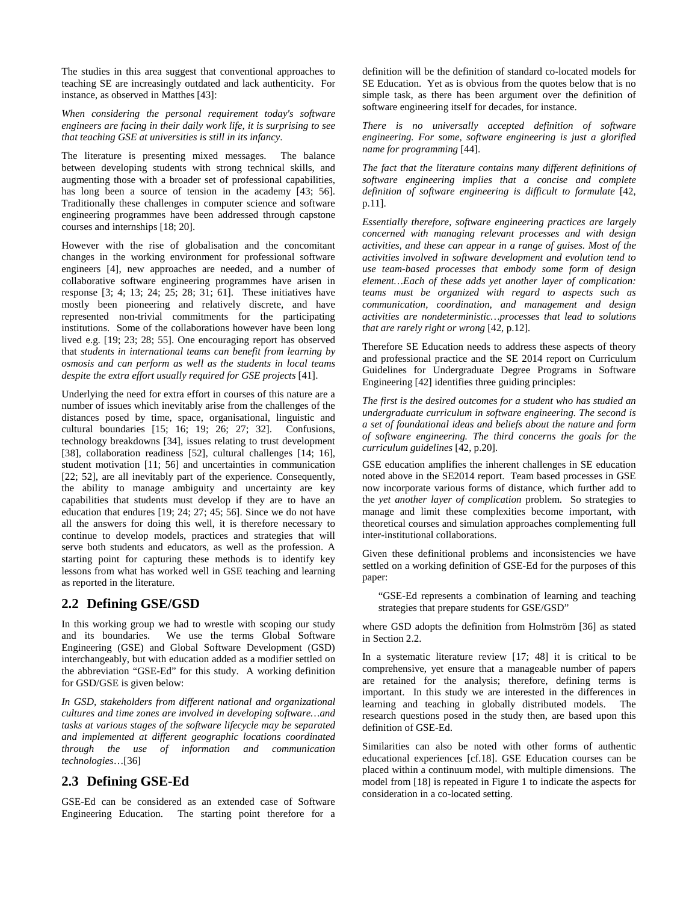The studies in this area suggest that conventional approaches to teaching SE are increasingly outdated and lack authenticity. For instance, as observed in Matthes [43]:

*When considering the personal requirement today's software engineers are facing in their daily work life, it is surprising to see that teaching GSE at universities is still in its infancy*.

The literature is presenting mixed messages. The balance between developing students with strong technical skills, and augmenting those with a broader set of professional capabilities, has long been a source of tension in the academy [43; 56]. Traditionally these challenges in computer science and software engineering programmes have been addressed through capstone courses and internships [18; 20].

However with the rise of globalisation and the concomitant changes in the working environment for professional software engineers [4], new approaches are needed, and a number of collaborative software engineering programmes have arisen in response [3; 4; 13; 24; 25; 28; 31; 61]. These initiatives have mostly been pioneering and relatively discrete, and have represented non-trivial commitments for the participating institutions. Some of the collaborations however have been long lived e.g. [19; 23; 28; 55]. One encouraging report has observed that *students in international teams can benefit from learning by osmosis and can perform as well as the students in local teams despite the extra effort usually required for GSE projects* [41].

Underlying the need for extra effort in courses of this nature are a number of issues which inevitably arise from the challenges of the distances posed by time, space, organisational, linguistic and cultural boundaries [15; 16; 19; 26; 27; 32]. Confusions, technology breakdowns [34], issues relating to trust development [38], collaboration readiness [52], cultural challenges [14; 16], student motivation [11; 56] and uncertainties in communication [22; 52], are all inevitably part of the experience. Consequently, the ability to manage ambiguity and uncertainty are key capabilities that students must develop if they are to have an education that endures [19; 24; 27; 45; 56]. Since we do not have all the answers for doing this well, it is therefore necessary to continue to develop models, practices and strategies that will serve both students and educators, as well as the profession. A starting point for capturing these methods is to identify key lessons from what has worked well in GSE teaching and learning as reported in the literature.

## 2.2 Defining GSE/GSD

In this working group we had to wrestle with scoping our study and its boundaries. We use the terms Global Software Engineering (GSE) and Global Software Development (GSD) interchangeably, but with education added as a modifier settled on the abbreviation "GSE-Ed" for this study. A working definition for GSD/GSE is given below:

*In GSD, stakeholders from different national and organizational cultures and time zones are involved in developing software…and tasks at various stages of the software lifecycle may be separated and implemented at different geographic locations coordinated through the use of information and communication technologies*…[36]

## 2.3 Defining GSE-Ed

GSE-Ed can be considered as an extended case of Software Engineering Education. The starting point therefore for a definition will be the definition of standard co-located models for SE Education. Yet as is obvious from the quotes below that is no simple task, as there has been argument over the definition of software engineering itself for decades, for instance.

*There is no universally accepted definition of software engineering. For some, software engineering is just a glorified name for programming* [44].

*The fact that the literature contains many different definitions of software engineering implies that a concise and complete definition of software engineering is difficult to formulate* [42, p.11].

*Essentially therefore, software engineering practices are largely concerned with managing relevant processes and with design activities, and these can appear in a range of guises. Most of the activities involved in software development and evolution tend to use team-based processes that embody some form of design element…Each of these adds yet another layer of complication: teams must be organized with regard to aspects such as communication, coordination, and management and design activities are nondeterministic…processes that lead to solutions that are rarely right or wrong* [42, p.12].

Therefore SE Education needs to address these aspects of theory and professional practice and the SE 2014 report on Curriculum Guidelines for Undergraduate Degree Programs in Software Engineering [42] identifies three guiding principles:

*The first is the desired outcomes for a student who has studied an undergraduate curriculum in software engineering. The second is a set of foundational ideas and beliefs about the nature and form of software engineering. The third concerns the goals for the curriculum guidelines* [42, p.20].

GSE education amplifies the inherent challenges in SE education noted above in the SE2014 report. Team based processes in GSE now incorporate various forms of distance, which further add to the *yet another layer of complication* problem. So strategies to manage and limit these complexities become important, with theoretical courses and simulation approaches complementing full inter-institutional collaborations.

Given these definitional problems and inconsistencies we have settled on a working definition of GSE-Ed for the purposes of this paper:

> "GSE-Ed represents a combination of learning and teaching strategies that prepare students for GSE/GSD"

where GSD adopts the definition from Holmström [36] as stated in Section 2.2.

In a systematic literature review [17; 48] it is critical to be comprehensive, yet ensure that a manageable number of papers are retained for the analysis; therefore, defining terms is important. In this study we are interested in the differences in learning and teaching in globally distributed models. The research questions posed in the study then, are based upon this definition of GSE-Ed.

Similarities can also be noted with other forms of authentic educational experiences [cf.18]. GSE Education courses can be placed within a continuum model, with multiple dimensions. The model from [18] is repeated in Figure 1 to indicate the aspects for consideration in a co-located setting.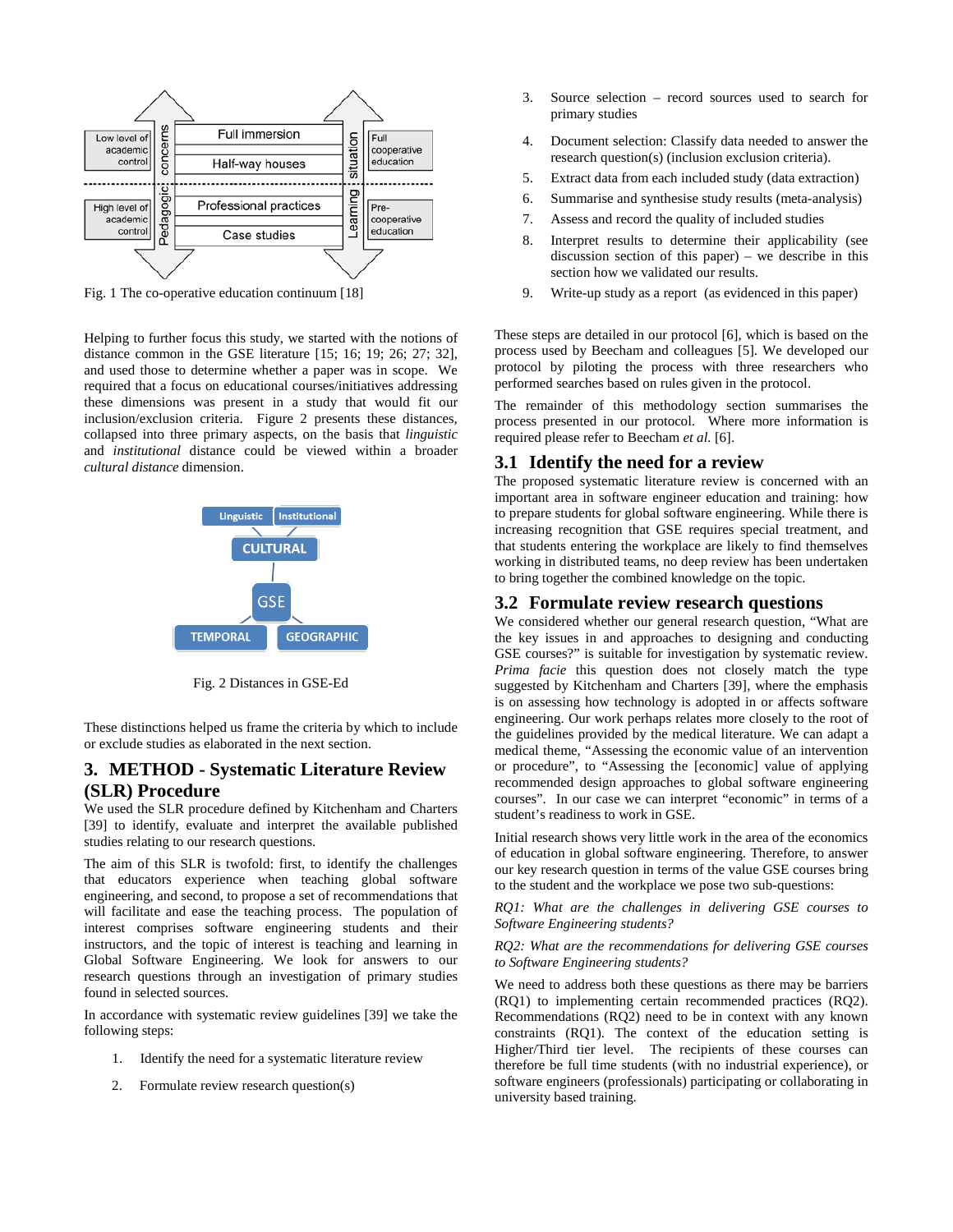Fig. 1 The co-operative education continuum [18]

Helping to further focus this study, we started with the notions of distance common in the GSE literature [15; 16; 19; 26; 27; 32], and used those to determine whether a paper was in scope. We required that a focus on educational courses/initiatives addressing these dimensions was present in a study that would fit our inclusion/exclusion criteria. Figure 2 presents these distances, collapsed into three primary aspects, on the basis that *linguistic* and *institutional* distance could be viewed within a broader *cultural distance* dimension.

Fig. 2 Distances in GSE-Ed

These distinctions helped us frame the criteria by which to include or exclude studies as elaborated in the next section.

## 3. METHOD - Systematic Literature Review (SLR) Procedure

We used the SLR procedure defined by Kitchenham and Charters [39] to identify, evaluate and interpret the available published studies relating to our research questions.

The aim of this SLR is twofold: first, to identify the challenges that educators experience when teaching global software engineering, and second, to propose a set of recommendations that will facilitate and ease the teaching process. The population of interest comprises software engineering students and their instructors, and the topic of interest is teaching and learning in Global Software Engineering. We look for answers to our research questions through an investigation of primary studies found in selected sources.

In accordance with systematic review guidelines [39] we take the following steps:

1. Identify the need for a systematic literature review
2. Formulate review research question(s)
3. Source selection – record sources used to search for primary studies
4. Document selection: Classify data needed to answer the research question(s) (inclusion exclusion criteria).
5. Extract data from each included study (data extraction)
6. Summarise and synthesise study results (meta-analysis)
7. Assess and record the quality of included studies
8. Interpret results to determine their applicability (see discussion section of this paper) – we describe in this section how we validated our results.
9. Write-up study as a report (as evidenced in this paper)

These steps are detailed in our protocol [6], which is based on the process used by Beecham and colleagues [5]. We developed our protocol by piloting the process with three researchers who performed searches based on rules given in the protocol.

The remainder of this methodology section summarises the process presented in our protocol. Where more information is required please refer to Beecham *et al.* [6].

### 3.1 Identify the need for a review

The proposed systematic literature review is concerned with an important area in software engineer education and training: how to prepare students for global software engineering. While there is increasing recognition that GSE requires special treatment, and that students entering the workplace are likely to find themselves working in distributed teams, no deep review has been undertaken to bring together the combined knowledge on the topic.

### 3.2 Formulate review research questions

We considered whether our general research question, "What are the key issues in and approaches to designing and conducting GSE courses?" is suitable for investigation by systematic review. *Prima facie* this question does not closely match the type suggested by Kitchenham and Charters [39], where the emphasis is on assessing how technology is adopted in or affects software engineering. Our work perhaps relates more closely to the root of the guidelines provided by the medical literature. We can adapt a medical theme, "Assessing the economic value of an intervention or procedure", to "Assessing the [economic] value of applying recommended design approaches to global software engineering courses". In our case we can interpret "economic" in terms of a student's readiness to work in GSE.

Initial research shows very little work in the area of the economics of education in global software engineering. Therefore, to answer our key research question in terms of the value GSE courses bring to the student and the workplace we pose two sub-questions:

*RQ1: What are the challenges in delivering GSE courses to Software Engineering students?*

*RQ2: What are the recommendations for delivering GSE courses to Software Engineering students?*

We need to address both these questions as there may be barriers (RQ1) to implementing certain recommended practices (RQ2). Recommendations (RQ2) need to be in context with any known constraints (RQ1). The context of the education setting is Higher/Third tier level. The recipients of these courses can therefore be full time students (with no industrial experience), or software engineers (professionals) participating or collaborating in university based training.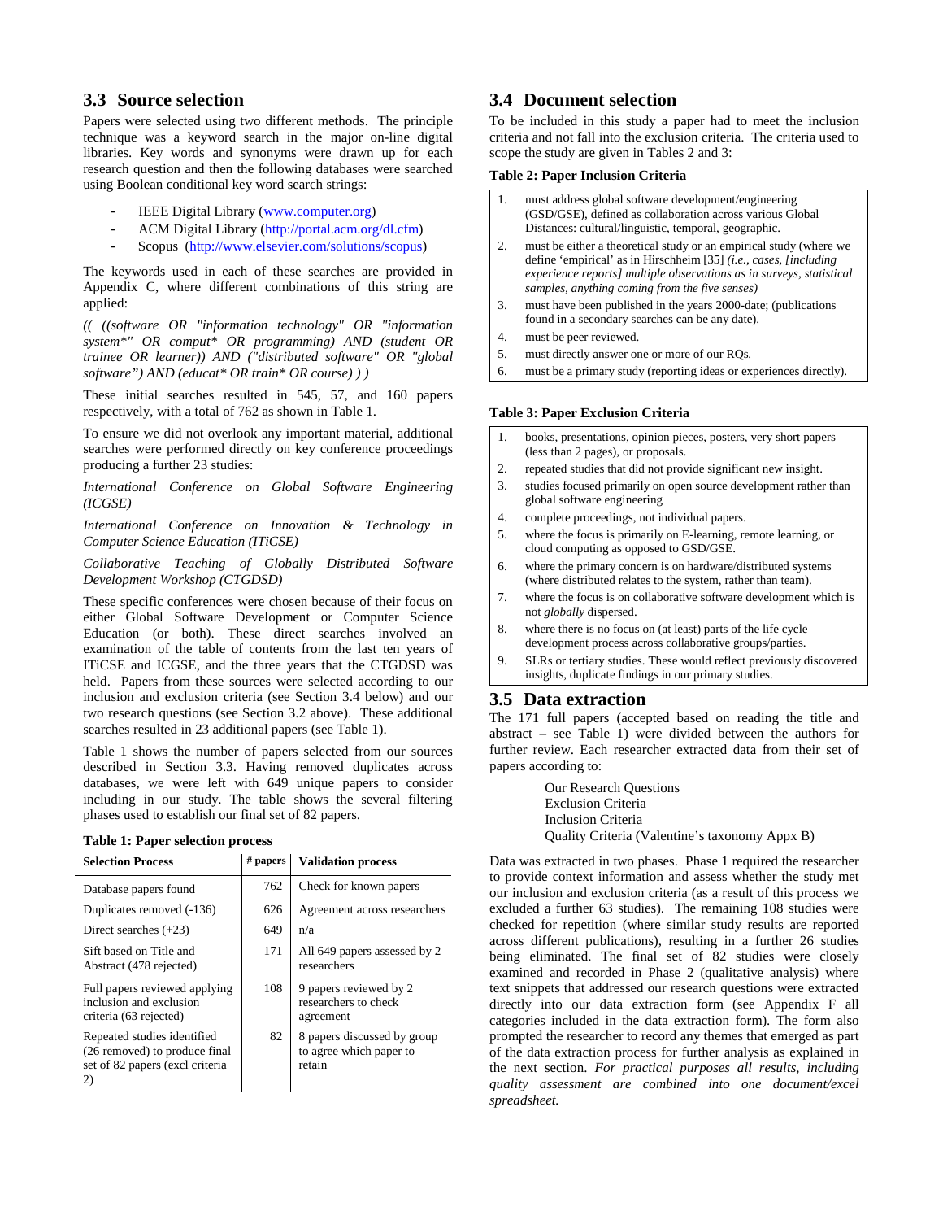## 3.3 Source selection

Papers were selected using two different methods. The principle technique was a keyword search in the major on-line digital libraries. Key words and synonyms were drawn up for each research question and then the following databases were searched using Boolean conditional key word search strings:

- IEEE Digital Library (www.computer.org)
- ACM Digital Library (http://portal.acm.org/dl.cfm)
- Scopus (http://www.elsevier.com/solutions/scopus)

The keywords used in each of these searches are provided in Appendix C, where different combinations of this string are applied:

*(( ((software OR "information technology" OR "information system*" OR comput* OR programming) AND (student OR trainee OR learner)) AND ("distributed software" OR "global software") AND (educat* OR train* OR course) ) )*

These initial searches resulted in 545, 57, and 160 papers respectively, with a total of 762 as shown in Table 1.

To ensure we did not overlook any important material, additional searches were performed directly on key conference proceedings producing a further 23 studies:

*International Conference on Global Software Engineering (ICGSE)*

*International Conference on Innovation & Technology in Computer Science Education (ITiCSE)*

*Collaborative Teaching of Globally Distributed Software Development Workshop (CTGDSD)*

These specific conferences were chosen because of their focus on either Global Software Development or Computer Science Education (or both). These direct searches involved an examination of the table of contents from the last ten years of ITiCSE and ICGSE, and the three years that the CTGDSD was held. Papers from these sources were selected according to our inclusion and exclusion criteria (see Section 3.4 below) and our two research questions (see Section 3.2 above). These additional searches resulted in 23 additional papers (see Table 1).

Table 1 shows the number of papers selected from our sources described in Section 3.3. Having removed duplicates across databases, we were left with 649 unique papers to consider including in our study. The table shows the several filtering phases used to establish our final set of 82 papers.

**Table 1: Paper selection process**

| Selection Process | # papers | Validation process |
|---|---|---|
| Database papers found | 762 | Check for known papers |
| Duplicates removed (-136) | 626 | Agreement across researchers |
| Direct searches (+23) | 649 | n/a |
| Sift based on Title and Abstract (478 rejected) | 171 | All 649 papers assessed by 2 researchers |
| Full papers reviewed applying inclusion and exclusion criteria (63 rejected) | 108 | 9 papers reviewed by 2 researchers to check agreement |
| Repeated studies identified (26 removed) to produce final set of 82 papers (excl criteria 2) | 82 | 8 papers discussed by group to agree which paper to retain |

## 3.4 Document selection

To be included in this study a paper had to meet the inclusion criteria and not fall into the exclusion criteria. The criteria used to scope the study are given in Tables 2 and 3:

**Table 2: Paper Inclusion Criteria**

| | |
|---|---|
| 1. | must address global software development/engineering (GSD/GSE), defined as collaboration across various Global Distances: cultural/linguistic, temporal, geographic. |
| 2. | must be either a theoretical study or an empirical study (where we define 'empirical' as in Hirschheim [35] *(i.e., cases, [including experience reports] multiple observations as in surveys, statistical samples, anything coming from the five senses)* |
| 3. | must have been published in the years 2000-date; (publications found in a secondary searches can be any date). |
| 4. | must be peer reviewed. |
| 5. | must directly answer one or more of our RQs. |
| 6. | must be a primary study (reporting ideas or experiences directly). |

**Table 3: Paper Exclusion Criteria**

| | |
|---|---|
| 1. | books, presentations, opinion pieces, posters, very short papers (less than 2 pages), or proposals. |
| 2. | repeated studies that did not provide significant new insight. |
| 3. | studies focused primarily on open source development rather than global software engineering |
| 4. | complete proceedings, not individual papers. |
| 5. | where the focus is primarily on E-learning, remote learning, or cloud computing as opposed to GSD/GSE. |
| 6. | where the primary concern is on hardware/distributed systems (where distributed relates to the system, rather than team). |
| 7. | where the focus is on collaborative software development which is not *globally* dispersed. |
| 8. | where there is no focus on (at least) parts of the life cycle development process across collaborative groups/parties. |
| 9. | SLRs or tertiary studies. These would reflect previously discovered insights, duplicate findings in our primary studies. |

## 3.5 Data extraction

The 171 full papers (accepted based on reading the title and abstract – see Table 1) were divided between the authors for further review. Each researcher extracted data from their set of papers according to:

Our Research Questions
Exclusion Criteria
Inclusion Criteria
Quality Criteria (Valentine's taxonomy Appx B)

Data was extracted in two phases. Phase 1 required the researcher to provide context information and assess whether the study met our inclusion and exclusion criteria (as a result of this process we excluded a further 63 studies). The remaining 108 studies were checked for repetition (where similar study results are reported across different publications), resulting in a further 26 studies being eliminated. The final set of 82 studies were closely examined and recorded in Phase 2 (qualitative analysis) where text snippets that addressed our research questions were extracted directly into our data extraction form (see Appendix F all categories included in the data extraction form). The form also prompted the researcher to record any themes that emerged as part of the data extraction process for further analysis as explained in the next section. *For practical purposes all results, including quality assessment are combined into one document/excel spreadsheet.*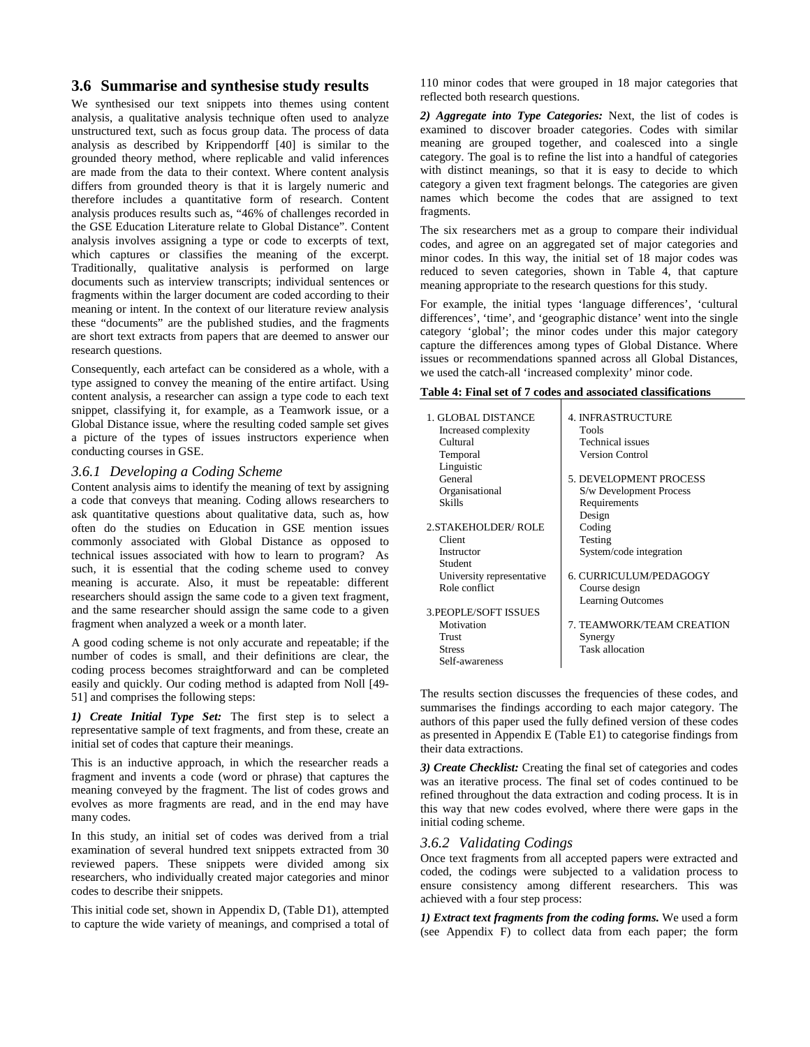## 3.6 Summarise and synthesise study results

We synthesised our text snippets into themes using content analysis, a qualitative analysis technique often used to analyze unstructured text, such as focus group data. The process of data analysis as described by Krippendorff [40] is similar to the grounded theory method, where replicable and valid inferences are made from the data to their context. Where content analysis differs from grounded theory is that it is largely numeric and therefore includes a quantitative form of research. Content analysis produces results such as, "46% of challenges recorded in the GSE Education Literature relate to Global Distance". Content analysis involves assigning a type or code to excerpts of text, which captures or classifies the meaning of the excerpt. Traditionally, qualitative analysis is performed on large documents such as interview transcripts; individual sentences or fragments within the larger document are coded according to their meaning or intent. In the context of our literature review analysis these "documents" are the published studies, and the fragments are short text extracts from papers that are deemed to answer our research questions.

Consequently, each artefact can be considered as a whole, with a type assigned to convey the meaning of the entire artifact. Using content analysis, a researcher can assign a type code to each text snippet, classifying it, for example, as a Teamwork issue, or a Global Distance issue, where the resulting coded sample set gives a picture of the types of issues instructors experience when conducting courses in GSE.

### 3.6.1 Developing a Coding Scheme

Content analysis aims to identify the meaning of text by assigning a code that conveys that meaning. Coding allows researchers to ask quantitative questions about qualitative data, such as, how often do the studies on Education in GSE mention issues commonly associated with Global Distance as opposed to technical issues associated with how to learn to program? As such, it is essential that the coding scheme used to convey meaning is accurate. Also, it must be repeatable: different researchers should assign the same code to a given text fragment, and the same researcher should assign the same code to a given fragment when analyzed a week or a month later.

A good coding scheme is not only accurate and repeatable; if the number of codes is small, and their definitions are clear, the coding process becomes straightforward and can be completed easily and quickly. Our coding method is adapted from Noll [49-51] and comprises the following steps:

***1) Create Initial Type Set:*** The first step is to select a representative sample of text fragments, and from these, create an initial set of codes that capture their meanings.

This is an inductive approach, in which the researcher reads a fragment and invents a code (word or phrase) that captures the meaning conveyed by the fragment. The list of codes grows and evolves as more fragments are read, and in the end may have many codes.

In this study, an initial set of codes was derived from a trial examination of several hundred text snippets extracted from 30 reviewed papers. These snippets were divided among six researchers, who individually created major categories and minor codes to describe their snippets.

This initial code set, shown in Appendix D, (Table D1), attempted to capture the wide variety of meanings, and comprised a total of 110 minor codes that were grouped in 18 major categories that reflected both research questions.

***2) Aggregate into Type Categories:*** Next, the list of codes is examined to discover broader categories. Codes with similar meaning are grouped together, and coalesced into a single category. The goal is to refine the list into a handful of categories with distinct meanings, so that it is easy to decide to which category a given text fragment belongs. The categories are given names which become the codes that are assigned to text fragments.

The six researchers met as a group to compare their individual codes, and agree on an aggregated set of major categories and minor codes. In this way, the initial set of 18 major codes was reduced to seven categories, shown in Table 4, that capture meaning appropriate to the research questions for this study.

For example, the initial types 'language differences', 'cultural differences', 'time', and 'geographic distance' went into the single category 'global'; the minor codes under this major category capture the differences among types of Global Distance. Where issues or recommendations spanned across all Global Distances, we used the catch-all 'increased complexity' minor code.

**Table 4: Final set of 7 codes and associated classifications**

| | |
|---|---|
| 1. GLOBAL DISTANCE<br>Increased complexity<br>Cultural<br>Temporal<br>Linguistic<br>General<br>Organisational<br>Skills | 4. INFRASTRUCTURE<br>Tools<br>Technical issues<br>Version Control |
| 2. STAKEHOLDER/ ROLE<br>Client<br>Instructor<br>Student<br>University representative<br>Role conflict | 5. DEVELOPMENT PROCESS<br>S/w Development Process<br>Requirements<br>Design<br>Coding<br>Testing<br>System/code integration |
| 3. PEOPLE/SOFT ISSUES<br>Motivation<br>Trust<br>Stress<br>Self-awareness | 6. CURRICULUM/PEDAGOGY<br>Course design<br>Learning Outcomes<br><br>7. TEAMWORK/TEAM CREATION<br>Synergy<br>Task allocation |

The results section discusses the frequencies of these codes, and summarises the findings according to each major category. The authors of this paper used the fully defined version of these codes as presented in Appendix E (Table E1) to categorise findings from their data extractions.

***3) Create Checklist:*** Creating the final set of categories and codes was an iterative process. The final set of codes continued to be refined throughout the data extraction and coding process. It is in this way that new codes evolved, where there were gaps in the initial coding scheme.

### 3.6.2 Validating Codings

Once text fragments from all accepted papers were extracted and coded, the codings were subjected to a validation process to ensure consistency among different researchers. This was achieved with a four step process:

***1) Extract text fragments from the coding forms.*** We used a form (see Appendix F) to collect data from each paper; the form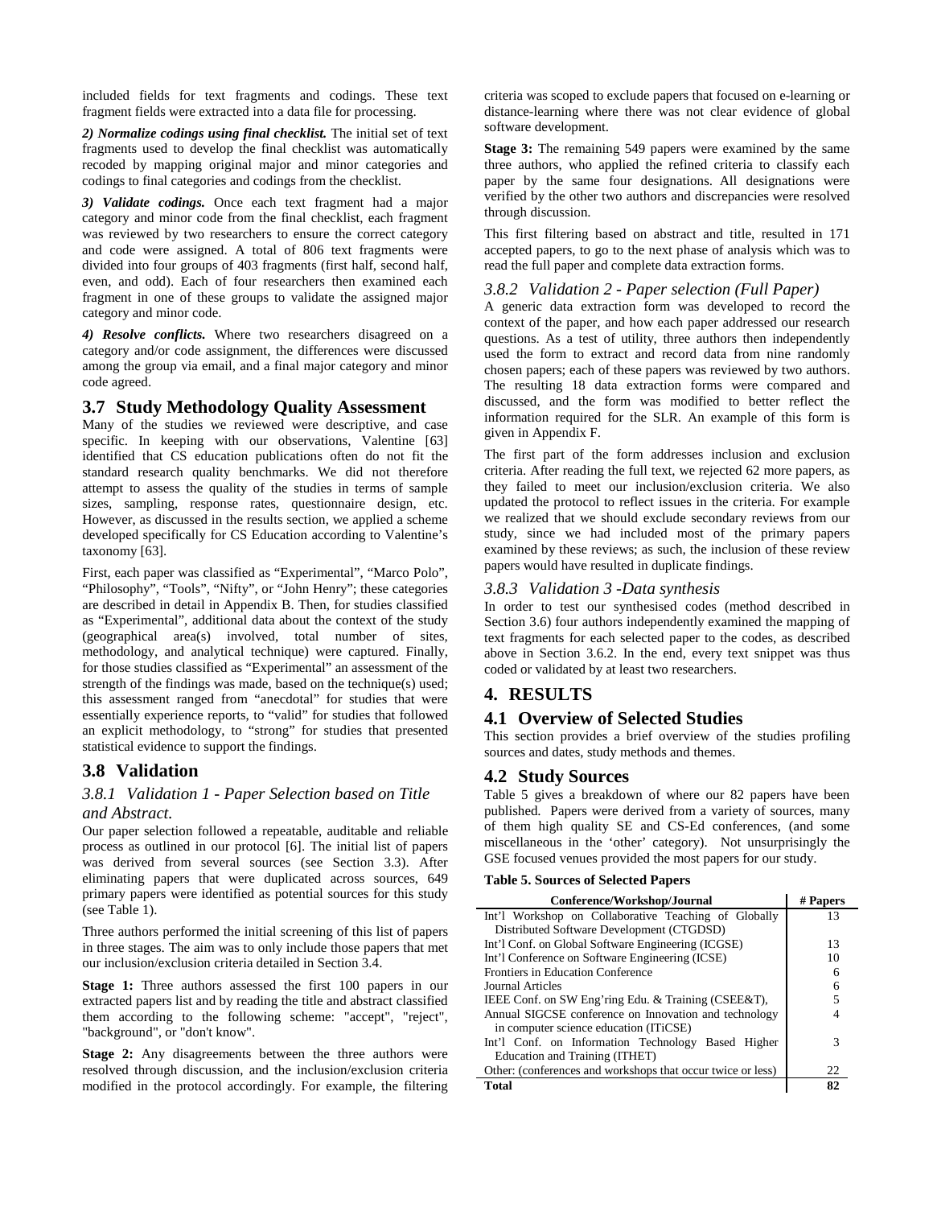included fields for text fragments and codings. These text fragment fields were extracted into a data file for processing.

***2) Normalize codings using final checklist.*** The initial set of text fragments used to develop the final checklist was automatically recoded by mapping original major and minor categories and codings to final categories and codings from the checklist.

***3) Validate codings.*** Once each text fragment had a major category and minor code from the final checklist, each fragment was reviewed by two researchers to ensure the correct category and code were assigned. A total of 806 text fragments were divided into four groups of 403 fragments (first half, second half, even, and odd). Each of four researchers then examined each fragment in one of these groups to validate the assigned major category and minor code.

***4) Resolve conflicts.*** Where two researchers disagreed on a category and/or code assignment, the differences were discussed among the group via email, and a final major category and minor code agreed.

## 3.7 Study Methodology Quality Assessment

Many of the studies we reviewed were descriptive, and case specific. In keeping with our observations, Valentine [63] identified that CS education publications often do not fit the standard research quality benchmarks. We did not therefore attempt to assess the quality of the studies in terms of sample sizes, sampling, response rates, questionnaire design, etc. However, as discussed in the results section, we applied a scheme developed specifically for CS Education according to Valentine's taxonomy [63].

First, each paper was classified as "Experimental", "Marco Polo", "Philosophy", "Tools", "Nifty", or "John Henry"; these categories are described in detail in Appendix B. Then, for studies classified as "Experimental", additional data about the context of the study (geographical area(s) involved, total number of sites, methodology, and analytical technique) were captured. Finally, for those studies classified as "Experimental" an assessment of the strength of the findings was made, based on the technique(s) used; this assessment ranged from "anecdotal" for studies that were essentially experience reports, to "valid" for studies that followed an explicit methodology, to "strong" for studies that presented statistical evidence to support the findings.

## 3.8 Validation

### *3.8.1 Validation 1 - Paper Selection based on Title and Abstract.*

Our paper selection followed a repeatable, auditable and reliable process as outlined in our protocol [6]. The initial list of papers was derived from several sources (see Section 3.3). After eliminating papers that were duplicated across sources, 649 primary papers were identified as potential sources for this study (see Table 1).

Three authors performed the initial screening of this list of papers in three stages. The aim was to only include those papers that met our inclusion/exclusion criteria detailed in Section 3.4.

**Stage 1:** Three authors assessed the first 100 papers in our extracted papers list and by reading the title and abstract classified them according to the following scheme: "accept", "reject", "background", or "don't know".

**Stage 2:** Any disagreements between the three authors were resolved through discussion, and the inclusion/exclusion criteria modified in the protocol accordingly. For example, the filtering criteria was scoped to exclude papers that focused on e-learning or distance-learning where there was not clear evidence of global software development.

**Stage 3:** The remaining 549 papers were examined by the same three authors, who applied the refined criteria to classify each paper by the same four designations. All designations were verified by the other two authors and discrepancies were resolved through discussion.

This first filtering based on abstract and title, resulted in 171 accepted papers, to go to the next phase of analysis which was to read the full paper and complete data extraction forms.

### *3.8.2 Validation 2 - Paper selection (Full Paper)*

A generic data extraction form was developed to record the context of the paper, and how each paper addressed our research questions. As a test of utility, three authors then independently used the form to extract and record data from nine randomly chosen papers; each of these papers was reviewed by two authors. The resulting 18 data extraction forms were compared and discussed, and the form was modified to better reflect the information required for the SLR. An example of this form is given in Appendix F.

The first part of the form addresses inclusion and exclusion criteria. After reading the full text, we rejected 62 more papers, as they failed to meet our inclusion/exclusion criteria. We also updated the protocol to reflect issues in the criteria. For example we realized that we should exclude secondary reviews from our study, since we had included most of the primary papers examined by these reviews; as such, the inclusion of these review papers would have resulted in duplicate findings.

### *3.8.3 Validation 3 -Data synthesis*

In order to test our synthesised codes (method described in Section 3.6) four authors independently examined the mapping of text fragments for each selected paper to the codes, as described above in Section 3.6.2. In the end, every text snippet was thus coded or validated by at least two researchers.

# 4. RESULTS

## 4.1 Overview of Selected Studies

This section provides a brief overview of the studies profiling sources and dates, study methods and themes.

## 4.2 Study Sources

Table 5 gives a breakdown of where our 82 papers have been published. Papers were derived from a variety of sources, many of them high quality SE and CS-Ed conferences, (and some miscellaneous in the 'other' category). Not unsurprisingly the GSE focused venues provided the most papers for our study.

**Table 5. Sources of Selected Papers**

| Conference/Workshop/Journal | # Papers |
|---|---|
| Int'l Workshop on Collaborative Teaching of Globally Distributed Software Development (CTGDSD) | 13 |
| Int'l Conf. on Global Software Engineering (ICGSE) | 13 |
| Int'l Conference on Software Engineering (ICSE) | 10 |
| Frontiers in Education Conference | 6 |
| Journal Articles | 6 |
| IEEE Conf. on SW Eng'ring Edu. & Training (CSEE&T), | 5 |
| Annual SIGCSE conference on Innovation and technology in computer science education (ITiCSE) | 4 |
| Int'l Conf. on Information Technology Based Higher Education and Training (ITHET) | 3 |
| Other: (conferences and workshops that occur twice or less) | 22 |
| **Total** | **82** |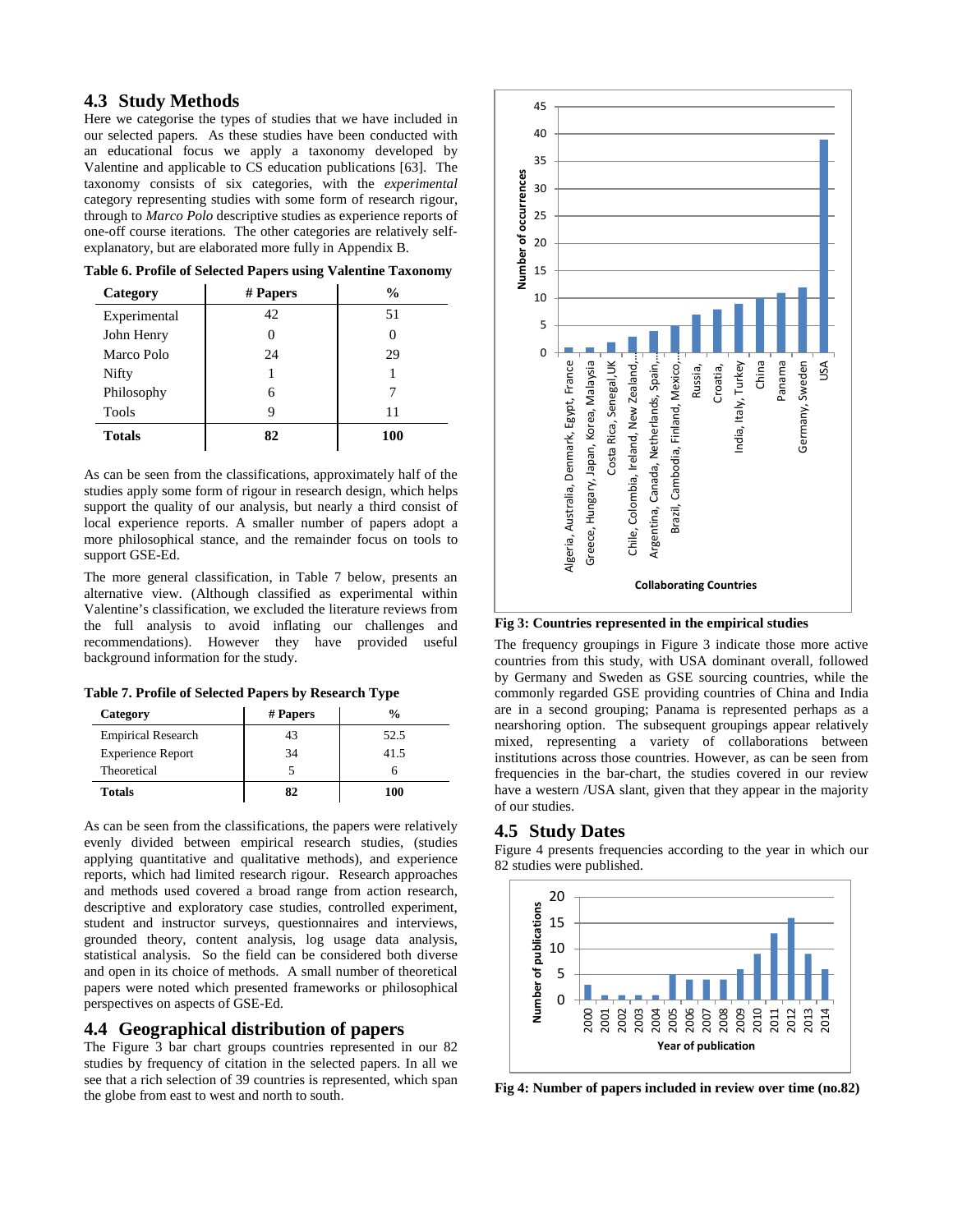## 4.3 Study Methods

Here we categorise the types of studies that we have included in our selected papers. As these studies have been conducted with an educational focus we apply a taxonomy developed by Valentine and applicable to CS education publications [63]. The taxonomy consists of six categories, with the *experimental* category representing studies with some form of research rigour, through to *Marco Polo* descriptive studies as experience reports of one-off course iterations. The other categories are relatively self-explanatory, but are elaborated more fully in Appendix B.

**Table 6. Profile of Selected Papers using Valentine Taxonomy**

| Category | # Papers | % |
|---|---|---|
| Experimental | 42 | 51 |
| John Henry | 0 | 0 |
| Marco Polo | 24 | 29 |
| Nifty | 1 | 1 |
| Philosophy | 6 | 7 |
| Tools | 9 | 11 |
| **Totals** | **82** | **100** |

As can be seen from the classifications, approximately half of the studies apply some form of rigour in research design, which helps support the quality of our analysis, but nearly a third consist of local experience reports. A smaller number of papers adopt a more philosophical stance, and the remainder focus on tools to support GSE-Ed.

The more general classification, in Table 7 below, presents an alternative view. (Although classified as experimental within Valentine's classification, we excluded the literature reviews from the full analysis to avoid inflating our challenges and recommendations). However they have provided useful background information for the study.

**Table 7. Profile of Selected Papers by Research Type**

| Category | # Papers | % |
|---|---|---|
| Empirical Research | 43 | 52.5 |
| Experience Report | 34 | 41.5 |
| Theoretical | 5 | 6 |
| **Totals** | **82** | **100** |

As can be seen from the classifications, the papers were relatively evenly divided between empirical research studies, (studies applying quantitative and qualitative methods), and experience reports, which had limited research rigour. Research approaches and methods used covered a broad range from action research, descriptive and exploratory case studies, controlled experiment, student and instructor surveys, questionnaires and interviews, grounded theory, content analysis, log usage data analysis, statistical analysis. So the field can be considered both diverse and open in its choice of methods. A small number of theoretical papers were noted which presented frameworks or philosophical perspectives on aspects of GSE-Ed.

## 4.4 Geographical distribution of papers

The Figure 3 bar chart groups countries represented in our 82 studies by frequency of citation in the selected papers. In all we see that a rich selection of 39 countries is represented, which span the globe from east to west and north to south.

**Fig 3: Countries represented in the empirical studies**

The frequency groupings in Figure 3 indicate those more active countries from this study, with USA dominant overall, followed by Germany and Sweden as GSE sourcing countries, while the commonly regarded GSE providing countries of China and India are in a second grouping; Panama is represented perhaps as a nearshoring option. The subsequent groupings appear relatively mixed, representing a variety of collaborations between institutions across those countries. However, as can be seen from frequencies in the bar-chart, the studies covered in our review have a western /USA slant, given that they appear in the majority of our studies.

## 4.5 Study Dates

Figure 4 presents frequencies according to the year in which our 82 studies were published.

**Fig 4: Number of papers included in review over time (no.82)**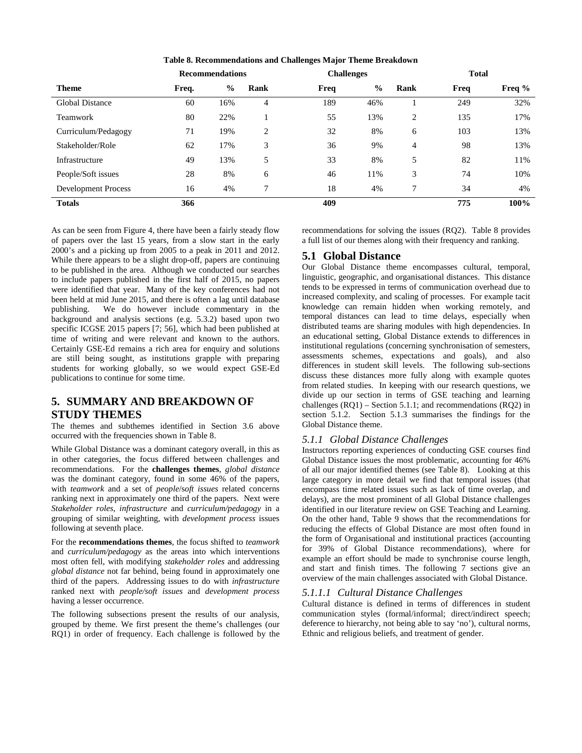**Table 8. Recommendations and Challenges Major Theme Breakdown**

| | Recommendations | | | Challenges | | | Total | |
|---|---|---|---|---|---|---|---|---|
| **Theme** | **Freq.** | **%** | **Rank** | **Freq** | **%** | **Rank** | **Freq** | **Freq %** |
| Global Distance | 60 | 16% | 4 | 189 | 46% | 1 | 249 | 32% |
| Teamwork | 80 | 22% | 1 | 55 | 13% | 2 | 135 | 17% |
| Curriculum/Pedagogy | 71 | 19% | 2 | 32 | 8% | 6 | 103 | 13% |
| Stakeholder/Role | 62 | 17% | 3 | 36 | 9% | 4 | 98 | 13% |
| Infrastructure | 49 | 13% | 5 | 33 | 8% | 5 | 82 | 11% |
| People/Soft issues | 28 | 8% | 6 | 46 | 11% | 3 | 74 | 10% |
| Development Process | 16 | 4% | 7 | 18 | 4% | 7 | 34 | 4% |
| **Totals** | **366** | | | **409** | | | **775** | **100%** |

As can be seen from Figure 4, there have been a fairly steady flow of papers over the last 15 years, from a slow start in the early 2000's and a picking up from 2005 to a peak in 2011 and 2012. While there appears to be a slight drop-off, papers are continuing to be published in the area. Although we conducted our searches to include papers published in the first half of 2015, no papers were identified that year. Many of the key conferences had not been held at mid June 2015, and there is often a lag until database publishing. We do however include commentary in the background and analysis sections (e.g. 5.3.2) based upon two specific ICGSE 2015 papers [7; 56], which had been published at time of writing and were relevant and known to the authors. Certainly GSE-Ed remains a rich area for enquiry and solutions are still being sought, as institutions grapple with preparing students for working globally, so we would expect GSE-Ed publications to continue for some time.

## 5. SUMMARY AND BREAKDOWN OF STUDY THEMES

The themes and subthemes identified in Section 3.6 above occurred with the frequencies shown in Table 8.

While Global Distance was a dominant category overall, in this as in other categories, the focus differed between challenges and recommendations. For the **challenges themes**, *global distance* was the dominant category, found in some 46% of the papers, with *teamwork* and a set of *people/soft issues* related concerns ranking next in approximately one third of the papers. Next were *Stakeholder roles*, *infrastructure* and *curriculum/pedagogy* in a grouping of similar weighting, with *development process* issues following at seventh place.

For the **recommendations themes**, the focus shifted to *teamwork* and *curriculum/pedagogy* as the areas into which interventions most often fell, with modifying *stakeholder roles* and addressing *global distance* not far behind, being found in approximately one third of the papers. Addressing issues to do with *infrastructure* ranked next with *people/soft issues* and *development process* having a lesser occurrence.

The following subsections present the results of our analysis, grouped by theme. We first present the theme's challenges (our RQ1) in order of frequency. Each challenge is followed by the recommendations for solving the issues (RQ2). Table 8 provides a full list of our themes along with their frequency and ranking.

### 5.1 Global Distance

Our Global Distance theme encompasses cultural, temporal, linguistic, geographic, and organisational distances. This distance tends to be expressed in terms of communication overhead due to increased complexity, and scaling of processes. For example tacit knowledge can remain hidden when working remotely, and temporal distances can lead to time delays, especially when distributed teams are sharing modules with high dependencies. In an educational setting, Global Distance extends to differences in institutional regulations (concerning synchronisation of semesters, assessments schemes, expectations and goals), and also differences in student skill levels. The following sub-sections discuss these distances more fully along with example quotes from related studies. In keeping with our research questions, we divide up our section in terms of GSE teaching and learning challenges (RQ1) – Section 5.1.1; and recommendations (RQ2) in section 5.1.2. Section 5.1.3 summarises the findings for the Global Distance theme.

#### *5.1.1 Global Distance Challenges*

Instructors reporting experiences of conducting GSE courses find Global Distance issues the most problematic, accounting for 46% of all our major identified themes (see Table 8). Looking at this large category in more detail we find that temporal issues (that encompass time related issues such as lack of time overlap, and delays), are the most prominent of all Global Distance challenges identified in our literature review on GSE Teaching and Learning. On the other hand, Table 9 shows that the recommendations for reducing the effects of Global Distance are most often found in the form of Organisational and institutional practices (accounting for 39% of Global Distance recommendations), where for example an effort should be made to synchronise course length, and start and finish times. The following 7 sections give an overview of the main challenges associated with Global Distance.

##### *5.1.1.1 Cultural Distance Challenges*

Cultural distance is defined in terms of differences in student communication styles (formal/informal; direct/indirect speech; deference to hierarchy, not being able to say 'no'), cultural norms, Ethnic and religious beliefs, and treatment of gender.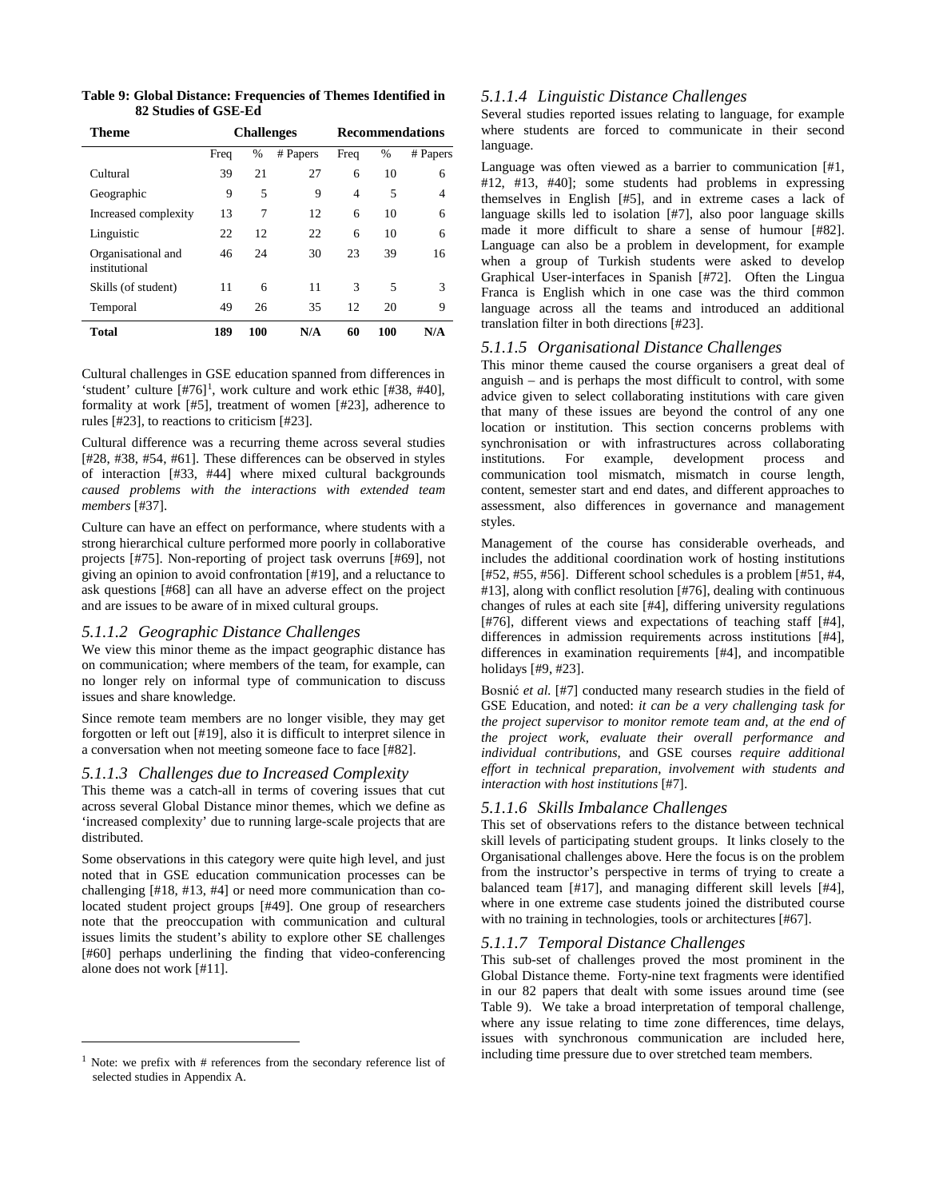**Table 9: Global Distance: Frequencies of Themes Identified in 82 Studies of GSE-Ed**

| Theme | Challenges | | | Recommendations | | |
|---|---|---|---|---|---|---|
| | Freq | % | # Papers | Freq | % | # Papers |
| Cultural | 39 | 21 | 27 | 6 | 10 | 6 |
| Geographic | 9 | 5 | 9 | 4 | 5 | 4 |
| Increased complexity | 13 | 7 | 12 | 6 | 10 | 6 |
| Linguistic | 22 | 12 | 22 | 6 | 10 | 6 |
| Organisational and institutional | 46 | 24 | 30 | 23 | 39 | 16 |
| Skills (of student) | 11 | 6 | 11 | 3 | 5 | 3 |
| Temporal | 49 | 26 | 35 | 12 | 20 | 9 |
| **Total** | **189** | **100** | **N/A** | **60** | **100** | **N/A** |

Cultural challenges in GSE education spanned from differences in 'student' culture [#76][1], work culture and work ethic [#38, #40], formality at work [#5], treatment of women [#23], adherence to rules [#23], to reactions to criticism [#23].

Cultural difference was a recurring theme across several studies [#28, #38, #54, #61]. These differences can be observed in styles of interaction [#33, #44] where mixed cultural backgrounds *caused problems with the interactions with extended team members* [#37].

Culture can have an effect on performance, where students with a strong hierarchical culture performed more poorly in collaborative projects [#75]. Non-reporting of project task overruns [#69], not giving an opinion to avoid confrontation [#19], and a reluctance to ask questions [#68] can all have an adverse effect on the project and are issues to be aware of in mixed cultural groups.

### *5.1.1.2 Geographic Distance Challenges*

We view this minor theme as the impact geographic distance has on communication; where members of the team, for example, can no longer rely on informal type of communication to discuss issues and share knowledge.

Since remote team members are no longer visible, they may get forgotten or left out [#19], also it is difficult to interpret silence in a conversation when not meeting someone face to face [#82].

### *5.1.1.3 Challenges due to Increased Complexity*

This theme was a catch-all in terms of covering issues that cut across several Global Distance minor themes, which we define as 'increased complexity' due to running large-scale projects that are distributed.

Some observations in this category were quite high level, and just noted that in GSE education communication processes can be challenging [#18, #13, #4] or need more communication than co-located student project groups [#49]. One group of researchers note that the preoccupation with communication and cultural issues limits the student's ability to explore other SE challenges [#60] perhaps underlining the finding that video-conferencing alone does not work [#11].

[1] Note: we prefix with # references from the secondary reference list of selected studies in Appendix A.

### *5.1.1.4 Linguistic Distance Challenges*

Several studies reported issues relating to language, for example where students are forced to communicate in their second language.

Language was often viewed as a barrier to communication [#1, #12, #13, #40]; some students had problems in expressing themselves in English [#5], and in extreme cases a lack of language skills led to isolation [#7], also poor language skills made it more difficult to share a sense of humour [#82]. Language can also be a problem in development, for example when a group of Turkish students were asked to develop Graphical User-interfaces in Spanish [#72]. Often the Lingua Franca is English which in one case was the third common language across all the teams and introduced an additional translation filter in both directions [#23].

### *5.1.1.5 Organisational Distance Challenges*

This minor theme caused the course organisers a great deal of anguish – and is perhaps the most difficult to control, with some advice given to select collaborating institutions with care given that many of these issues are beyond the control of any one location or institution. This section concerns problems with synchronisation or with infrastructures across collaborating institutions. For example, development process and communication tool mismatch, mismatch in course length, content, semester start and end dates, and different approaches to assessment, also differences in governance and management styles.

Management of the course has considerable overheads, and includes the additional coordination work of hosting institutions [#52, #55, #56]. Different school schedules is a problem [#51, #4, #13], along with conflict resolution [#76], dealing with continuous changes of rules at each site [#4], differing university regulations [#76], different views and expectations of teaching staff [#4], differences in admission requirements across institutions [#4], differences in examination requirements [#4], and incompatible holidays [#9, #23].

Bosnić *et al.* [#7] conducted many research studies in the field of GSE Education, and noted: *it can be a very challenging task for the project supervisor to monitor remote team and, at the end of the project work, evaluate their overall performance and individual contributions*, and GSE courses *require additional effort in technical preparation, involvement with students and interaction with host institutions* [#7].

### *5.1.1.6 Skills Imbalance Challenges*

This set of observations refers to the distance between technical skill levels of participating student groups. It links closely to the Organisational challenges above. Here the focus is on the problem from the instructor's perspective in terms of trying to create a balanced team [#17], and managing different skill levels [#4], where in one extreme case students joined the distributed course with no training in technologies, tools or architectures [#67].

### *5.1.1.7 Temporal Distance Challenges*

This sub-set of challenges proved the most prominent in the Global Distance theme. Forty-nine text fragments were identified in our 82 papers that dealt with some issues around time (see Table 9). We take a broad interpretation of temporal challenge, where any issue relating to time zone differences, time delays, issues with synchronous communication are included here, including time pressure due to over stretched team members.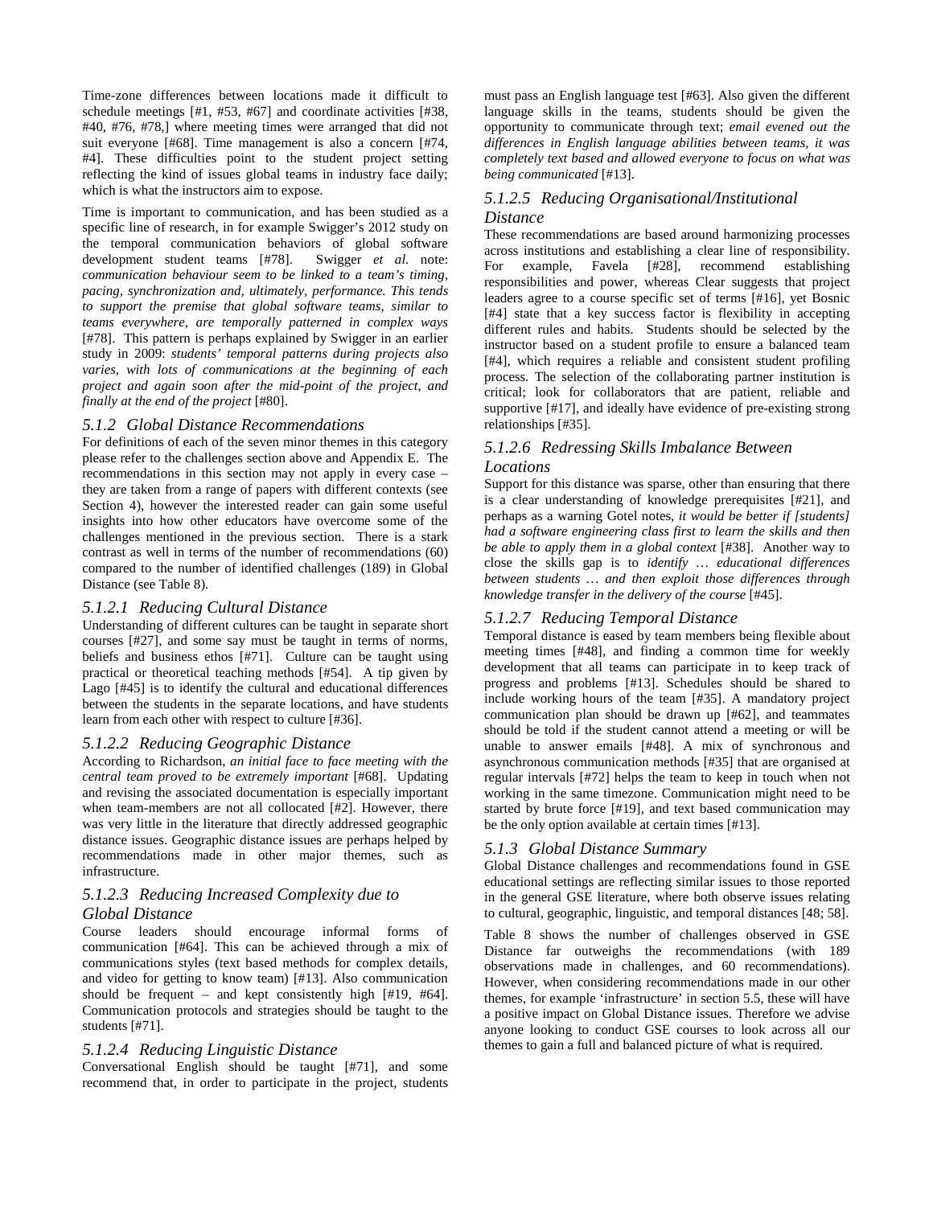Time-zone differences between locations made it difficult to schedule meetings [#1, #53, #67] and coordinate activities [#38, #40, #76, #78,] where meeting times were arranged that did not suit everyone [#68]. Time management is also a concern [#74, #4]. These difficulties point to the student project setting reflecting the kind of issues global teams in industry face daily; which is what the instructors aim to expose.

Time is important to communication, and has been studied as a specific line of research, in for example Swigger's 2012 study on the temporal communication behaviors of global software development student teams [#78]. Swigger *et al.* note: *communication behaviour seem to be linked to a team's timing, pacing, synchronization and, ultimately, performance. This tends to support the premise that global software teams, similar to teams everywhere, are temporally patterned in complex ways* [#78]. This pattern is perhaps explained by Swigger in an earlier study in 2009: *students' temporal patterns during projects also varies, with lots of communications at the beginning of each project and again soon after the mid-point of the project, and finally at the end of the project* [#80].

### *5.1.2 Global Distance Recommendations*

For definitions of each of the seven minor themes in this category please refer to the challenges section above and Appendix E. The recommendations in this section may not apply in every case – they are taken from a range of papers with different contexts (see Section 4), however the interested reader can gain some useful insights into how other educators have overcome some of the challenges mentioned in the previous section. There is a stark contrast as well in terms of the number of recommendations (60) compared to the number of identified challenges (189) in Global Distance (see Table 8).

#### *5.1.2.1 Reducing Cultural Distance*

Understanding of different cultures can be taught in separate short courses [#27], and some say must be taught in terms of norms, beliefs and business ethos [#71]. Culture can be taught using practical or theoretical teaching methods [#54]. A tip given by Lago [#45] is to identify the cultural and educational differences between the students in the separate locations, and have students learn from each other with respect to culture [#36].

#### *5.1.2.2 Reducing Geographic Distance*

According to Richardson, *an initial face to face meeting with the central team proved to be extremely important* [#68]. Updating and revising the associated documentation is especially important when team-members are not all collocated [#2]. However, there was very little in the literature that directly addressed geographic distance issues. Geographic distance issues are perhaps helped by recommendations made in other major themes, such as infrastructure.

#### *5.1.2.3 Reducing Increased Complexity due to Global Distance*

Course leaders should encourage informal forms of communication [#64]. This can be achieved through a mix of communications styles (text based methods for complex details, and video for getting to know team) [#13]. Also communication should be frequent – and kept consistently high [#19, #64]. Communication protocols and strategies should be taught to the students [#71].

#### *5.1.2.4 Reducing Linguistic Distance*

Conversational English should be taught [#71], and some recommend that, in order to participate in the project, students must pass an English language test [#63]. Also given the different language skills in the teams, students should be given the opportunity to communicate through text; *email evened out the differences in English language abilities between teams, it was completely text based and allowed everyone to focus on what was being communicated* [#13].

#### *5.1.2.5 Reducing Organisational/Institutional Distance*

These recommendations are based around harmonizing processes across institutions and establishing a clear line of responsibility. For example, Favela [#28], recommend establishing responsibilities and power, whereas Clear suggests that project leaders agree to a course specific set of terms [#16], yet Bosnic [#4] state that a key success factor is flexibility in accepting different rules and habits. Students should be selected by the instructor based on a student profile to ensure a balanced team [#4], which requires a reliable and consistent student profiling process. The selection of the collaborating partner institution is critical; look for collaborators that are patient, reliable and supportive [#17], and ideally have evidence of pre-existing strong relationships [#35].

#### *5.1.2.6 Redressing Skills Imbalance Between Locations*

Support for this distance was sparse, other than ensuring that there is a clear understanding of knowledge prerequisites [#21], and perhaps as a warning Gotel notes, *it would be better if [students] had a software engineering class first to learn the skills and then be able to apply them in a global context* [#38]. Another way to close the skills gap is to *identify … educational differences between students … and then exploit those differences through knowledge transfer in the delivery of the course* [#45].

#### *5.1.2.7 Reducing Temporal Distance*

Temporal distance is eased by team members being flexible about meeting times [#48], and finding a common time for weekly development that all teams can participate in to keep track of progress and problems [#13]. Schedules should be shared to include working hours of the team [#35]. A mandatory project communication plan should be drawn up [#62], and teammates should be told if the student cannot attend a meeting or will be unable to answer emails [#48]. A mix of synchronous and asynchronous communication methods [#35] that are organised at regular intervals [#72] helps the team to keep in touch when not working in the same timezone. Communication might need to be started by brute force [#19], and text based communication may be the only option available at certain times [#13].

### *5.1.3 Global Distance Summary*

Global Distance challenges and recommendations found in GSE educational settings are reflecting similar issues to those reported in the general GSE literature, where both observe issues relating to cultural, geographic, linguistic, and temporal distances [48; 58].

Table 8 shows the number of challenges observed in GSE Distance far outweighs the recommendations (with 189 observations made in challenges, and 60 recommendations). However, when considering recommendations made in our other themes, for example 'infrastructure' in section 5.5, these will have a positive impact on Global Distance issues. Therefore we advise anyone looking to conduct GSE courses to look across all our themes to gain a full and balanced picture of what is required.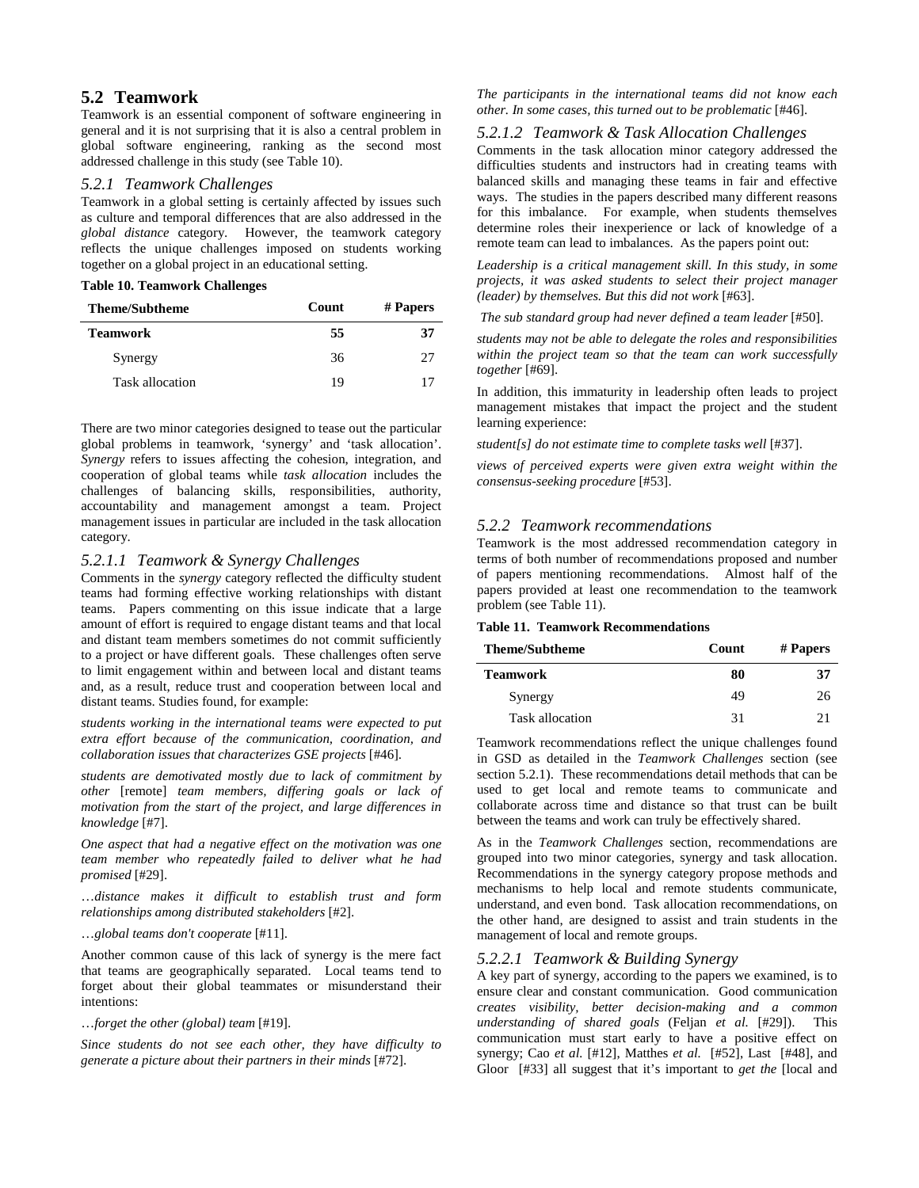## 5.2 Teamwork

Teamwork is an essential component of software engineering in general and it is not surprising that it is also a central problem in global software engineering, ranking as the second most addressed challenge in this study (see Table 10).

### 5.2.1 Teamwork Challenges

Teamwork in a global setting is certainly affected by issues such as culture and temporal differences that are also addressed in the *global distance* category. However, the teamwork category reflects the unique challenges imposed on students working together on a global project in an educational setting.

**Table 10. Teamwork Challenges**

| Theme/Subtheme | Count | # Papers |
|---|---|---|
| **Teamwork** | **55** | **37** |
| Synergy | 36 | 27 |
| Task allocation | 19 | 17 |

There are two minor categories designed to tease out the particular global problems in teamwork, 'synergy' and 'task allocation'. *Synergy* refers to issues affecting the cohesion, integration, and cooperation of global teams while *task allocation* includes the challenges of balancing skills, responsibilities, authority, accountability and management amongst a team. Project management issues in particular are included in the task allocation category.

#### 5.2.1.1 Teamwork & Synergy Challenges

Comments in the *synergy* category reflected the difficulty student teams had forming effective working relationships with distant teams. Papers commenting on this issue indicate that a large amount of effort is required to engage distant teams and that local and distant team members sometimes do not commit sufficiently to a project or have different goals. These challenges often serve to limit engagement within and between local and distant teams and, as a result, reduce trust and cooperation between local and distant teams. Studies found, for example:

*students working in the international teams were expected to put extra effort because of the communication, coordination, and collaboration issues that characterizes GSE projects* [#46].

*students are demotivated mostly due to lack of commitment by other* [remote] *team members, differing goals or lack of motivation from the start of the project, and large differences in knowledge* [#7].

*One aspect that had a negative effect on the motivation was one team member who repeatedly failed to deliver what he had promised* [#29].

*…distance makes it difficult to establish trust and form relationships among distributed stakeholders* [#2].

*…global teams don't cooperate* [#11].

Another common cause of this lack of synergy is the mere fact that teams are geographically separated. Local teams tend to forget about their global teammates or misunderstand their intentions:

*…forget the other (global) team* [#19].

*Since students do not see each other, they have difficulty to generate a picture about their partners in their minds* [#72].

*The participants in the international teams did not know each other. In some cases, this turned out to be problematic* [#46].

#### 5.2.1.2 Teamwork & Task Allocation Challenges

Comments in the task allocation minor category addressed the difficulties students and instructors had in creating teams with balanced skills and managing these teams in fair and effective ways. The studies in the papers described many different reasons for this imbalance. For example, when students themselves determine roles their inexperience or lack of knowledge of a remote team can lead to imbalances. As the papers point out:

*Leadership is a critical management skill. In this study, in some projects, it was asked students to select their project manager (leader) by themselves. But this did not work* [#63].

*The sub standard group had never defined a team leader* [#50].

*students may not be able to delegate the roles and responsibilities within the project team so that the team can work successfully together* [#69].

In addition, this immaturity in leadership often leads to project management mistakes that impact the project and the student learning experience:

*student[s] do not estimate time to complete tasks well* [#37].

*views of perceived experts were given extra weight within the consensus-seeking procedure* [#53].

### 5.2.2 Teamwork recommendations

Teamwork is the most addressed recommendation category in terms of both number of recommendations proposed and number of papers mentioning recommendations. Almost half of the papers provided at least one recommendation to the teamwork problem (see Table 11).

**Table 11. Teamwork Recommendations**

| Theme/Subtheme | Count | # Papers |
|---|---|---|
| **Teamwork** | **80** | **37** |
| Synergy | 49 | 26 |
| Task allocation | 31 | 21 |

Teamwork recommendations reflect the unique challenges found in GSD as detailed in the *Teamwork Challenges* section (see section 5.2.1). These recommendations detail methods that can be used to get local and remote teams to communicate and collaborate across time and distance so that trust can be built between the teams and work can truly be effectively shared.

As in the *Teamwork Challenges* section, recommendations are grouped into two minor categories, synergy and task allocation. Recommendations in the synergy category propose methods and mechanisms to help local and remote students communicate, understand, and even bond. Task allocation recommendations, on the other hand, are designed to assist and train students in the management of local and remote groups.

#### 5.2.2.1 Teamwork & Building Synergy

A key part of synergy, according to the papers we examined, is to ensure clear and constant communication. Good communication *creates visibility, better decision-making and a common understanding of shared goals* (Feljan *et al.* [#29]). This communication must start early to have a positive effect on synergy; Cao *et al.* [#12], Matthes *et al.* [#52], Last [#48], and Gloor [#33] all suggest that it's important to *get the* [local and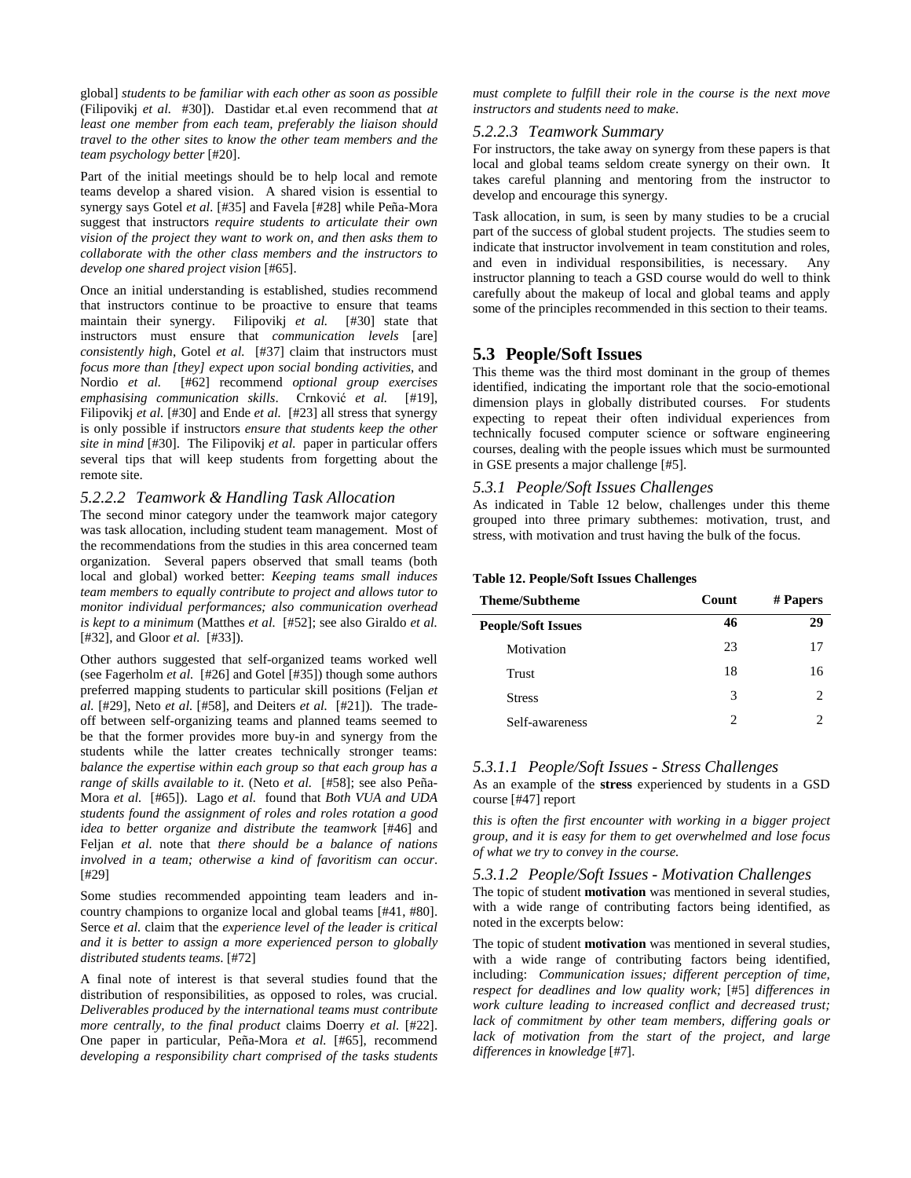global] *students to be familiar with each other as soon as possible* (Filipovikj *et al.* #30]). Dastidar et.al even recommend that *at least one member from each team, preferably the liaison should travel to the other sites to know the other team members and the team psychology better* [#20].

Part of the initial meetings should be to help local and remote teams develop a shared vision. A shared vision is essential to synergy says Gotel *et al.* [#35] and Favela [#28] while Peña-Mora suggest that instructors *require students to articulate their own vision of the project they want to work on, and then asks them to collaborate with the other class members and the instructors to develop one shared project vision* [#65].

Once an initial understanding is established, studies recommend that instructors continue to be proactive to ensure that teams maintain their synergy. Filipovikj *et al.* [#30] state that instructors must ensure that *communication levels* [are] *consistently high*, Gotel *et al.* [#37] claim that instructors must *focus more than [they] expect upon social bonding activities*, and Nordio *et al.* [#62] recommend *optional group exercises emphasising communication skills*. Crnković *et al.* [#19], Filipovikj *et al.* [#30] and Ende *et al.* [#23] all stress that synergy is only possible if instructors *ensure that students keep the other site in mind* [#30]. The Filipovikj *et al.* paper in particular offers several tips that will keep students from forgetting about the remote site.

#### *5.2.2.2 Teamwork & Handling Task Allocation*

The second minor category under the teamwork major category was task allocation, including student team management. Most of the recommendations from the studies in this area concerned team organization. Several papers observed that small teams (both local and global) worked better: *Keeping teams small induces team members to equally contribute to project and allows tutor to monitor individual performances; also communication overhead is kept to a minimum* (Matthes *et al.* [#52]; see also Giraldo *et al.* [#32], and Gloor *et al.* [#33]).

Other authors suggested that self-organized teams worked well (see Fagerholm *et al.* [#26] and Gotel [#35]) though some authors preferred mapping students to particular skill positions (Feljan *et al.* [#29], Neto *et al.* [#58], and Deiters *et al.* [#21]). The trade-off between self-organizing teams and planned teams seemed to be that the former provides more buy-in and synergy from the students while the latter creates technically stronger teams: *balance the expertise within each group so that each group has a range of skills available to it*. (Neto *et al.* [#58]; see also Peña-Mora *et al.* [#65]). Lago *et al.* found that *Both VUA and UDA students found the assignment of roles and roles rotation a good idea to better organize and distribute the teamwork* [#46] and Feljan *et al.* note that *there should be a balance of nations involved in a team; otherwise a kind of favoritism can occur*. [#29]

Some studies recommended appointing team leaders and in-country champions to organize local and global teams [#41, #80]. Serce *et al.* claim that the *experience level of the leader is critical and it is better to assign a more experienced person to globally distributed students teams*. [#72]

A final note of interest is that several studies found that the distribution of responsibilities, as opposed to roles, was crucial. *Deliverables produced by the international teams must contribute more centrally, to the final product* claims Doerry *et al.* [#22]. One paper in particular, Peña-Mora *et al.* [#65], recommend *developing a responsibility chart comprised of the tasks students must complete to fulfill their role in the course is the next move instructors and students need to make*.

#### *5.2.2.3 Teamwork Summary*

For instructors, the take away on synergy from these papers is that local and global teams seldom create synergy on their own. It takes careful planning and mentoring from the instructor to develop and encourage this synergy.

Task allocation, in sum, is seen by many studies to be a crucial part of the success of global student projects. The studies seem to indicate that instructor involvement in team constitution and roles, and even in individual responsibilities, is necessary. Any instructor planning to teach a GSD course would do well to think carefully about the makeup of local and global teams and apply some of the principles recommended in this section to their teams.

## 5.3 People/Soft Issues

This theme was the third most dominant in the group of themes identified, indicating the important role that the socio-emotional dimension plays in globally distributed courses. For students expecting to repeat their often individual experiences from technically focused computer science or software engineering courses, dealing with the people issues which must be surmounted in GSE presents a major challenge [#5].

### *5.3.1 People/Soft Issues Challenges*

As indicated in Table 12 below, challenges under this theme grouped into three primary subthemes: motivation, trust, and stress, with motivation and trust having the bulk of the focus.

**Table 12. People/Soft Issues Challenges**

| Theme/Subtheme | Count | # Papers |
|---|---|---|
| **People/Soft Issues** | **46** | **29** |
| Motivation | 23 | 17 |
| Trust | 18 | 16 |
| Stress | 3 | 2 |
| Self-awareness | 2 | 2 |

#### *5.3.1.1 People/Soft Issues - Stress Challenges*

As an example of the **stress** experienced by students in a GSD course [#47] report

*this is often the first encounter with working in a bigger project group, and it is easy for them to get overwhelmed and lose focus of what we try to convey in the course.*

#### *5.3.1.2 People/Soft Issues - Motivation Challenges*

The topic of student **motivation** was mentioned in several studies, with a wide range of contributing factors being identified, as noted in the excerpts below:

The topic of student **motivation** was mentioned in several studies, with a wide range of contributing factors being identified, including: *Communication issues; different perception of time, respect for deadlines and low quality work;* [#5] *differences in work culture leading to increased conflict and decreased trust; lack of commitment by other team members, differing goals or lack of motivation from the start of the project, and large differences in knowledge* [#7].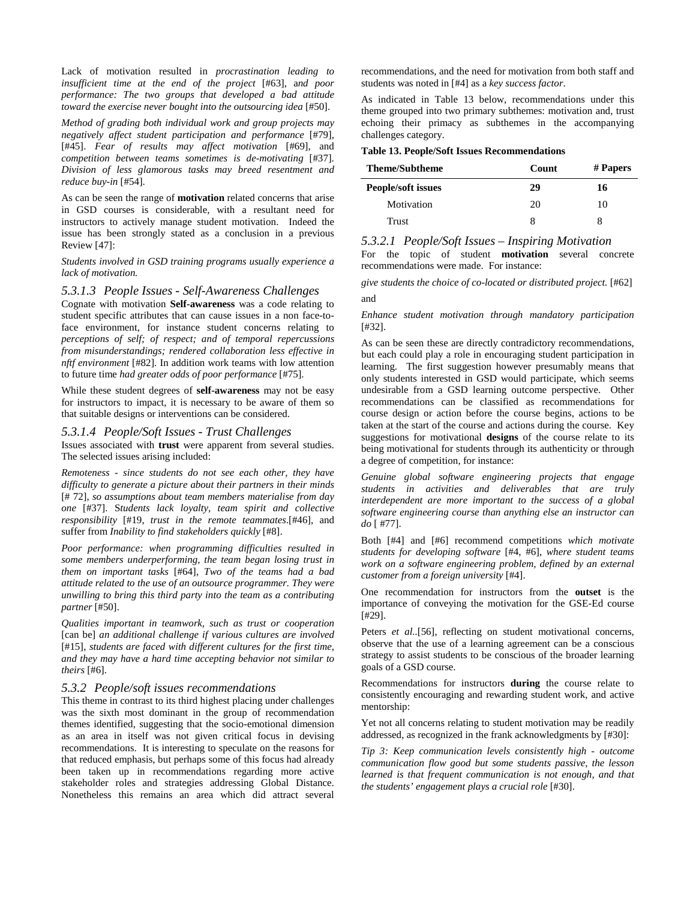Lack of motivation resulted in *procrastination leading to insufficient time at the end of the project* [#63], and *poor performance: The two groups that developed a bad attitude toward the exercise never bought into the outsourcing idea* [#50].

*Method of grading both individual work and group projects may negatively affect student participation and performance* [#79], [#45]. *Fear of results may affect motivation* [#69], and *competition between teams sometimes is de-motivating* [#37]. *Division of less glamorous tasks may breed resentment and reduce buy-in* [#54].

As can be seen the range of **motivation** related concerns that arise in GSD courses is considerable, with a resultant need for instructors to actively manage student motivation. Indeed the issue has been strongly stated as a conclusion in a previous Review [47]:

*Students involved in GSD training programs usually experience a lack of motivation.*

### 5.3.1.3 People Issues - Self-Awareness Challenges

Cognate with motivation **Self-awareness** was a code relating to student specific attributes that can cause issues in a non face-to-face environment, for instance student concerns relating to *perceptions of self; of respect; and of temporal repercussions from misunderstandings; rendered collaboration less effective in nftf environment* [#82]. In addition work teams with low attention to future time *had greater odds of poor performance* [#75].

While these student degrees of **self-awareness** may not be easy for instructors to impact, it is necessary to be aware of them so that suitable designs or interventions can be considered.

### 5.3.1.4 People/Soft Issues - Trust Challenges

Issues associated with **trust** were apparent from several studies. The selected issues arising included:

*Remoteness - since students do not see each other, they have difficulty to generate a picture about their partners in their minds* [# 72], *so assumptions about team members materialise from day one* [#37]. S*tudents lack loyalty, team spirit and collective responsibility* [#19, *trust in the remote teammates*.[#46], and suffer from *Inability to find stakeholders quickly* [#8].

*Poor performance: when programming difficulties resulted in some members underperforming, the team began losing trust in them on important tasks* [#64], *Two of the teams had a bad attitude related to the use of an outsource programmer. They were unwilling to bring this third party into the team as a contributing partner* [#50].

*Qualities important in teamwork, such as trust or cooperation* [can be] *an additional challenge if various cultures are involved* [#15], *students are faced with different cultures for the first time, and they may have a hard time accepting behavior not similar to theirs* [#6].

## 5.3.2 People/soft issues recommendations

This theme in contrast to its third highest placing under challenges was the sixth most dominant in the group of recommendation themes identified, suggesting that the socio-emotional dimension as an area in itself was not given critical focus in devising recommendations. It is interesting to speculate on the reasons for that reduced emphasis, but perhaps some of this focus had already been taken up in recommendations regarding more active stakeholder roles and strategies addressing Global Distance. Nonetheless this remains an area which did attract several recommendations, and the need for motivation from both staff and students was noted in [#4] as a *key success factor*.

As indicated in Table 13 below, recommendations under this theme grouped into two primary subthemes: motivation and, trust echoing their primacy as subthemes in the accompanying challenges category.

**Table 13. People/Soft Issues Recommendations**

| Theme/Subtheme | Count | # Papers |
|---|---|---|
| **People/soft issues** | **29** | **16** |
| Motivation | 20 | 10 |
| Trust | 8 | 8 |

### 5.3.2.1 People/Soft Issues – Inspiring Motivation

For the topic of student **motivation** several concrete recommendations were made. For instance:

*give students the choice of co-located or distributed project.* [#62]

and

*Enhance student motivation through mandatory participation* [#32].

As can be seen these are directly contradictory recommendations, but each could play a role in encouraging student participation in learning. The first suggestion however presumably means that only students interested in GSD would participate, which seems undesirable from a GSD learning outcome perspective. Other recommendations can be classified as recommendations for course design or action before the course begins, actions to be taken at the start of the course and actions during the course. Key suggestions for motivational **designs** of the course relate to its being motivational for students through its authenticity or through a degree of competition, for instance:

*Genuine global software engineering projects that engage students in activities and deliverables that are truly interdependent are more important to the success of a global software engineering course than anything else an instructor can do* [ #77].

Both [#4] and [#6] recommend competitions *which motivate students for developing software* [#4, #6], *where student teams work on a software engineering problem, defined by an external customer from a foreign university* [#4].

One recommendation for instructors from the **outset** is the importance of conveying the motivation for the GSE-Ed course [#29].

Peters *et al.*.[56], reflecting on student motivational concerns, observe that the use of a learning agreement can be a conscious strategy to assist students to be conscious of the broader learning goals of a GSD course.

Recommendations for instructors **during** the course relate to consistently encouraging and rewarding student work, and active mentorship:

Yet not all concerns relating to student motivation may be readily addressed, as recognized in the frank acknowledgments by [#30]:

*Tip 3: Keep communication levels consistently high - outcome communication flow good but some students passive, the lesson learned is that frequent communication is not enough, and that the students' engagement plays a crucial role* [#30].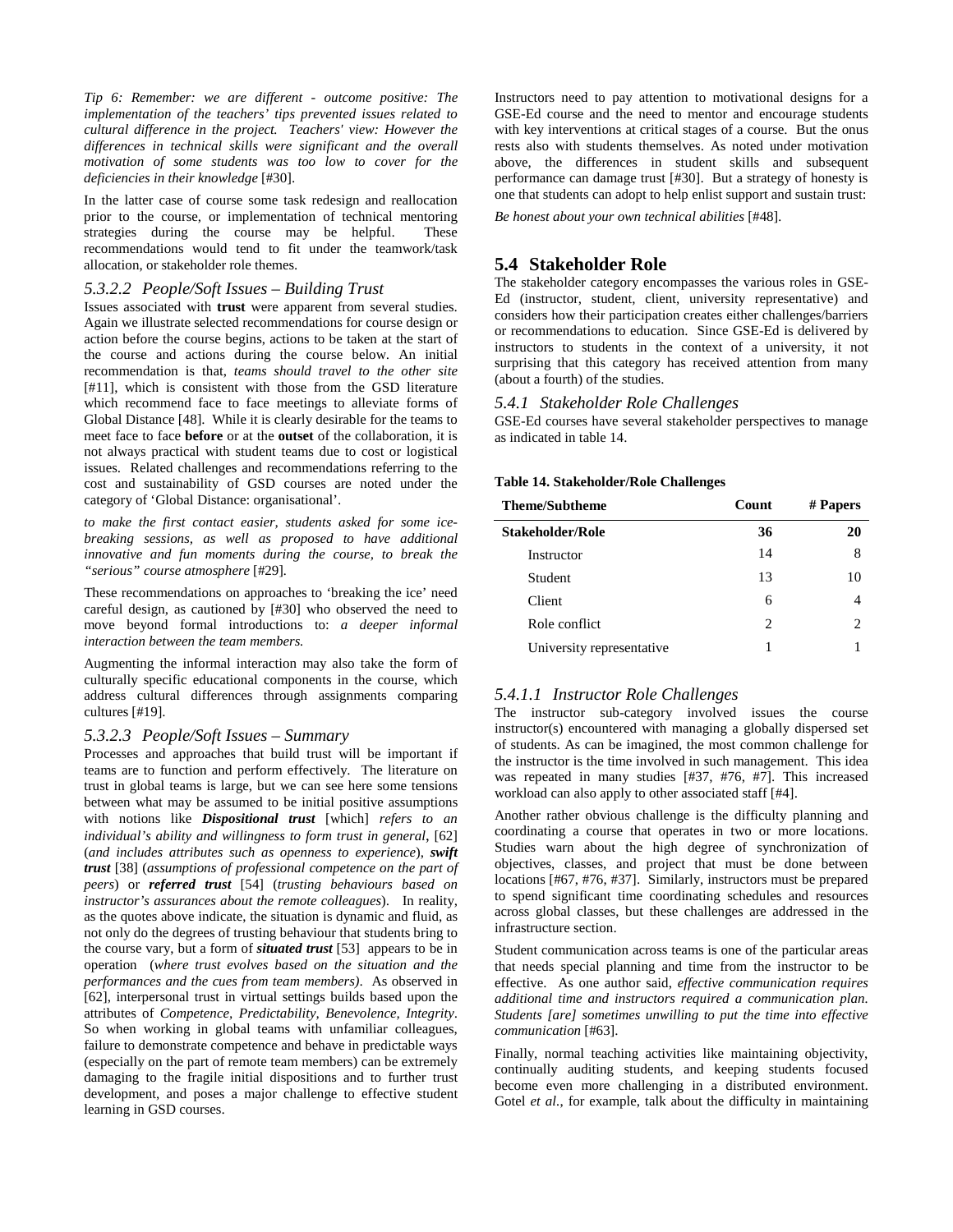*Tip 6: Remember: we are different - outcome positive: The implementation of the teachers' tips prevented issues related to cultural difference in the project. Teachers' view: However the differences in technical skills were significant and the overall motivation of some students was too low to cover for the deficiencies in their knowledge* [#30].

In the latter case of course some task redesign and reallocation prior to the course, or implementation of technical mentoring strategies during the course may be helpful. These recommendations would tend to fit under the teamwork/task allocation, or stakeholder role themes.

### 5.3.2.2 People/Soft Issues – Building Trust

Issues associated with **trust** were apparent from several studies. Again we illustrate selected recommendations for course design or action before the course begins, actions to be taken at the start of the course and actions during the course below. An initial recommendation is that, *teams should travel to the other site* [#11], which is consistent with those from the GSD literature which recommend face to face meetings to alleviate forms of Global Distance [48]. While it is clearly desirable for the teams to meet face to face **before** or at the **outset** of the collaboration, it is not always practical with student teams due to cost or logistical issues. Related challenges and recommendations referring to the cost and sustainability of GSD courses are noted under the category of 'Global Distance: organisational'.

*to make the first contact easier, students asked for some ice-breaking sessions, as well as proposed to have additional innovative and fun moments during the course, to break the "serious" course atmosphere* [#29].

These recommendations on approaches to 'breaking the ice' need careful design, as cautioned by [#30] who observed the need to move beyond formal introductions to: *a deeper informal interaction between the team members.*

Augmenting the informal interaction may also take the form of culturally specific educational components in the course, which address cultural differences through assignments comparing cultures [#19].

### 5.3.2.3 People/Soft Issues – Summary

Processes and approaches that build trust will be important if teams are to function and perform effectively. The literature on trust in global teams is large, but we can see here some tensions between what may be assumed to be initial positive assumptions with notions like ***Dispositional trust*** [which] *refers to an individual's ability and willingness to form trust in general*, [62] (*and includes attributes such as openness to experience*), ***swift trust*** [38] (*assumptions of professional competence on the part of peers*) or ***referred trust*** [54] (*trusting behaviours based on instructor's assurances about the remote colleagues*). In reality, as the quotes above indicate, the situation is dynamic and fluid, as not only do the degrees of trusting behaviour that students bring to the course vary, but a form of ***situated trust*** [53] appears to be in operation (*where trust evolves based on the situation and the performances and the cues from team members)*. As observed in [62], interpersonal trust in virtual settings builds based upon the attributes of *Competence, Predictability, Benevolence, Integrity*. So when working in global teams with unfamiliar colleagues, failure to demonstrate competence and behave in predictable ways (especially on the part of remote team members) can be extremely damaging to the fragile initial dispositions and to further trust development, and poses a major challenge to effective student learning in GSD courses.

Instructors need to pay attention to motivational designs for a GSE-Ed course and the need to mentor and encourage students with key interventions at critical stages of a course. But the onus rests also with students themselves. As noted under motivation above, the differences in student skills and subsequent performance can damage trust [#30]. But a strategy of honesty is one that students can adopt to help enlist support and sustain trust:

*Be honest about your own technical abilities* [#48].

## 5.4 Stakeholder Role

The stakeholder category encompasses the various roles in GSE-Ed (instructor, student, client, university representative) and considers how their participation creates either challenges/barriers or recommendations to education. Since GSE-Ed is delivered by instructors to students in the context of a university, it not surprising that this category has received attention from many (about a fourth) of the studies.

### 5.4.1 Stakeholder Role Challenges

GSE-Ed courses have several stakeholder perspectives to manage as indicated in table 14.

**Table 14. Stakeholder/Role Challenges**

| Theme/Subtheme | Count | # Papers |
|---|---|---|
| **Stakeholder/Role** | **36** | **20** |
| Instructor | 14 | 8 |
| Student | 13 | 10 |
| Client | 6 | 4 |
| Role conflict | 2 | 2 |
| University representative | 1 | 1 |

### 5.4.1.1 Instructor Role Challenges

The instructor sub-category involved issues the course instructor(s) encountered with managing a globally dispersed set of students. As can be imagined, the most common challenge for the instructor is the time involved in such management. This idea was repeated in many studies [#37, #76, #7]. This increased workload can also apply to other associated staff [#4].

Another rather obvious challenge is the difficulty planning and coordinating a course that operates in two or more locations. Studies warn about the high degree of synchronization of objectives, classes, and project that must be done between locations [#67, #76, #37]. Similarly, instructors must be prepared to spend significant time coordinating schedules and resources across global classes, but these challenges are addressed in the infrastructure section.

Student communication across teams is one of the particular areas that needs special planning and time from the instructor to be effective. As one author said, *effective communication requires additional time and instructors required a communication plan. Students [are] sometimes unwilling to put the time into effective communication* [#63].

Finally, normal teaching activities like maintaining objectivity, continually auditing students, and keeping students focused become even more challenging in a distributed environment. Gotel *et al.*, for example, talk about the difficulty in maintaining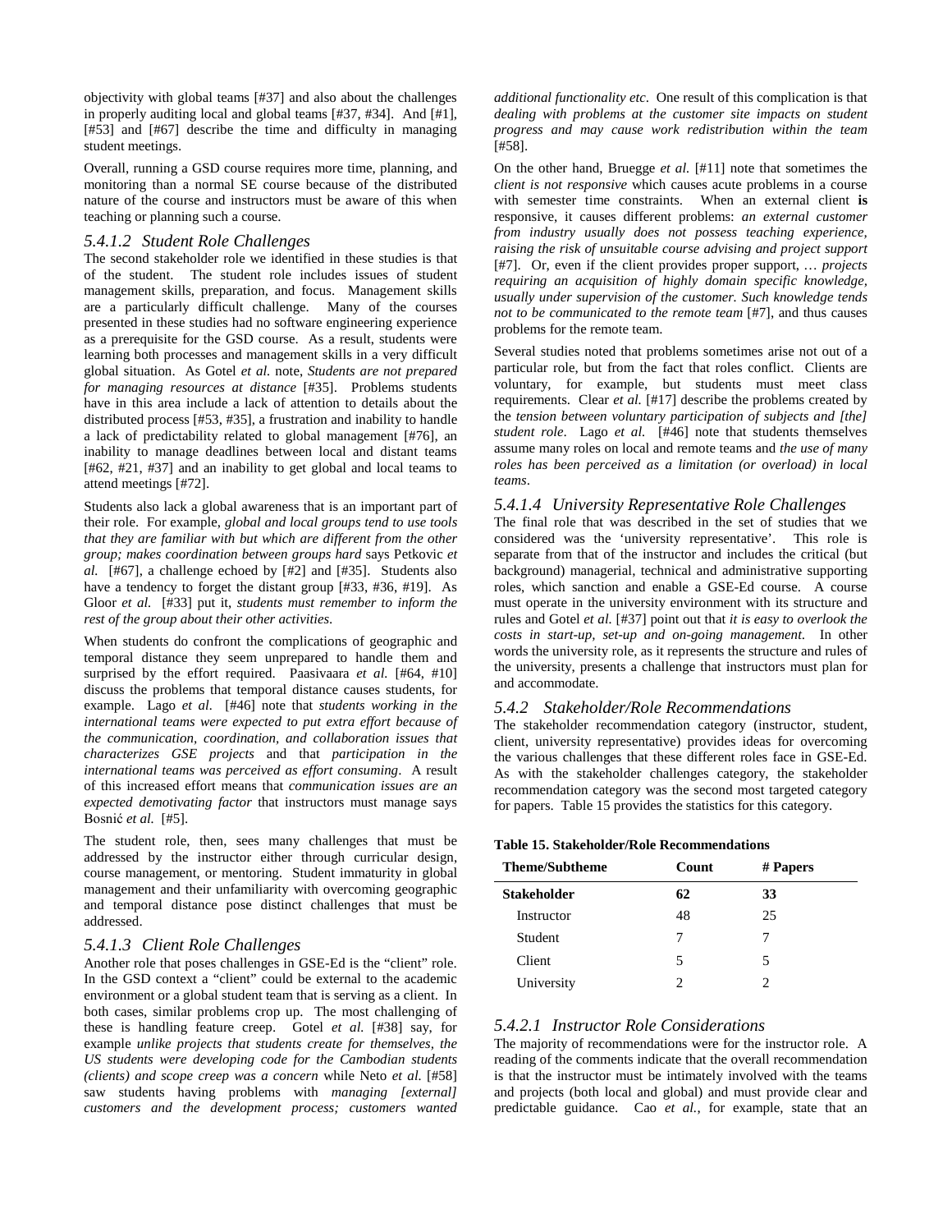objectivity with global teams [#37] and also about the challenges in properly auditing local and global teams [#37, #34]. And [#1], [#53] and [#67] describe the time and difficulty in managing student meetings.

Overall, running a GSD course requires more time, planning, and monitoring than a normal SE course because of the distributed nature of the course and instructors must be aware of this when teaching or planning such a course.

#### 5.4.1.2 Student Role Challenges

The second stakeholder role we identified in these studies is that of the student. The student role includes issues of student management skills, preparation, and focus. Management skills are a particularly difficult challenge. Many of the courses presented in these studies had no software engineering experience as a prerequisite for the GSD course. As a result, students were learning both processes and management skills in a very difficult global situation. As Gotel *et al.* note, *Students are not prepared for managing resources at distance* [#35]. Problems students have in this area include a lack of attention to details about the distributed process [#53, #35], a frustration and inability to handle a lack of predictability related to global management [#76], an inability to manage deadlines between local and distant teams [#62, #21, #37] and an inability to get global and local teams to attend meetings [#72].

Students also lack a global awareness that is an important part of their role. For example, *global and local groups tend to use tools that they are familiar with but which are different from the other group; makes coordination between groups hard* says Petkovic *et al.* [#67], a challenge echoed by [#2] and [#35]. Students also have a tendency to forget the distant group [#33, #36, #19]. As Gloor *et al.* [#33] put it, *students must remember to inform the rest of the group about their other activities*.

When students do confront the complications of geographic and temporal distance they seem unprepared to handle them and surprised by the effort required. Paasivaara *et al.* [#64, #10] discuss the problems that temporal distance causes students, for example. Lago *et al.* [#46] note that *students working in the international teams were expected to put extra effort because of the communication, coordination, and collaboration issues that characterizes GSE projects* and that *participation in the international teams was perceived as effort consuming*. A result of this increased effort means that *communication issues are an expected demotivating factor* that instructors must manage says Bosnić *et al.* [#5].

The student role, then, sees many challenges that must be addressed by the instructor either through curricular design, course management, or mentoring. Student immaturity in global management and their unfamiliarity with overcoming geographic and temporal distance pose distinct challenges that must be addressed.

#### 5.4.1.3 Client Role Challenges

Another role that poses challenges in GSE-Ed is the "client" role. In the GSD context a "client" could be external to the academic environment or a global student team that is serving as a client. In both cases, similar problems crop up. The most challenging of these is handling feature creep. Gotel *et al.* [#38] say, for example *unlike projects that students create for themselves, the US students were developing code for the Cambodian students (clients) and scope creep was a concern* while Neto *et al.* [#58] saw students having problems with *managing [external] customers and the development process; customers wanted additional functionality etc*. One result of this complication is that *dealing with problems at the customer site impacts on student progress and may cause work redistribution within the team* [#58].

On the other hand, Bruegge *et al.* [#11] note that sometimes the *client is not responsive* which causes acute problems in a course with semester time constraints. When an external client **is** responsive, it causes different problems: *an external customer from industry usually does not possess teaching experience, raising the risk of unsuitable course advising and project support* [#7]. Or, even if the client provides proper support, … *projects requiring an acquisition of highly domain specific knowledge, usually under supervision of the customer. Such knowledge tends not to be communicated to the remote team* [#7], and thus causes problems for the remote team.

Several studies noted that problems sometimes arise not out of a particular role, but from the fact that roles conflict. Clients are voluntary, for example, but students must meet class requirements. Clear *et al.* [#17] describe the problems created by the *tension between voluntary participation of subjects and [the] student role*. Lago *et al.* [#46] note that students themselves assume many roles on local and remote teams and *the use of many roles has been perceived as a limitation (or overload) in local teams*.

#### 5.4.1.4 University Representative Role Challenges

The final role that was described in the set of studies that we considered was the 'university representative'. This role is separate from that of the instructor and includes the critical (but background) managerial, technical and administrative supporting roles, which sanction and enable a GSE-Ed course. A course must operate in the university environment with its structure and rules and Gotel *et al.* [#37] point out that *it is easy to overlook the costs in start-up, set-up and on-going management.* In other words the university role, as it represents the structure and rules of the university, presents a challenge that instructors must plan for and accommodate.

### 5.4.2 Stakeholder/Role Recommendations

The stakeholder recommendation category (instructor, student, client, university representative) provides ideas for overcoming the various challenges that these different roles face in GSE-Ed. As with the stakeholder challenges category, the stakeholder recommendation category was the second most targeted category for papers. Table 15 provides the statistics for this category.

**Table 15. Stakeholder/Role Recommendations**

| Theme/Subtheme | Count | # Papers |
|---|---|---|
| **Stakeholder** | **62** | **33** |
| Instructor | 48 | 25 |
| Student | 7 | 7 |
| Client | 5 | 5 |
| University | 2 | 2 |

#### 5.4.2.1 Instructor Role Considerations

The majority of recommendations were for the instructor role. A reading of the comments indicate that the overall recommendation is that the instructor must be intimately involved with the teams and projects (both local and global) and must provide clear and predictable guidance. Cao *et al.*, for example, state that an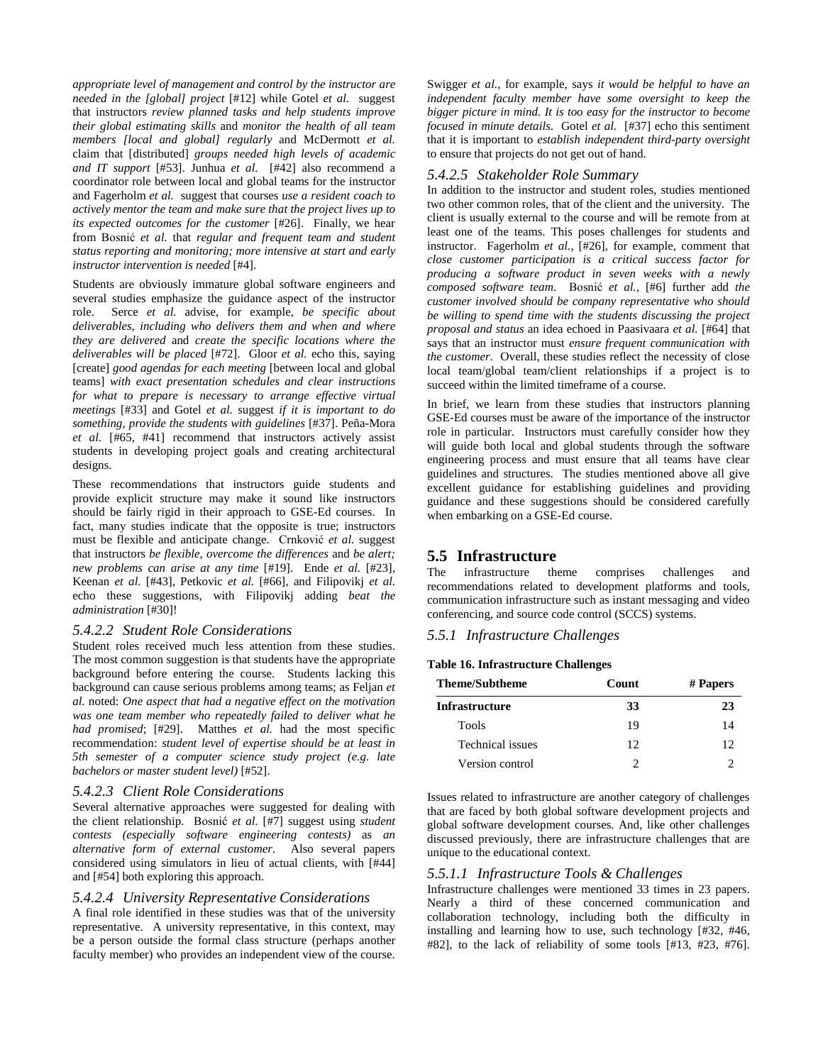*appropriate level of management and control by the instructor are needed in the [global] project* [#12] while Gotel *et al.* suggest that instructors *review planned tasks and help students improve their global estimating skills* and *monitor the health of all team members [local and global] regularly* and McDermott *et al.* claim that [distributed] *groups needed high levels of academic and IT support* [#53]. Junhua *et al.* [#42] also recommend a coordinator role between local and global teams for the instructor and Fagerholm *et al.* suggest that courses *use a resident coach to actively mentor the team and make sure that the project lives up to its expected outcomes for the customer* [#26]. Finally, we hear from Bosnić *et al.* that *regular and frequent team and student status reporting and monitoring; more intensive at start and early instructor intervention is needed* [#4].

Students are obviously immature global software engineers and several studies emphasize the guidance aspect of the instructor role. Serce *et al.* advise, for example, *be specific about deliverables, including who delivers them and when and where they are delivered* and *create the specific locations where the deliverables will be placed* [#72]. Gloor *et al.* echo this, saying [create] *good agendas for each meeting* [between local and global teams] *with exact presentation schedules and clear instructions for what to prepare is necessary to arrange effective virtual meetings* [#33] and Gotel *et al.* suggest *if it is important to do something, provide the students with guidelines* [#37]. Peña-Mora *et al.* [#65, #41] recommend that instructors actively assist students in developing project goals and creating architectural designs.

These recommendations that instructors guide students and provide explicit structure may make it sound like instructors should be fairly rigid in their approach to GSE-Ed courses. In fact, many studies indicate that the opposite is true; instructors must be flexible and anticipate change. Crnković *et al.* suggest that instructors *be flexible, overcome the differences* and *be alert; new problems can arise at any time* [#19]. Ende *et al.* [#23], Keenan *et al.* [#43], Petkovic *et al.* [#66], and Filipovikj *et al.* echo these suggestions, with Filipovikj adding *beat the administration* [#30]!

#### 5.4.2.2 Student Role Considerations

Student roles received much less attention from these studies. The most common suggestion is that students have the appropriate background before entering the course. Students lacking this background can cause serious problems among teams; as Feljan *et al.* noted: *One aspect that had a negative effect on the motivation was one team member who repeatedly failed to deliver what he had promised*; [#29]. Matthes *et al.* had the most specific recommendation: *student level of expertise should be at least in 5th semester of a computer science study project (e.g. late bachelors or master student level)* [#52].

#### 5.4.2.3 Client Role Considerations

Several alternative approaches were suggested for dealing with the client relationship. Bosnić *et al.* [#7] suggest using *student contests (especially software engineering contests)* as *an alternative form of external customer*. Also several papers considered using simulators in lieu of actual clients, with [#44] and [#54] both exploring this approach.

#### 5.4.2.4 University Representative Considerations

A final role identified in these studies was that of the university representative. A university representative, in this context, may be a person outside the formal class structure (perhaps another faculty member) who provides an independent view of the course. Swigger *et al.*, for example, says *it would be helpful to have an independent faculty member have some oversight to keep the bigger picture in mind. It is too easy for the instructor to become focused in minute details*. Gotel *et al.* [#37] echo this sentiment that it is important to *establish independent third-party oversight* to ensure that projects do not get out of hand.

#### 5.4.2.5 Stakeholder Role Summary

In addition to the instructor and student roles, studies mentioned two other common roles, that of the client and the university. The client is usually external to the course and will be remote from at least one of the teams. This poses challenges for students and instructor. Fagerholm *et al.*, [#26], for example, comment that *close customer participation is a critical success factor for producing a software product in seven weeks with a newly composed software team*. Bosnić *et al.*, [#6] further add *the customer involved should be company representative who should be willing to spend time with the students discussing the project proposal and status* an idea echoed in Paasivaara *et al.* [#64] that says that an instructor must *ensure frequent communication with the customer*. Overall, these studies reflect the necessity of close local team/global team/client relationships if a project is to succeed within the limited timeframe of a course.

In brief, we learn from these studies that instructors planning GSE-Ed courses must be aware of the importance of the instructor role in particular. Instructors must carefully consider how they will guide both local and global students through the software engineering process and must ensure that all teams have clear guidelines and structures. The studies mentioned above all give excellent guidance for establishing guidelines and providing guidance and these suggestions should be considered carefully when embarking on a GSE-Ed course.

## 5.5 Infrastructure

The infrastructure theme comprises challenges and recommendations related to development platforms and tools, communication infrastructure such as instant messaging and video conferencing, and source code control (SCCS) systems.

### 5.5.1 Infrastructure Challenges

**Table 16. Infrastructure Challenges**

| Theme/Subtheme | Count | # Papers |
|---|---|---|
| **Infrastructure** | **33** | **23** |
| Tools | 19 | 14 |
| Technical issues | 12 | 12 |
| Version control | 2 | 2 |

Issues related to infrastructure are another category of challenges that are faced by both global software development projects and global software development courses. And, like other challenges discussed previously, there are infrastructure challenges that are unique to the educational context.

#### 5.5.1.1 Infrastructure Tools & Challenges

Infrastructure challenges were mentioned 33 times in 23 papers. Nearly a third of these concerned communication and collaboration technology, including both the difficulty in installing and learning how to use, such technology [#32, #46, #82], to the lack of reliability of some tools [#13, #23, #76].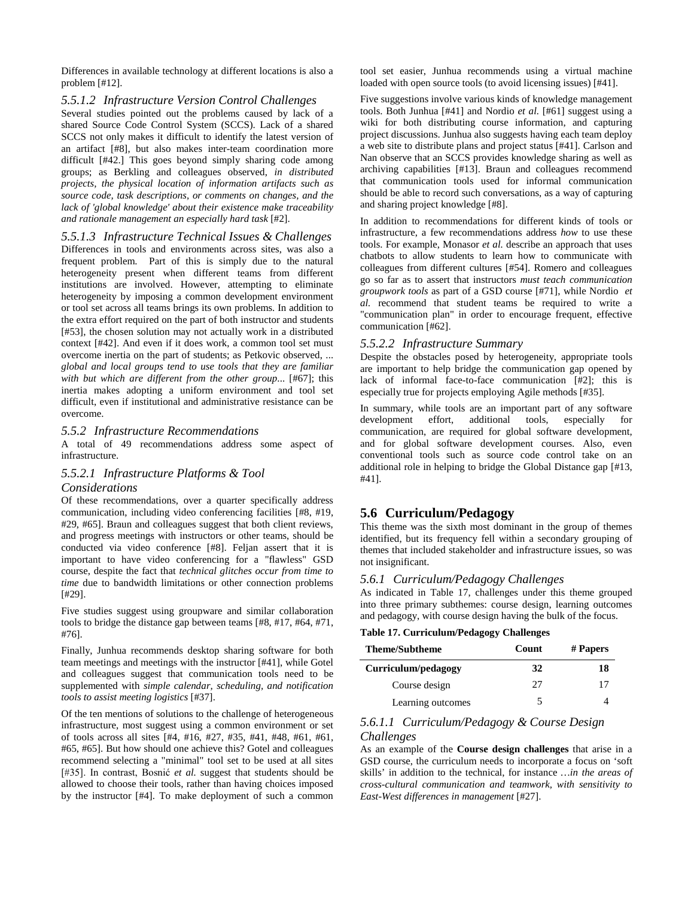Differences in available technology at different locations is also a problem [#12].

### 5.5.1.2 Infrastructure Version Control Challenges

Several studies pointed out the problems caused by lack of a shared Source Code Control System (SCCS). Lack of a shared SCCS not only makes it difficult to identify the latest version of an artifact [#8], but also makes inter-team coordination more difficult [#42.] This goes beyond simply sharing code among groups; as Berkling and colleagues observed, *in distributed projects, the physical location of information artifacts such as source code, task descriptions, or comments on changes, and the lack of 'global knowledge' about their existence make traceability and rationale management an especially hard task* [#2].

### 5.5.1.3 Infrastructure Technical Issues & Challenges

Differences in tools and environments across sites, was also a frequent problem. Part of this is simply due to the natural heterogeneity present when different teams from different institutions are involved. However, attempting to eliminate heterogeneity by imposing a common development environment or tool set across all teams brings its own problems. In addition to the extra effort required on the part of both instructor and students [#53], the chosen solution may not actually work in a distributed context [#42]. And even if it does work, a common tool set must overcome inertia on the part of students; as Petkovic observed, *... global and local groups tend to use tools that they are familiar with but which are different from the other group...* [#67]; this inertia makes adopting a uniform environment and tool set difficult, even if institutional and administrative resistance can be overcome.

### 5.5.2 Infrastructure Recommendations

A total of 49 recommendations address some aspect of infrastructure.

### 5.5.2.1 Infrastructure Platforms & Tool Considerations

Of these recommendations, over a quarter specifically address communication, including video conferencing facilities [#8, #19, #29, #65]. Braun and colleagues suggest that both client reviews, and progress meetings with instructors or other teams, should be conducted via video conference [#8]. Feljan assert that it is important to have video conferencing for a "flawless" GSD course, despite the fact that *technical glitches occur from time to time* due to bandwidth limitations or other connection problems [#29].

Five studies suggest using groupware and similar collaboration tools to bridge the distance gap between teams [#8, #17, #64, #71, #76].

Finally, Junhua recommends desktop sharing software for both team meetings and meetings with the instructor [#41], while Gotel and colleagues suggest that communication tools need to be supplemented with *simple calendar, scheduling, and notification tools to assist meeting logistics* [#37].

Of the ten mentions of solutions to the challenge of heterogeneous infrastructure, most suggest using a common environment or set of tools across all sites [#4, #16, #27, #35, #41, #48, #61, #61, #65, #65]. But how should one achieve this? Gotel and colleagues recommend selecting a "minimal" tool set to be used at all sites [#35]. In contrast, Bosnić *et al.* suggest that students should be allowed to choose their tools, rather than having choices imposed by the instructor [#4]. To make deployment of such a common tool set easier, Junhua recommends using a virtual machine loaded with open source tools (to avoid licensing issues) [#41].

Five suggestions involve various kinds of knowledge management tools. Both Junhua [#41] and Nordio *et al.* [#61] suggest using a wiki for both distributing course information, and capturing project discussions. Junhua also suggests having each team deploy a web site to distribute plans and project status [#41]. Carlson and Nan observe that an SCCS provides knowledge sharing as well as archiving capabilities [#13]. Braun and colleagues recommend that communication tools used for informal communication should be able to record such conversations, as a way of capturing and sharing project knowledge [#8].

In addition to recommendations for different kinds of tools or infrastructure, a few recommendations address *how* to use these tools. For example, Monasor *et al.* describe an approach that uses chatbots to allow students to learn how to communicate with colleagues from different cultures [#54]. Romero and colleagues go so far as to assert that instructors *must teach communication groupwork tools* as part of a GSD course [#71], while Nordio *et al.* recommend that student teams be required to write a "communication plan" in order to encourage frequent, effective communication [#62].

### 5.5.2.2 Infrastructure Summary

Despite the obstacles posed by heterogeneity, appropriate tools are important to help bridge the communication gap opened by lack of informal face-to-face communication [#2]; this is especially true for projects employing Agile methods [#35].

In summary, while tools are an important part of any software development effort, additional tools, especially for communication, are required for global software development, and for global software development courses. Also, even conventional tools such as source code control take on an additional role in helping to bridge the Global Distance gap [#13, #41].

## 5.6 Curriculum/Pedagogy

This theme was the sixth most dominant in the group of themes identified, but its frequency fell within a secondary grouping of themes that included stakeholder and infrastructure issues, so was not insignificant.

### 5.6.1 Curriculum/Pedagogy Challenges

As indicated in Table 17, challenges under this theme grouped into three primary subthemes: course design, learning outcomes and pedagogy, with course design having the bulk of the focus.

**Table 17. Curriculum/Pedagogy Challenges**

| Theme/Subtheme | Count | # Papers |
|---|---|---|
| **Curriculum/pedagogy** | **32** | **18** |
| Course design | 27 | 17 |
| Learning outcomes | 5 | 4 |

### 5.6.1.1 Curriculum/Pedagogy & Course Design Challenges

As an example of the **Course design challenges** that arise in a GSD course, the curriculum needs to incorporate a focus on 'soft skills' in addition to the technical, for instance *…in the areas of cross-cultural communication and teamwork, with sensitivity to East-West differences in management* [#27].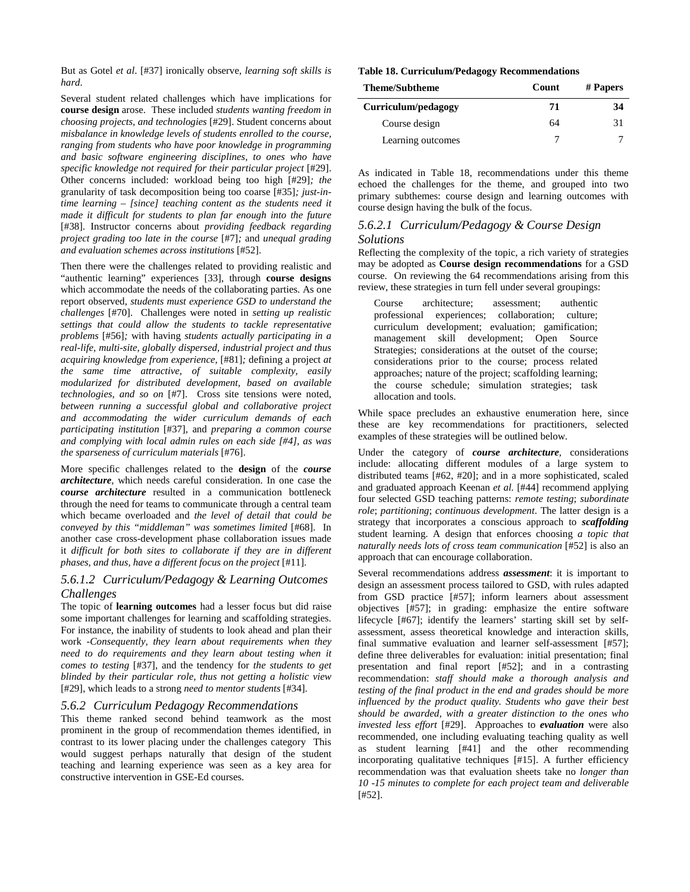But as Gotel *et al*. [#37] ironically observe, *learning soft skills is hard*.

Several student related challenges which have implications for **course design** arose. These included *students wanting freedom in choosing projects, and technologies* [#29]. Student concerns about *misbalance in knowledge levels of students enrolled to the course, ranging from students who have poor knowledge in programming and basic software engineering disciplines, to ones who have specific knowledge not required for their particular project* [#29]. Other concerns included: workload being too high [#29]*; the* granularity of task decomposition being too coarse [#35]*; just-in-time learning – [since] teaching content as the students need it made it difficult for students to plan far enough into the future* [#38]. Instructor concerns about *providing feedback regarding project grading too late in the course* [#7]*;* and *unequal grading and evaluation schemes across institutions* [#52].

Then there were the challenges related to providing realistic and "authentic learning" experiences [33], through **course designs** which accommodate the needs of the collaborating parties. As one report observed, *students must experience GSD to understand the challenges* [#70]. Challenges were noted in *setting up realistic settings that could allow the students to tackle representative problems* [#56]*;* with having *students actually participating in a real-life, multi-site, globally dispersed, industrial project and thus acquiring knowledge from experience,* [#81]*;* defining a project *at the same time attractive, of suitable complexity, easily modularized for distributed development, based on available technologies, and so on* [#7]. Cross site tensions were noted, *between running a successful global and collaborative project and accommodating the wider curriculum demands of each participating institution* [#37], and *preparing a common course and complying with local admin rules on each side [#4], as was the sparseness of curriculum materials* [#76].

More specific challenges related to the **design** of the ***course architecture***, which needs careful consideration. In one case the ***course architecture*** resulted in a communication bottleneck through the need for teams to communicate through a central team which became overloaded and *the level of detail that could be conveyed by this "middleman" was sometimes limited* [#68]. In another case cross-development phase collaboration issues made it *difficult for both sites to collaborate if they are in different phases, and thus, have a different focus on the project* [#11].

#### *5.6.1.2 Curriculum/Pedagogy & Learning Outcomes Challenges*

The topic of **learning outcomes** had a lesser focus but did raise some important challenges for learning and scaffolding strategies. For instance, the inability of students to look ahead and plan their work -*Consequently, they learn about requirements when they need to do requirements and they learn about testing when it comes to testing* [#37], and the tendency for *the students to get blinded by their particular role, thus not getting a holistic view* [#29], which leads to a strong *need to mentor students* [#34].

### *5.6.2 Curriculum Pedagogy Recommendations*

This theme ranked second behind teamwork as the most prominent in the group of recommendation themes identified, in contrast to its lower placing under the challenges category This would suggest perhaps naturally that design of the student teaching and learning experience was seen as a key area for constructive intervention in GSE-Ed courses.

**Table 18. Curriculum/Pedagogy Recommendations**

| Theme/Subtheme | Count | # Papers |
|---|---|---|
| **Curriculum/pedagogy** | **71** | **34** |
| Course design | 64 | 31 |
| Learning outcomes | 7 | 7 |

As indicated in Table 18, recommendations under this theme echoed the challenges for the theme, and grouped into two primary subthemes: course design and learning outcomes with course design having the bulk of the focus.

#### *5.6.2.1 Curriculum/Pedagogy & Course Design Solutions*

Reflecting the complexity of the topic, a rich variety of strategies may be adopted as **Course design recommendations** for a GSD course. On reviewing the 64 recommendations arising from this review, these strategies in turn fell under several groupings:

> Course architecture; assessment; authentic professional experiences; collaboration; culture; curriculum development; evaluation; gamification; management skill development; Open Source Strategies; considerations at the outset of the course; considerations prior to the course; process related approaches; nature of the project; scaffolding learning; the course schedule; simulation strategies; task allocation and tools.

While space precludes an exhaustive enumeration here, since these are key recommendations for practitioners, selected examples of these strategies will be outlined below.

Under the category of ***course architecture***, considerations include: allocating different modules of a large system to distributed teams [#62, #20]; and in a more sophisticated, scaled and graduated approach Keenan *et al.* [#44] recommend applying four selected GSD teaching patterns: *remote testing*; *subordinate role*; *partitioning*; *continuous development*. The latter design is a strategy that incorporates a conscious approach to ***scaffolding*** student learning. A design that enforces choosing *a topic that naturally needs lots of cross team communication* [#52] is also an approach that can encourage collaboration.

Several recommendations address ***assessment***: it is important to design an assessment process tailored to GSD, with rules adapted from GSD practice [#57]; inform learners about assessment objectives [#57]; in grading: emphasize the entire software lifecycle [#67]; identify the learners' starting skill set by self-assessment, assess theoretical knowledge and interaction skills, final summative evaluation and learner self-assessment [#57]; define three deliverables for evaluation: initial presentation; final presentation and final report [#52]; and in a contrasting recommendation: *staff should make a thorough analysis and testing of the final product in the end and grades should be more influenced by the product quality. Students who gave their best should be awarded, with a greater distinction to the ones who invested less effort* [#29]. Approaches to ***evaluation*** were also recommended, one including evaluating teaching quality as well as student learning [#41] and the other recommending incorporating qualitative techniques [#15]. A further efficiency recommendation was that evaluation sheets take no *longer than 10 -15 minutes to complete for each project team and deliverable* [#52].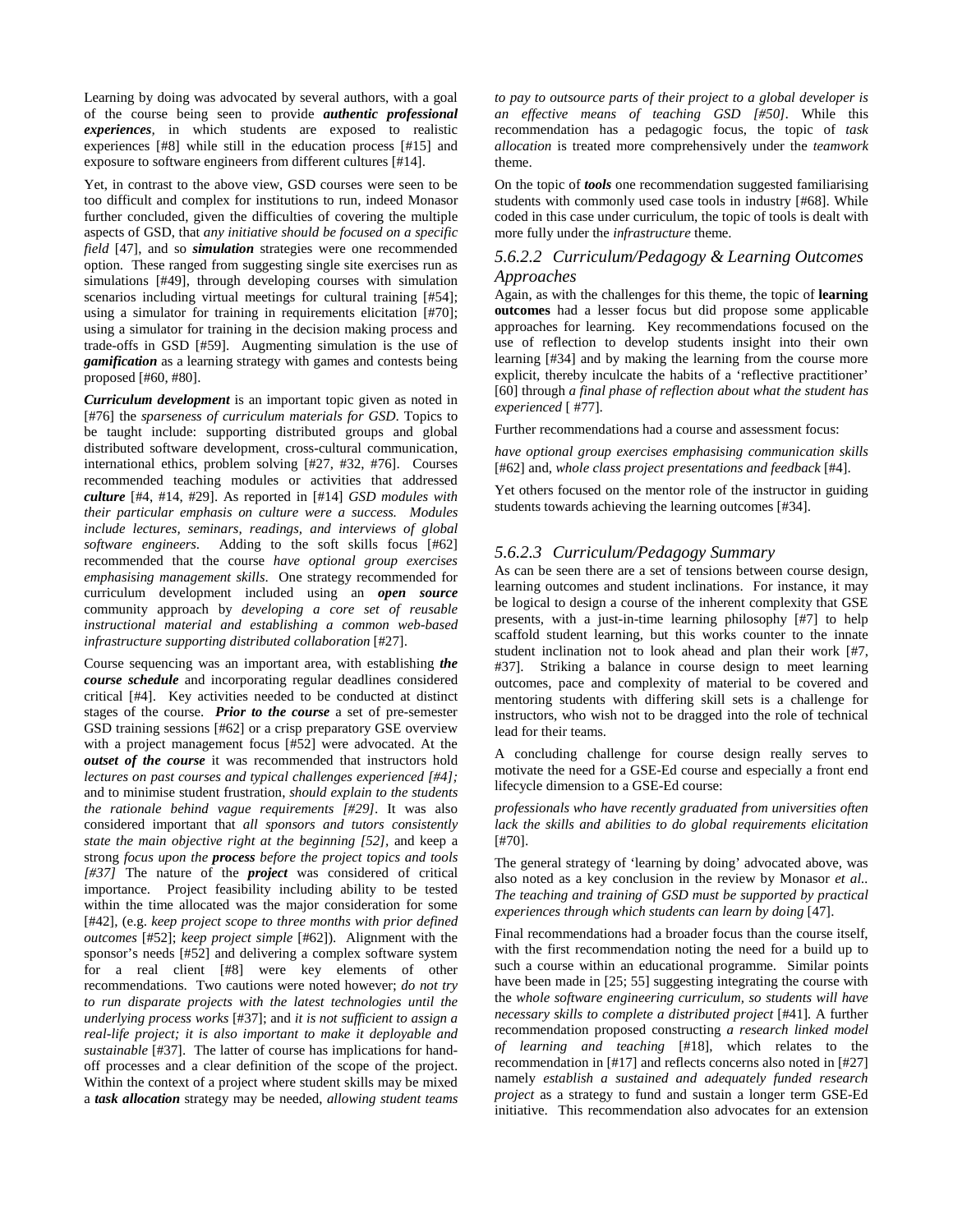Learning by doing was advocated by several authors, with a goal of the course being seen to provide ***authentic professional experiences***, in which students are exposed to realistic experiences [#8] while still in the education process [#15] and exposure to software engineers from different cultures [#14].

Yet, in contrast to the above view, GSD courses were seen to be too difficult and complex for institutions to run, indeed Monasor further concluded, given the difficulties of covering the multiple aspects of GSD, that *any initiative should be focused on a specific field* [47], and so ***simulation*** strategies were one recommended option. These ranged from suggesting single site exercises run as simulations [#49], through developing courses with simulation scenarios including virtual meetings for cultural training [#54]; using a simulator for training in requirements elicitation [#70]; using a simulator for training in the decision making process and trade-offs in GSD [#59]. Augmenting simulation is the use of ***gamification*** as a learning strategy with games and contests being proposed [#60, #80].

***Curriculum development*** is an important topic given as noted in [#76] the *sparseness of curriculum materials for GSD*. Topics to be taught include: supporting distributed groups and global distributed software development, cross-cultural communication, international ethics, problem solving [#27, #32, #76]. Courses recommended teaching modules or activities that addressed ***culture*** [#4, #14, #29]. As reported in [#14] *GSD modules with their particular emphasis on culture were a success. Modules include lectures, seminars, readings, and interviews of global software engineers*. Adding to the soft skills focus [#62] recommended that the course *have optional group exercises emphasising management skills*. One strategy recommended for curriculum development included using an ***open source*** community approach by *developing a core set of reusable instructional material and establishing a common web-based infrastructure supporting distributed collaboration* [#27].

Course sequencing was an important area, with establishing ***the course schedule*** and incorporating regular deadlines considered critical [#4]. Key activities needed to be conducted at distinct stages of the course. ***Prior to the course*** a set of pre-semester GSD training sessions [#62] or a crisp preparatory GSE overview with a project management focus [#52] were advocated. At the ***outset of the course*** it was recommended that instructors hold *lectures on past courses and typical challenges experienced [#4];* and to minimise student frustration, *should explain to the students the rationale behind vague requirements [#29]*. It was also considered important that *all sponsors and tutors consistently state the main objective right at the beginning [52],* and keep a strong *focus upon the* ***process*** *before the project topics and tools [#37]* The nature of the ***project*** was considered of critical importance. Project feasibility including ability to be tested within the time allocated was the major consideration for some [#42], (e.g. *keep project scope to three months with prior defined outcomes* [#52]; *keep project simple* [#62]). Alignment with the sponsor's needs [#52] and delivering a complex software system for a real client [#8] were key elements of other recommendations. Two cautions were noted however; *do not try to run disparate projects with the latest technologies until the underlying process works* [#37]; and *it is not sufficient to assign a real-life project; it is also important to make it deployable and sustainable* [#37]. The latter of course has implications for hand-off processes and a clear definition of the scope of the project. Within the context of a project where student skills may be mixed a ***task allocation*** strategy may be needed, *allowing student teams to pay to outsource parts of their project to a global developer is an effective means of teaching GSD [#50]*. While this recommendation has a pedagogic focus, the topic of *task allocation* is treated more comprehensively under the *teamwork* theme.

On the topic of ***tools*** one recommendation suggested familiarising students with commonly used case tools in industry [#68]. While coded in this case under curriculum, the topic of tools is dealt with more fully under the *infrastructure* theme.

#### *5.6.2.2 Curriculum/Pedagogy & Learning Outcomes Approaches*

Again, as with the challenges for this theme, the topic of **learning outcomes** had a lesser focus but did propose some applicable approaches for learning. Key recommendations focused on the use of reflection to develop students insight into their own learning [#34] and by making the learning from the course more explicit, thereby inculcate the habits of a 'reflective practitioner' [60] through *a final phase of reflection about what the student has experienced* [ #77].

Further recommendations had a course and assessment focus:

*have optional group exercises emphasising communication skills* [#62] and, *whole class project presentations and feedback* [#4].

Yet others focused on the mentor role of the instructor in guiding students towards achieving the learning outcomes [#34].

#### *5.6.2.3 Curriculum/Pedagogy Summary*

As can be seen there are a set of tensions between course design, learning outcomes and student inclinations. For instance, it may be logical to design a course of the inherent complexity that GSE presents, with a just-in-time learning philosophy [#7] to help scaffold student learning, but this works counter to the innate student inclination not to look ahead and plan their work [#7, #37]. Striking a balance in course design to meet learning outcomes, pace and complexity of material to be covered and mentoring students with differing skill sets is a challenge for instructors, who wish not to be dragged into the role of technical lead for their teams.

A concluding challenge for course design really serves to motivate the need for a GSE-Ed course and especially a front end lifecycle dimension to a GSE-Ed course:

*professionals who have recently graduated from universities often lack the skills and abilities to do global requirements elicitation* [#70].

The general strategy of 'learning by doing' advocated above, was also noted as a key conclusion in the review by Monasor *et al.*. *The teaching and training of GSD must be supported by practical experiences through which students can learn by doing* [47].

Final recommendations had a broader focus than the course itself, with the first recommendation noting the need for a build up to such a course within an educational programme. Similar points have been made in [25; 55] suggesting integrating the course with the *whole software engineering curriculum, so students will have necessary skills to complete a distributed project* [#41]. A further recommendation proposed constructing *a research linked model of learning and teaching* [#18], which relates to the recommendation in [#17] and reflects concerns also noted in [#27] namely *establish a sustained and adequately funded research project* as a strategy to fund and sustain a longer term GSE-Ed initiative. This recommendation also advocates for an extension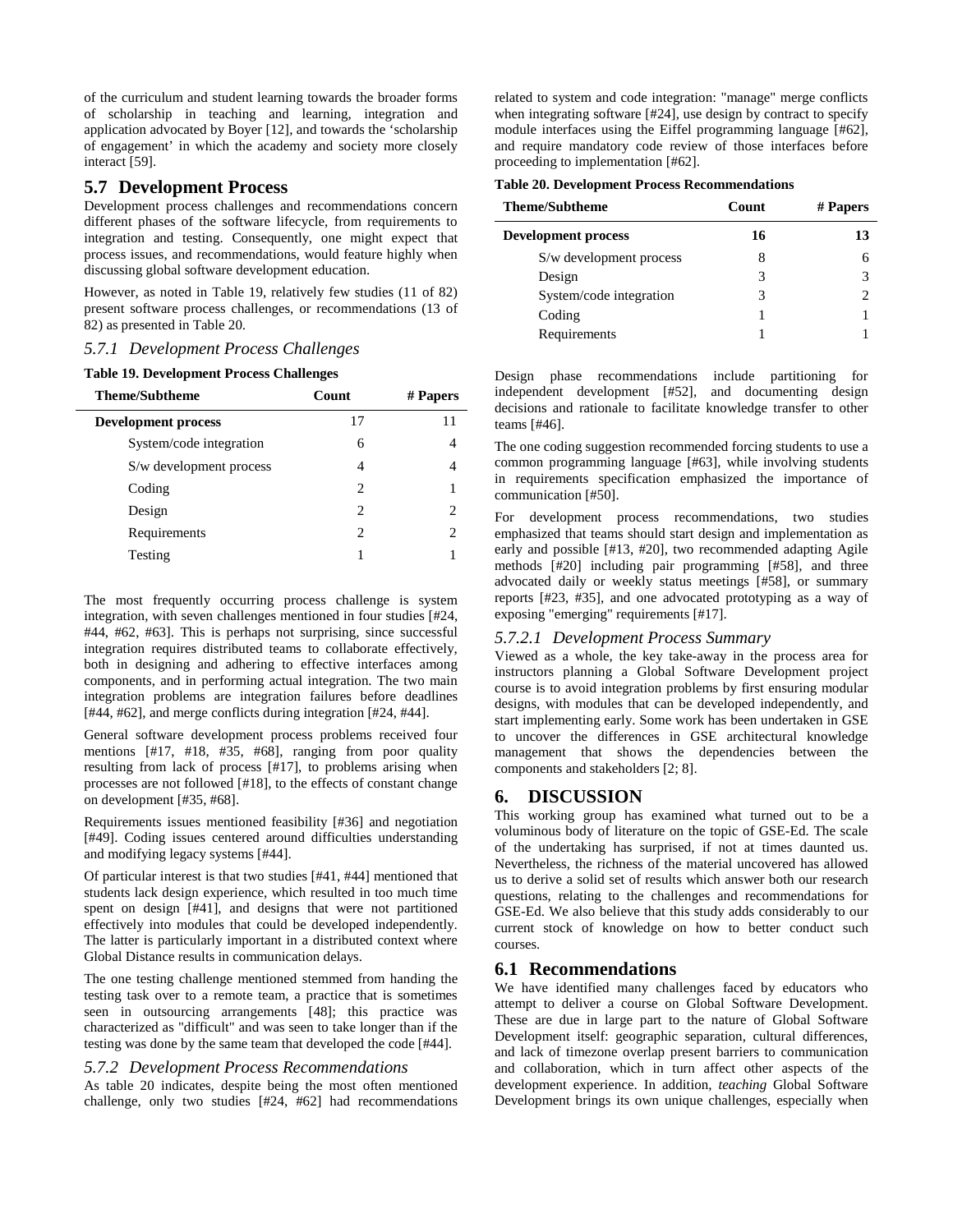of the curriculum and student learning towards the broader forms of scholarship in teaching and learning, integration and application advocated by Boyer [12], and towards the 'scholarship of engagement' in which the academy and society more closely interact [59].

## 5.7 Development Process

Development process challenges and recommendations concern different phases of the software lifecycle, from requirements to integration and testing. Consequently, one might expect that process issues, and recommendations, would feature highly when discussing global software development education.

However, as noted in Table 19, relatively few studies (11 of 82) present software process challenges, or recommendations (13 of 82) as presented in Table 20.

### *5.7.1 Development Process Challenges*

**Table 19. Development Process Challenges**

| Theme/Subtheme | Count | # Papers |
|---|---|---|
| **Development process** | 17 | 11 |
| System/code integration | 6 | 4 |
| S/w development process | 4 | 4 |
| Coding | 2 | 1 |
| Design | 2 | 2 |
| Requirements | 2 | 2 |
| Testing | 1 | 1 |

The most frequently occurring process challenge is system integration, with seven challenges mentioned in four studies [#24, #44, #62, #63]. This is perhaps not surprising, since successful integration requires distributed teams to collaborate effectively, both in designing and adhering to effective interfaces among components, and in performing actual integration. The two main integration problems are integration failures before deadlines [#44, #62], and merge conflicts during integration [#24, #44].

General software development process problems received four mentions [#17, #18, #35, #68], ranging from poor quality resulting from lack of process [#17], to problems arising when processes are not followed [#18], to the effects of constant change on development [#35, #68].

Requirements issues mentioned feasibility [#36] and negotiation [#49]. Coding issues centered around difficulties understanding and modifying legacy systems [#44].

Of particular interest is that two studies [#41, #44] mentioned that students lack design experience, which resulted in too much time spent on design [#41], and designs that were not partitioned effectively into modules that could be developed independently. The latter is particularly important in a distributed context where Global Distance results in communication delays.

The one testing challenge mentioned stemmed from handing the testing task over to a remote team, a practice that is sometimes seen in outsourcing arrangements [48]; this practice was characterized as "difficult" and was seen to take longer than if the testing was done by the same team that developed the code [#44].

### *5.7.2 Development Process Recommendations*

As table 20 indicates, despite being the most often mentioned challenge, only two studies [#24, #62] had recommendations related to system and code integration: "manage" merge conflicts when integrating software [#24], use design by contract to specify module interfaces using the Eiffel programming language [#62], and require mandatory code review of those interfaces before proceeding to implementation [#62].

**Table 20. Development Process Recommendations**

| Theme/Subtheme | Count | # Papers |
|---|---|---|
| **Development process** | **16** | **13** |
| S/w development process | 8 | 6 |
| Design | 3 | 3 |
| System/code integration | 3 | 2 |
| Coding | 1 | 1 |
| Requirements | 1 | 1 |

Design phase recommendations include partitioning for independent development [#52], and documenting design decisions and rationale to facilitate knowledge transfer to other teams [#46].

The one coding suggestion recommended forcing students to use a common programming language [#63], while involving students in requirements specification emphasized the importance of communication [#50].

For development process recommendations, two studies emphasized that teams should start design and implementation as early and possible [#13, #20], two recommended adapting Agile methods [#20] including pair programming [#58], and three advocated daily or weekly status meetings [#58], or summary reports [#23, #35], and one advocated prototyping as a way of exposing "emerging" requirements [#17].

#### *5.7.2.1 Development Process Summary*

Viewed as a whole, the key take-away in the process area for instructors planning a Global Software Development project course is to avoid integration problems by first ensuring modular designs, with modules that can be developed independently, and start implementing early. Some work has been undertaken in GSE to uncover the differences in GSE architectural knowledge management that shows the dependencies between the components and stakeholders [2; 8].

# 6. DISCUSSION

This working group has examined what turned out to be a voluminous body of literature on the topic of GSE-Ed. The scale of the undertaking has surprised, if not at times daunted us. Nevertheless, the richness of the material uncovered has allowed us to derive a solid set of results which answer both our research questions, relating to the challenges and recommendations for GSE-Ed. We also believe that this study adds considerably to our current stock of knowledge on how to better conduct such courses.

## 6.1 Recommendations

We have identified many challenges faced by educators who attempt to deliver a course on Global Software Development. These are due in large part to the nature of Global Software Development itself: geographic separation, cultural differences, and lack of timezone overlap present barriers to communication and collaboration, which in turn affect other aspects of the development experience. In addition, *teaching* Global Software Development brings its own unique challenges, especially when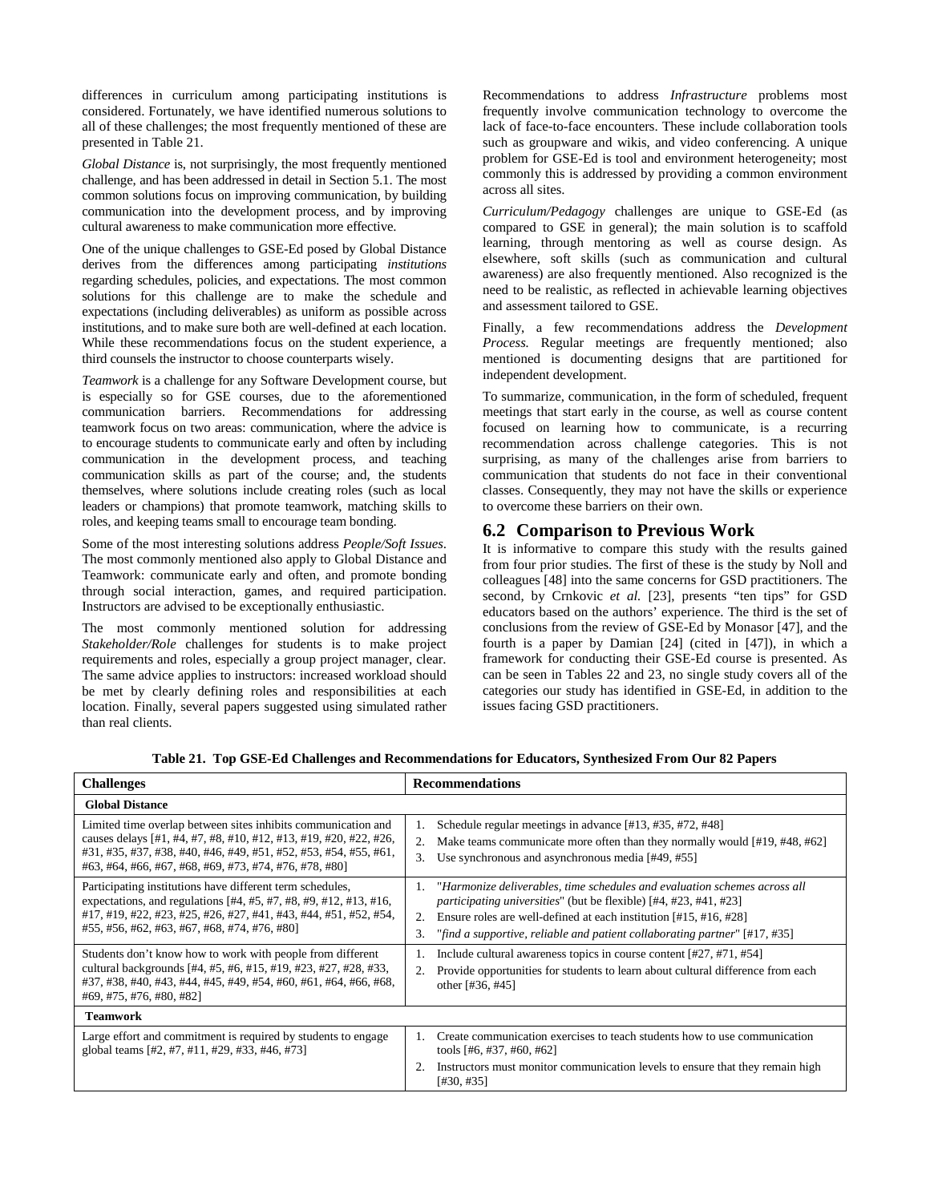differences in curriculum among participating institutions is considered. Fortunately, we have identified numerous solutions to all of these challenges; the most frequently mentioned of these are presented in Table 21.

*Global Distance* is, not surprisingly, the most frequently mentioned challenge, and has been addressed in detail in Section 5.1. The most common solutions focus on improving communication, by building communication into the development process, and by improving cultural awareness to make communication more effective.

One of the unique challenges to GSE-Ed posed by Global Distance derives from the differences among participating *institutions* regarding schedules, policies, and expectations. The most common solutions for this challenge are to make the schedule and expectations (including deliverables) as uniform as possible across institutions, and to make sure both are well-defined at each location. While these recommendations focus on the student experience, a third counsels the instructor to choose counterparts wisely.

*Teamwork* is a challenge for any Software Development course, but is especially so for GSE courses, due to the aforementioned communication barriers. Recommendations for addressing teamwork focus on two areas: communication, where the advice is to encourage students to communicate early and often by including communication in the development process, and teaching communication skills as part of the course; and, the students themselves, where solutions include creating roles (such as local leaders or champions) that promote teamwork, matching skills to roles, and keeping teams small to encourage team bonding.

Some of the most interesting solutions address *People/Soft Issues*. The most commonly mentioned also apply to Global Distance and Teamwork: communicate early and often, and promote bonding through social interaction, games, and required participation. Instructors are advised to be exceptionally enthusiastic.

The most commonly mentioned solution for addressing *Stakeholder/Role* challenges for students is to make project requirements and roles, especially a group project manager, clear. The same advice applies to instructors: increased workload should be met by clearly defining roles and responsibilities at each location. Finally, several papers suggested using simulated rather than real clients.

Recommendations to address *Infrastructure* problems most frequently involve communication technology to overcome the lack of face-to-face encounters. These include collaboration tools such as groupware and wikis, and video conferencing. A unique problem for GSE-Ed is tool and environment heterogeneity; most commonly this is addressed by providing a common environment across all sites.

*Curriculum/Pedagogy* challenges are unique to GSE-Ed (as compared to GSE in general); the main solution is to scaffold learning, through mentoring as well as course design. As elsewhere, soft skills (such as communication and cultural awareness) are also frequently mentioned. Also recognized is the need to be realistic, as reflected in achievable learning objectives and assessment tailored to GSE.

Finally, a few recommendations address the *Development Process.* Regular meetings are frequently mentioned; also mentioned is documenting designs that are partitioned for independent development.

To summarize, communication, in the form of scheduled, frequent meetings that start early in the course, as well as course content focused on learning how to communicate, is a recurring recommendation across challenge categories. This is not surprising, as many of the challenges arise from barriers to communication that students do not face in their conventional classes. Consequently, they may not have the skills or experience to overcome these barriers on their own.

## 6.2 Comparison to Previous Work

It is informative to compare this study with the results gained from four prior studies. The first of these is the study by Noll and colleagues [48] into the same concerns for GSD practitioners. The second, by Crnkovic *et al.* [23], presents "ten tips" for GSD educators based on the authors' experience. The third is the set of conclusions from the review of GSE-Ed by Monasor [47], and the fourth is a paper by Damian [24] (cited in [47]), in which a framework for conducting their GSE-Ed course is presented. As can be seen in Tables 22 and 23, no single study covers all of the categories our study has identified in GSE-Ed, in addition to the issues facing GSD practitioners.

**Table 21. Top GSE-Ed Challenges and Recommendations for Educators, Synthesized From Our 82 Papers**

| Challenges | Recommendations |
|---|---|
| **Global Distance** | |
| Limited time overlap between sites inhibits communication and causes delays [#1, #4, #7, #8, #10, #12, #13, #19, #20, #22, #26, #31, #35, #37, #38, #40, #46, #49, #51, #52, #53, #54, #55, #61, #63, #64, #66, #67, #68, #69, #73, #74, #76, #78, #80] | 1. Schedule regular meetings in advance [#13, #35, #72, #48]<br>2. Make teams communicate more often than they normally would [#19, #48, #62]<br>3. Use synchronous and asynchronous media [#49, #55] |
| Participating institutions have different term schedules, expectations, and regulations [#4, #5, #7, #8, #9, #12, #13, #16, #17, #19, #22, #23, #25, #26, #27, #41, #43, #44, #51, #52, #54, #55, #56, #62, #63, #67, #68, #74, #76, #80] | 1. "*Harmonize deliverables, time schedules and evaluation schemes across all participating universities*" (but be flexible) [#4, #23, #41, #23]<br>2. Ensure roles are well-defined at each institution [#15, #16, #28]<br>3. "*find a supportive, reliable and patient collaborating partner*" [#17, #35] |
| Students don't know how to work with people from different cultural backgrounds [#4, #5, #6, #15, #19, #23, #27, #28, #33, #37, #38, #40, #43, #44, #45, #49, #54, #60, #61, #64, #66, #68, #69, #75, #76, #80, #82] | 1. Include cultural awareness topics in course content [#27, #71, #54]<br>2. Provide opportunities for students to learn about cultural difference from each other [#36, #45] |
| **Teamwork** | |
| Large effort and commitment is required by students to engage global teams [#2, #7, #11, #29, #33, #46, #73] | 1. Create communication exercises to teach students how to use communication tools [#6, #37, #60, #62]<br>2. Instructors must monitor communication levels to ensure that they remain high [#30, #35] |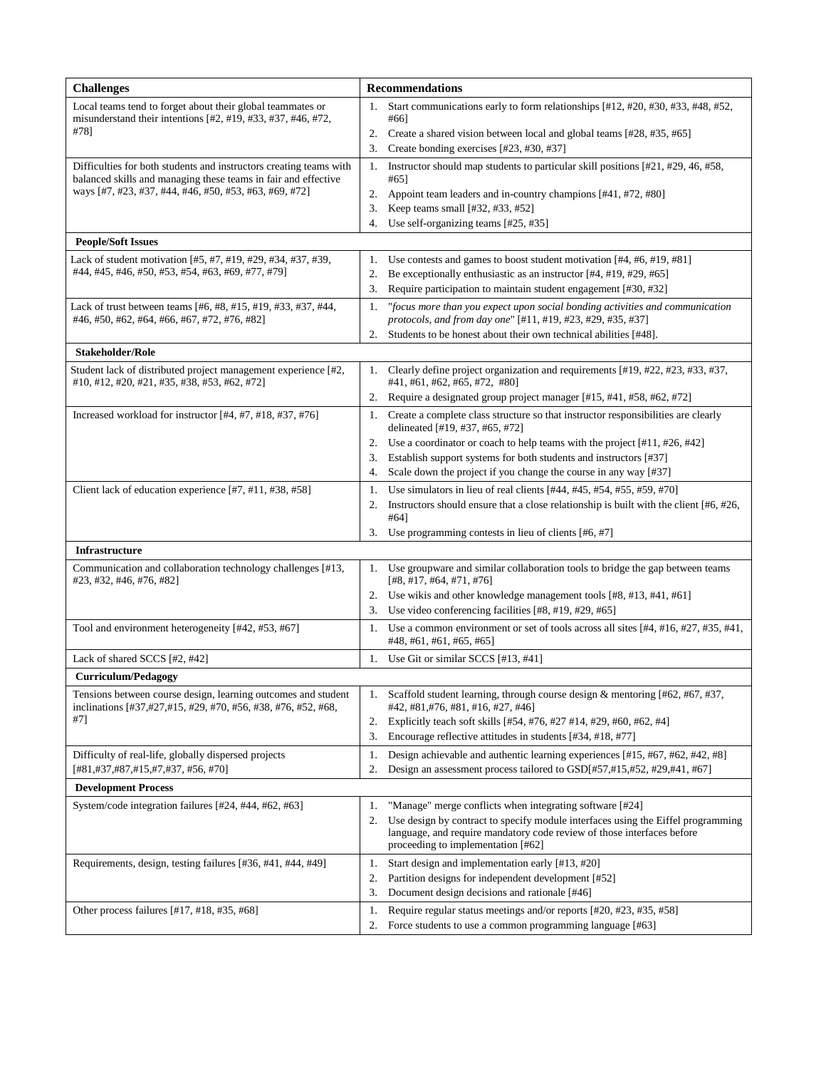| Challenges | Recommendations |
|---|---|
| Local teams tend to forget about their global teammates or misunderstand their intentions [#2, #19, #33, #37, #46, #72, #78] | 1. Start communications early to form relationships [#12, #20, #30, #33, #48, #52, #66]<br>2. Create a shared vision between local and global teams [#28, #35, #65]<br>3. Create bonding exercises [#23, #30, #37] |
| Difficulties for both students and instructors creating teams with balanced skills and managing these teams in fair and effective ways [#7, #23, #37, #44, #46, #50, #53, #63, #69, #72] | 1. Instructor should map students to particular skill positions [#21, #29, 46, #58, #65]<br>2. Appoint team leaders and in-country champions [#41, #72, #80]<br>3. Keep teams small [#32, #33, #52]<br>4. Use self-organizing teams [#25, #35] |
| **People/Soft Issues** | |
| Lack of student motivation [#5, #7, #19, #29, #34, #37, #39, #44, #45, #46, #50, #53, #54, #63, #69, #77, #79] | 1. Use contests and games to boost student motivation [#4, #6, #19, #81]<br>2. Be exceptionally enthusiastic as an instructor [#4, #19, #29, #65]<br>3. Require participation to maintain student engagement [#30, #32] |
| Lack of trust between teams [#6, #8, #15, #19, #33, #37, #44, #46, #50, #62, #64, #66, #67, #72, #76, #82] | 1. "*focus more than you expect upon social bonding activities and communication protocols, and from day one*" [#11, #19, #23, #29, #35, #37]<br>2. Students to be honest about their own technical abilities [#48]. |
| **Stakeholder/Role** | |
| Student lack of distributed project management experience [#2, #10, #12, #20, #21, #35, #38, #53, #62, #72] | 1. Clearly define project organization and requirements [#19, #22, #23, #33, #37, #41, #61, #62, #65, #72, #80]<br>2. Require a designated group project manager [#15, #41, #58, #62, #72] |
| Increased workload for instructor [#4, #7, #18, #37, #76] | 1. Create a complete class structure so that instructor responsibilities are clearly delineated [#19, #37, #65, #72]<br>2. Use a coordinator or coach to help teams with the project [#11, #26, #42]<br>3. Establish support systems for both students and instructors [#37]<br>4. Scale down the project if you change the course in any way [#37] |
| Client lack of education experience [#7, #11, #38, #58] | 1. Use simulators in lieu of real clients [#44, #45, #54, #55, #59, #70]<br>2. Instructors should ensure that a close relationship is built with the client [#6, #26, #64]<br>3. Use programming contests in lieu of clients [#6, #7] |
| **Infrastructure** | |
| Communication and collaboration technology challenges [#13, #23, #32, #46, #76, #82] | 1. Use groupware and similar collaboration tools to bridge the gap between teams [#8, #17, #64, #71, #76]<br>2. Use wikis and other knowledge management tools [#8, #13, #41, #61]<br>3. Use video conferencing facilities [#8, #19, #29, #65] |
| Tool and environment heterogeneity [#42, #53, #67] | 1. Use a common environment or set of tools across all sites [#4, #16, #27, #35, #41, #48, #61, #61, #65, #65] |
| Lack of shared SCCS [#2, #42] | 1. Use Git or similar SCCS [#13, #41] |
| **Curriculum/Pedagogy** | |
| Tensions between course design, learning outcomes and student inclinations [#37,#27,#15, #29, #70, #56, #38, #76, #52, #68, #7] | 1. Scaffold student learning, through course design & mentoring [#62, #67, #37, #42, #81,#76, #81, #16, #27, #46]<br>2. Explicitly teach soft skills [#54, #76, #27 #14, #29, #60, #62, #4]<br>3. Encourage reflective attitudes in students [#34, #18, #77] |
| Difficulty of real-life, globally dispersed projects [#81,#37,#87,#15,#7,#37, #56, #70] | 1. Design achievable and authentic learning experiences [#15, #67, #62, #42, #8]<br>2. Design an assessment process tailored to GSD[#57,#15,#52, #29,#41, #67] |
| **Development Process** | |
| System/code integration failures [#24, #44, #62, #63] | 1. "Manage" merge conflicts when integrating software [#24]<br>2. Use design by contract to specify module interfaces using the Eiffel programming language, and require mandatory code review of those interfaces before proceeding to implementation [#62] |
| Requirements, design, testing failures [#36, #41, #44, #49] | 1. Start design and implementation early [#13, #20]<br>2. Partition designs for independent development [#52]<br>3. Document design decisions and rationale [#46] |
| Other process failures [#17, #18, #35, #68] | 1. Require regular status meetings and/or reports [#20, #23, #35, #58]<br>2. Force students to use a common programming language [#63] |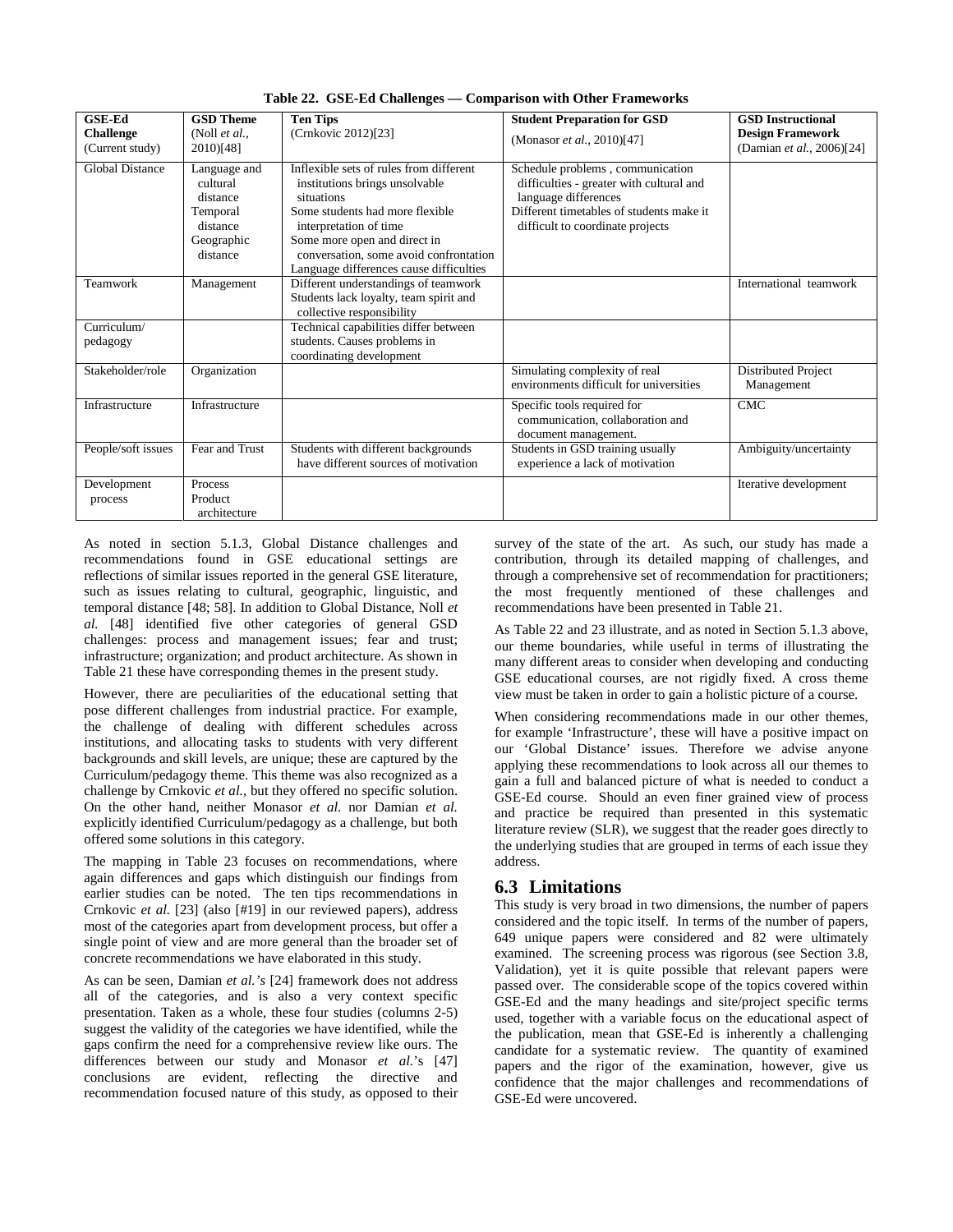**Table 22. GSE-Ed Challenges — Comparison with Other Frameworks**

| **GSE-Ed Challenge** (Current study) | **GSD Theme** (Noll *et al.*, 2010)[48] | **Ten Tips** (Crnkovic 2012)[23] | **Student Preparation for GSD** (Monasor *et al.*, 2010)[47] | **GSD Instructional Design Framework** (Damian *et al.*, 2006)[24] |
|---|---|---|---|---|
| Global Distance | Language and cultural distance<br>Temporal distance<br>Geographic distance | Inflexible sets of rules from different institutions brings unsolvable situations<br>Some students had more flexible interpretation of time<br>Some more open and direct in conversation, some avoid confrontation<br>Language differences cause difficulties | Schedule problems , communication difficulties - greater with cultural and language differences<br>Different timetables of students make it difficult to coordinate projects | |
| Teamwork | Management | Different understandings of teamwork<br>Students lack loyalty, team spirit and collective responsibility | | International teamwork |
| Curriculum/ pedagogy | | Technical capabilities differ between students. Causes problems in coordinating development | | |
| Stakeholder/role | Organization | | Simulating complexity of real environments difficult for universities | Distributed Project Management |
| Infrastructure | Infrastructure | | Specific tools required for communication, collaboration and document management. | CMC |
| People/soft issues | Fear and Trust | Students with different backgrounds have different sources of motivation | Students in GSD training usually experience a lack of motivation | Ambiguity/uncertainty |
| Development process | Process<br>Product architecture | | | Iterative development |

As noted in section 5.1.3, Global Distance challenges and recommendations found in GSE educational settings are reflections of similar issues reported in the general GSE literature, such as issues relating to cultural, geographic, linguistic, and temporal distance [48; 58]. In addition to Global Distance, Noll *et al.* [48] identified five other categories of general GSD challenges: process and management issues; fear and trust; infrastructure; organization; and product architecture. As shown in Table 21 these have corresponding themes in the present study.

However, there are peculiarities of the educational setting that pose different challenges from industrial practice. For example, the challenge of dealing with different schedules across institutions, and allocating tasks to students with very different backgrounds and skill levels, are unique; these are captured by the Curriculum/pedagogy theme. This theme was also recognized as a challenge by Crnkovic *et al.*, but they offered no specific solution. On the other hand, neither Monasor *et al.* nor Damian *et al.* explicitly identified Curriculum/pedagogy as a challenge, but both offered some solutions in this category.

The mapping in Table 23 focuses on recommendations, where again differences and gaps which distinguish our findings from earlier studies can be noted. The ten tips recommendations in Crnkovic *et al.* [23] (also [#19] in our reviewed papers), address most of the categories apart from development process, but offer a single point of view and are more general than the broader set of concrete recommendations we have elaborated in this study.

As can be seen, Damian *et al.'s* [24] framework does not address all of the categories, and is also a very context specific presentation. Taken as a whole, these four studies (columns 2-5) suggest the validity of the categories we have identified, while the gaps confirm the need for a comprehensive review like ours. The differences between our study and Monasor *et al.*'s [47] conclusions are evident, reflecting the directive and recommendation focused nature of this study, as opposed to their survey of the state of the art. As such, our study has made a contribution, through its detailed mapping of challenges, and through a comprehensive set of recommendation for practitioners; the most frequently mentioned of these challenges and recommendations have been presented in Table 21.

As Table 22 and 23 illustrate, and as noted in Section 5.1.3 above, our theme boundaries, while useful in terms of illustrating the many different areas to consider when developing and conducting GSE educational courses, are not rigidly fixed. A cross theme view must be taken in order to gain a holistic picture of a course.

When considering recommendations made in our other themes, for example 'Infrastructure', these will have a positive impact on our 'Global Distance' issues. Therefore we advise anyone applying these recommendations to look across all our themes to gain a full and balanced picture of what is needed to conduct a GSE-Ed course. Should an even finer grained view of process and practice be required than presented in this systematic literature review (SLR), we suggest that the reader goes directly to the underlying studies that are grouped in terms of each issue they address.

## 6.3 Limitations

This study is very broad in two dimensions, the number of papers considered and the topic itself. In terms of the number of papers, 649 unique papers were considered and 82 were ultimately examined. The screening process was rigorous (see Section 3.8, Validation), yet it is quite possible that relevant papers were passed over. The considerable scope of the topics covered within GSE-Ed and the many headings and site/project specific terms used, together with a variable focus on the educational aspect of the publication, mean that GSE-Ed is inherently a challenging candidate for a systematic review. The quantity of examined papers and the rigor of the examination, however, give us confidence that the major challenges and recommendations of GSE-Ed were uncovered.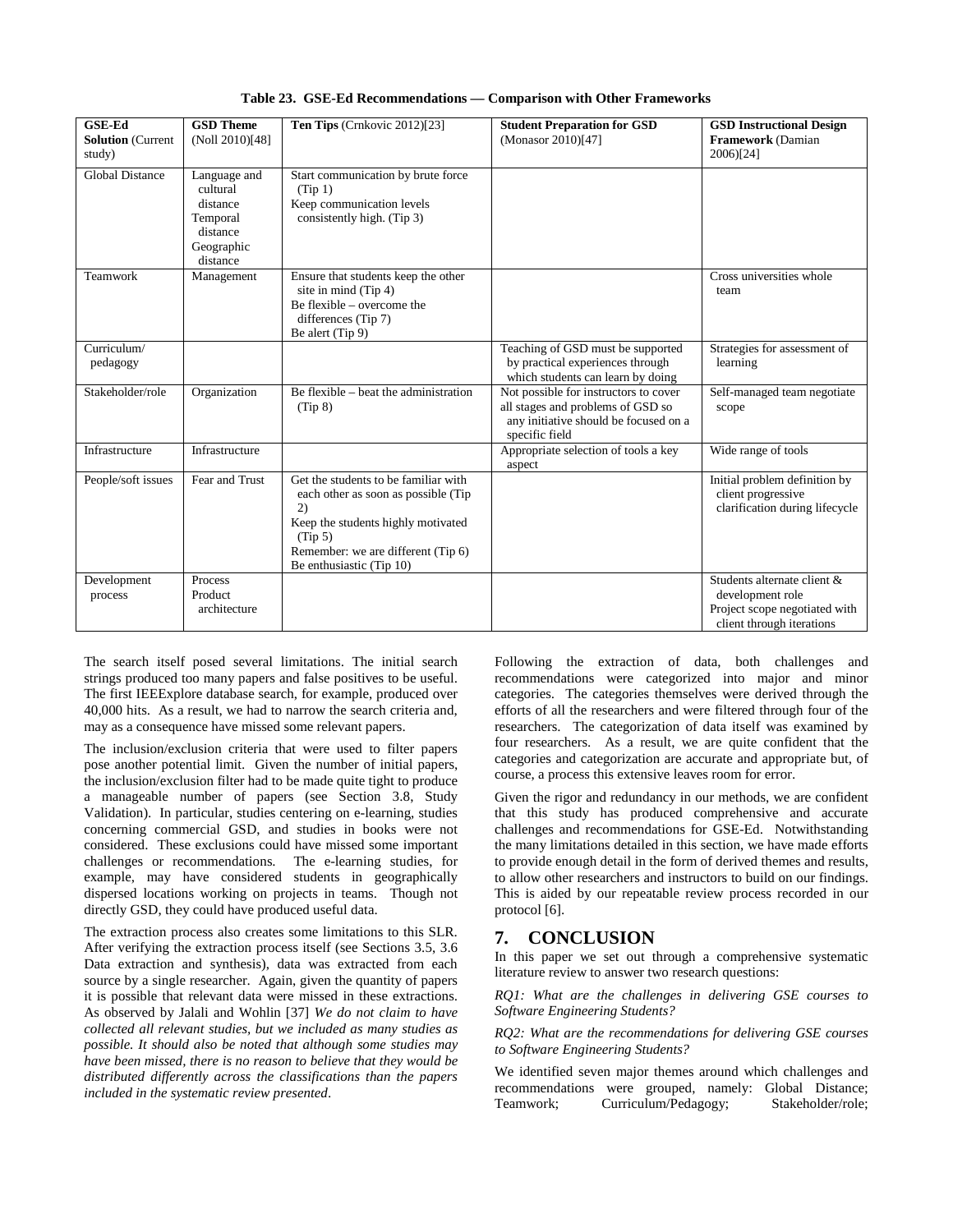**Table 23. GSE-Ed Recommendations — Comparison with Other Frameworks**

| **GSE-Ed Solution** (Current study) | **GSD Theme** (Noll 2010)[48] | **Ten Tips** (Crnkovic 2012)[23] | **Student Preparation for GSD** (Monasor 2010)[47] | **GSD Instructional Design Framework** (Damian 2006)[24] |
|---|---|---|---|---|
| Global Distance | Language and cultural distance<br>Temporal distance<br>Geographic distance | Start communication by brute force (Tip 1)<br>Keep communication levels consistently high. (Tip 3) | | |
| Teamwork | Management | Ensure that students keep the other site in mind (Tip 4)<br>Be flexible – overcome the differences (Tip 7)<br>Be alert (Tip 9) | | Cross universities whole team |
| Curriculum/ pedagogy | | | Teaching of GSD must be supported by practical experiences through which students can learn by doing | Strategies for assessment of learning |
| Stakeholder/role | Organization | Be flexible – beat the administration (Tip 8) | Not possible for instructors to cover all stages and problems of GSD so any initiative should be focused on a specific field | Self-managed team negotiate scope |
| Infrastructure | Infrastructure | | Appropriate selection of tools a key aspect | Wide range of tools |
| People/soft issues | Fear and Trust | Get the students to be familiar with each other as soon as possible (Tip 2)<br>Keep the students highly motivated (Tip 5)<br>Remember: we are different (Tip 6)<br>Be enthusiastic (Tip 10) | | Initial problem definition by client progressive clarification during lifecycle |
| Development process | Process<br>Product architecture | | | Students alternate client & development role<br>Project scope negotiated with client through iterations |

The search itself posed several limitations. The initial search strings produced too many papers and false positives to be useful. The first IEEExplore database search, for example, produced over 40,000 hits. As a result, we had to narrow the search criteria and, may as a consequence have missed some relevant papers.

The inclusion/exclusion criteria that were used to filter papers pose another potential limit. Given the number of initial papers, the inclusion/exclusion filter had to be made quite tight to produce a manageable number of papers (see Section 3.8, Study Validation). In particular, studies centering on e-learning, studies concerning commercial GSD, and studies in books were not considered. These exclusions could have missed some important challenges or recommendations. The e-learning studies, for example, may have considered students in geographically dispersed locations working on projects in teams. Though not directly GSD, they could have produced useful data.

The extraction process also creates some limitations to this SLR. After verifying the extraction process itself (see Sections 3.5, 3.6 Data extraction and synthesis), data was extracted from each source by a single researcher. Again, given the quantity of papers it is possible that relevant data were missed in these extractions. As observed by Jalali and Wohlin [37] *We do not claim to have collected all relevant studies, but we included as many studies as possible. It should also be noted that although some studies may have been missed, there is no reason to believe that they would be distributed differently across the classifications than the papers included in the systematic review presented*.

Following the extraction of data, both challenges and recommendations were categorized into major and minor categories. The categories themselves were derived through the efforts of all the researchers and were filtered through four of the researchers. The categorization of data itself was examined by four researchers. As a result, we are quite confident that the categories and categorization are accurate and appropriate but, of course, a process this extensive leaves room for error.

Given the rigor and redundancy in our methods, we are confident that this study has produced comprehensive and accurate challenges and recommendations for GSE-Ed. Notwithstanding the many limitations detailed in this section, we have made efforts to provide enough detail in the form of derived themes and results, to allow other researchers and instructors to build on our findings. This is aided by our repeatable review process recorded in our protocol [6].

## 7. CONCLUSION

In this paper we set out through a comprehensive systematic literature review to answer two research questions:

*RQ1: What are the challenges in delivering GSE courses to Software Engineering Students?*

*RQ2: What are the recommendations for delivering GSE courses to Software Engineering Students?*

We identified seven major themes around which challenges and recommendations were grouped, namely: Global Distance; Teamwork; Curriculum/Pedagogy; Stakeholder/role;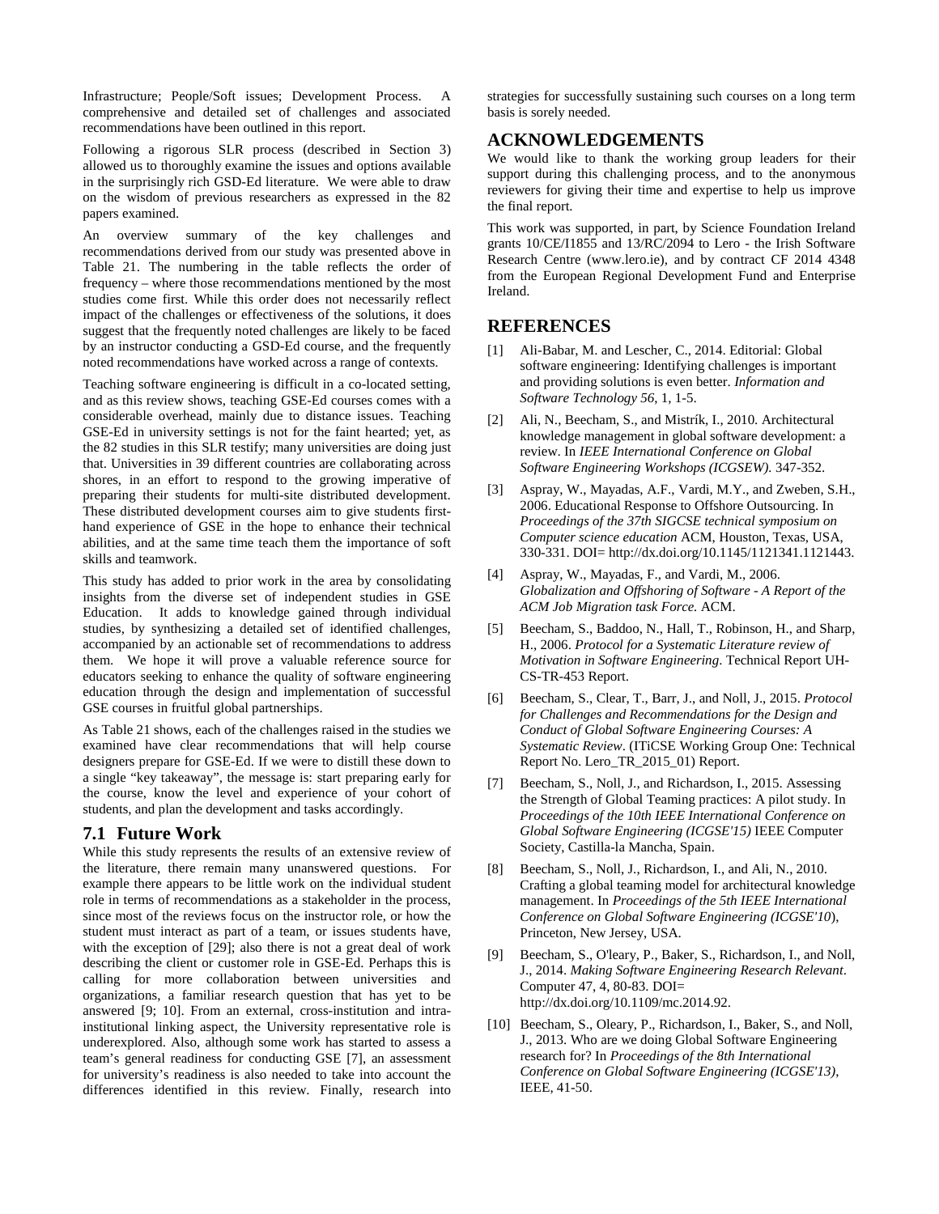Infrastructure; People/Soft issues; Development Process. A comprehensive and detailed set of challenges and associated recommendations have been outlined in this report.

Following a rigorous SLR process (described in Section 3) allowed us to thoroughly examine the issues and options available in the surprisingly rich GSD-Ed literature. We were able to draw on the wisdom of previous researchers as expressed in the 82 papers examined.

An overview summary of the key challenges and recommendations derived from our study was presented above in Table 21. The numbering in the table reflects the order of frequency – where those recommendations mentioned by the most studies come first. While this order does not necessarily reflect impact of the challenges or effectiveness of the solutions, it does suggest that the frequently noted challenges are likely to be faced by an instructor conducting a GSD-Ed course, and the frequently noted recommendations have worked across a range of contexts.

Teaching software engineering is difficult in a co-located setting, and as this review shows, teaching GSE-Ed courses comes with a considerable overhead, mainly due to distance issues. Teaching GSE-Ed in university settings is not for the faint hearted; yet, as the 82 studies in this SLR testify; many universities are doing just that. Universities in 39 different countries are collaborating across shores, in an effort to respond to the growing imperative of preparing their students for multi-site distributed development. These distributed development courses aim to give students first-hand experience of GSE in the hope to enhance their technical abilities, and at the same time teach them the importance of soft skills and teamwork.

This study has added to prior work in the area by consolidating insights from the diverse set of independent studies in GSE Education. It adds to knowledge gained through individual studies, by synthesizing a detailed set of identified challenges, accompanied by an actionable set of recommendations to address them. We hope it will prove a valuable reference source for educators seeking to enhance the quality of software engineering education through the design and implementation of successful GSE courses in fruitful global partnerships.

As Table 21 shows, each of the challenges raised in the studies we examined have clear recommendations that will help course designers prepare for GSE-Ed. If we were to distill these down to a single "key takeaway", the message is: start preparing early for the course, know the level and experience of your cohort of students, and plan the development and tasks accordingly.

## 7.1 Future Work

While this study represents the results of an extensive review of the literature, there remain many unanswered questions. For example there appears to be little work on the individual student role in terms of recommendations as a stakeholder in the process, since most of the reviews focus on the instructor role, or how the student must interact as part of a team, or issues students have, with the exception of [29]; also there is not a great deal of work describing the client or customer role in GSE-Ed. Perhaps this is calling for more collaboration between universities and organizations, a familiar research question that has yet to be answered [9; 10]. From an external, cross-institution and intra-institutional linking aspect, the University representative role is underexplored. Also, although some work has started to assess a team's general readiness for conducting GSE [7], an assessment for university's readiness is also needed to take into account the differences identified in this review. Finally, research into strategies for successfully sustaining such courses on a long term basis is sorely needed.

# ACKNOWLEDGEMENTS

We would like to thank the working group leaders for their support during this challenging process, and to the anonymous reviewers for giving their time and expertise to help us improve the final report.

This work was supported, in part, by Science Foundation Ireland grants 10/CE/I1855 and 13/RC/2094 to Lero - the Irish Software Research Centre (www.lero.ie), and by contract CF 2014 4348 from the European Regional Development Fund and Enterprise Ireland.

# REFERENCES

[1] Ali-Babar, M. and Lescher, C., 2014. Editorial: Global software engineering: Identifying challenges is important and providing solutions is even better. *Information and Software Technology 56*, 1, 1-5.

[2] Ali, N., Beecham, S., and Mistrík, I., 2010. Architectural knowledge management in global software development: a review. In *IEEE International Conference on Global Software Engineering Workshops (ICGSEW)*. 347-352.

[3] Aspray, W., Mayadas, A.F., Vardi, M.Y., and Zweben, S.H., 2006. Educational Response to Offshore Outsourcing. In *Proceedings of the 37th SIGCSE technical symposium on Computer science education* ACM, Houston, Texas, USA, 330-331. DOI= http://dx.doi.org/10.1145/1121341.1121443.

[4] Aspray, W., Mayadas, F., and Vardi, M., 2006. *Globalization and Offshoring of Software - A Report of the ACM Job Migration task Force.* ACM.

[5] Beecham, S., Baddoo, N., Hall, T., Robinson, H., and Sharp, H., 2006. *Protocol for a Systematic Literature review of Motivation in Software Engineering*. Technical Report UH-CS-TR-453 Report.

[6] Beecham, S., Clear, T., Barr, J., and Noll, J., 2015. *Protocol for Challenges and Recommendations for the Design and Conduct of Global Software Engineering Courses: A Systematic Review*. (ITiCSE Working Group One: Technical Report No. Lero_TR_2015_01) Report.

[7] Beecham, S., Noll, J., and Richardson, I., 2015. Assessing the Strength of Global Teaming practices: A pilot study. In *Proceedings of the 10th IEEE International Conference on Global Software Engineering (ICGSE'15)* IEEE Computer Society, Castilla-la Mancha, Spain.

[8] Beecham, S., Noll, J., Richardson, I., and Ali, N., 2010. Crafting a global teaming model for architectural knowledge management. In *Proceedings of the 5th IEEE International Conference on Global Software Engineering (ICGSE'10)*, Princeton, New Jersey, USA.

[9] Beecham, S., O'leary, P., Baker, S., Richardson, I., and Noll, J., 2014. *Making Software Engineering Research Relevant*. Computer 47, 4, 80-83. DOI= http://dx.doi.org/10.1109/mc.2014.92.

[10] Beecham, S., Oleary, P., Richardson, I., Baker, S., and Noll, J., 2013. Who are we doing Global Software Engineering research for? In *Proceedings of the 8th International Conference on Global Software Engineering (ICGSE'13)*, IEEE, 41-50.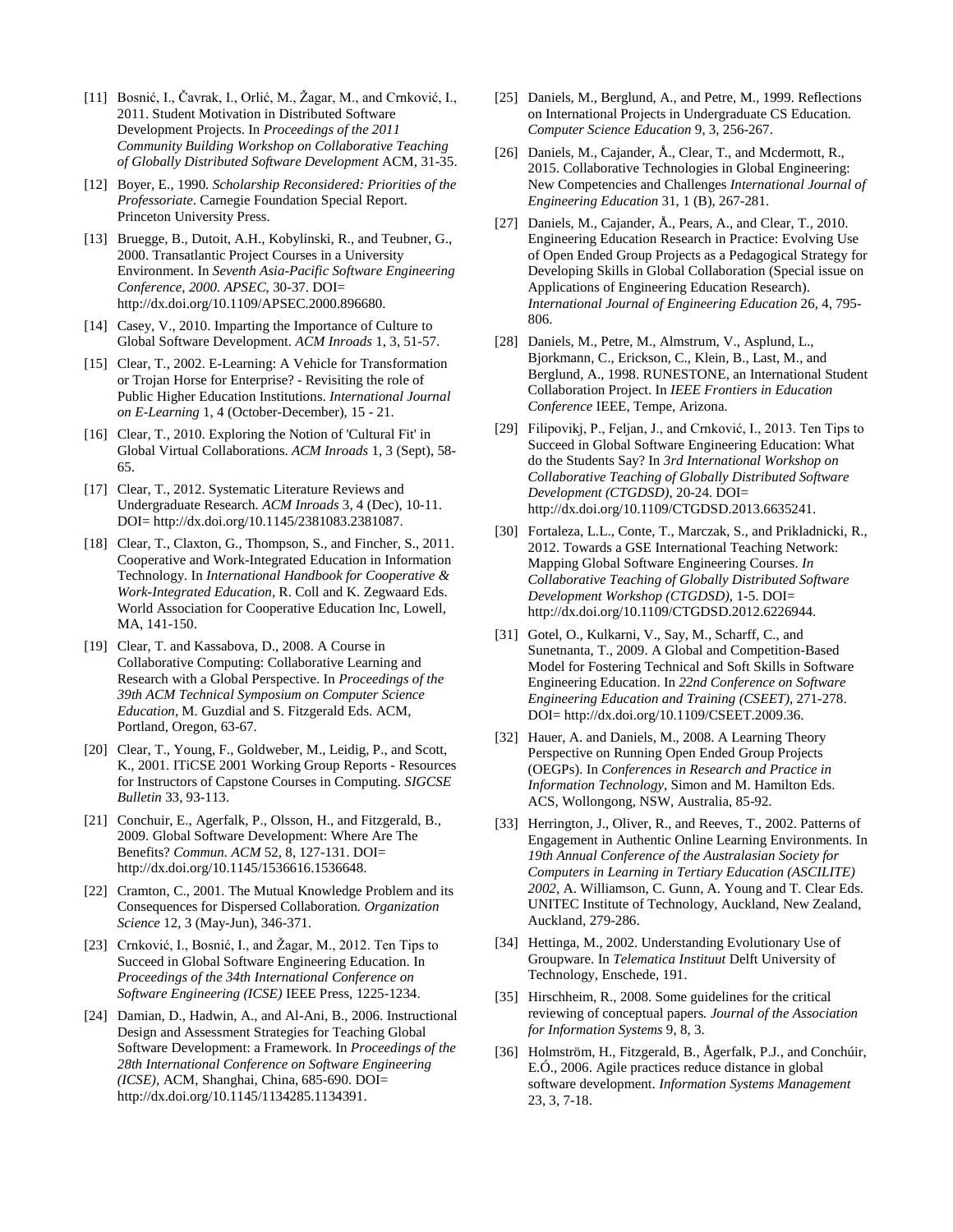[11] Bosnić, I., Čavrak, I., Orlić, M., Žagar, M., and Crnković, I., 2011. Student Motivation in Distributed Software Development Projects. In *Proceedings of the 2011 Community Building Workshop on Collaborative Teaching of Globally Distributed Software Development* ACM, 31-35.

[12] Boyer, E., 1990. *Scholarship Reconsidered: Priorities of the Professoriate*. Carnegie Foundation Special Report. Princeton University Press.

[13] Bruegge, B., Dutoit, A.H., Kobylinski, R., and Teubner, G., 2000. Transatlantic Project Courses in a University Environment. In *Seventh Asia-Pacific Software Engineering Conference, 2000. APSEC*, 30-37. DOI= http://dx.doi.org/10.1109/APSEC.2000.896680.

[14] Casey, V., 2010. Imparting the Importance of Culture to Global Software Development. *ACM Inroads* 1, 3, 51-57.

[15] Clear, T., 2002. E-Learning: A Vehicle for Transformation or Trojan Horse for Enterprise? - Revisiting the role of Public Higher Education Institutions. *International Journal on E-Learning* 1, 4 (October-December), 15 - 21.

[16] Clear, T., 2010. Exploring the Notion of 'Cultural Fit' in Global Virtual Collaborations. *ACM Inroads* 1, 3 (Sept), 58-65.

[17] Clear, T., 2012. Systematic Literature Reviews and Undergraduate Research. *ACM Inroads* 3, 4 (Dec), 10-11. DOI= http://dx.doi.org/10.1145/2381083.2381087.

[18] Clear, T., Claxton, G., Thompson, S., and Fincher, S., 2011. Cooperative and Work-Integrated Education in Information Technology. In *International Handbook for Cooperative & Work-Integrated Education*, R. Coll and K. Zegwaard Eds. World Association for Cooperative Education Inc, Lowell, MA, 141-150.

[19] Clear, T. and Kassabova, D., 2008. A Course in Collaborative Computing: Collaborative Learning and Research with a Global Perspective. In *Proceedings of the 39th ACM Technical Symposium on Computer Science Education*, M. Guzdial and S. Fitzgerald Eds. ACM, Portland, Oregon, 63-67.

[20] Clear, T., Young, F., Goldweber, M., Leidig, P., and Scott, K., 2001. ITiCSE 2001 Working Group Reports - Resources for Instructors of Capstone Courses in Computing. *SIGCSE Bulletin* 33, 93-113.

[21] Conchuir, E., Agerfalk, P., Olsson, H., and Fitzgerald, B., 2009. Global Software Development: Where Are The Benefits? *Commun. ACM* 52, 8, 127-131. DOI= http://dx.doi.org/10.1145/1536616.1536648.

[22] Cramton, C., 2001. The Mutual Knowledge Problem and its Consequences for Dispersed Collaboration. *Organization Science* 12, 3 (May-Jun), 346-371.

[23] Crnković, I., Bosnić, I., and Žagar, M., 2012. Ten Tips to Succeed in Global Software Engineering Education. In *Proceedings of the 34th International Conference on Software Engineering (ICSE)* IEEE Press, 1225-1234.

[24] Damian, D., Hadwin, A., and Al-Ani, B., 2006. Instructional Design and Assessment Strategies for Teaching Global Software Development: a Framework. In *Proceedings of the 28th International Conference on Software Engineering (ICSE)*, ACM, Shanghai, China, 685-690. DOI= http://dx.doi.org/10.1145/1134285.1134391.

[25] Daniels, M., Berglund, A., and Petre, M., 1999. Reflections on International Projects in Undergraduate CS Education. *Computer Science Education* 9, 3, 256-267.

[26] Daniels, M., Cajander, Å., Clear, T., and Mcdermott, R., 2015. Collaborative Technologies in Global Engineering: New Competencies and Challenges *International Journal of Engineering Education* 31, 1 (B), 267-281.

[27] Daniels, M., Cajander, Å., Pears, A., and Clear, T., 2010. Engineering Education Research in Practice: Evolving Use of Open Ended Group Projects as a Pedagogical Strategy for Developing Skills in Global Collaboration (Special issue on Applications of Engineering Education Research). *International Journal of Engineering Education* 26, 4, 795-806.

[28] Daniels, M., Petre, M., Almstrum, V., Asplund, L., Bjorkmann, C., Erickson, C., Klein, B., Last, M., and Berglund, A., 1998. RUNESTONE, an International Student Collaboration Project. In *IEEE Frontiers in Education Conference* IEEE, Tempe, Arizona.

[29] Filipovikj, P., Feljan, J., and Crnković, I., 2013. Ten Tips to Succeed in Global Software Engineering Education: What do the Students Say? In *3rd International Workshop on Collaborative Teaching of Globally Distributed Software Development (CTGDSD)*, 20-24. DOI= http://dx.doi.org/10.1109/CTGDSD.2013.6635241.

[30] Fortaleza, L.L., Conte, T., Marczak, S., and Prikladnicki, R., 2012. Towards a GSE International Teaching Network: Mapping Global Software Engineering Courses. *In Collaborative Teaching of Globally Distributed Software Development Workshop (CTGDSD)*, 1-5. DOI= http://dx.doi.org/10.1109/CTGDSD.2012.6226944.

[31] Gotel, O., Kulkarni, V., Say, M., Scharff, C., and Sunetnanta, T., 2009. A Global and Competition-Based Model for Fostering Technical and Soft Skills in Software Engineering Education. In *22nd Conference on Software Engineering Education and Training (CSEET)*, 271-278. DOI= http://dx.doi.org/10.1109/CSEET.2009.36.

[32] Hauer, A. and Daniels, M., 2008. A Learning Theory Perspective on Running Open Ended Group Projects (OEGPs). In *Conferences in Research and Practice in Information Technology*, Simon and M. Hamilton Eds. ACS, Wollongong, NSW, Australia, 85-92.

[33] Herrington, J., Oliver, R., and Reeves, T., 2002. Patterns of Engagement in Authentic Online Learning Environments. In *19th Annual Conference of the Australasian Society for Computers in Learning in Tertiary Education (ASCILITE) 2002*, A. Williamson, C. Gunn, A. Young and T. Clear Eds. UNITEC Institute of Technology, Auckland, New Zealand, Auckland, 279-286.

[34] Hettinga, M., 2002. Understanding Evolutionary Use of Groupware. In *Telematica Instituut* Delft University of Technology, Enschede, 191.

[35] Hirschheim, R., 2008. Some guidelines for the critical reviewing of conceptual papers. *Journal of the Association for Information Systems* 9, 8, 3.

[36] Holmström, H., Fitzgerald, B., Ågerfalk, P.J., and Conchúir, E.Ó., 2006. Agile practices reduce distance in global software development. *Information Systems Management* 23, 3, 7-18.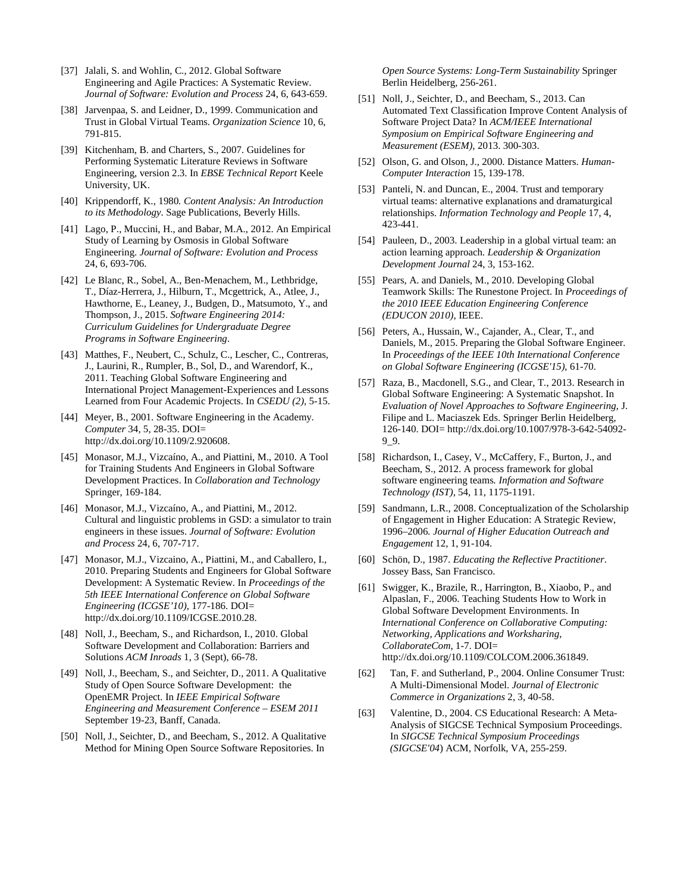[37] Jalali, S. and Wohlin, C., 2012. Global Software Engineering and Agile Practices: A Systematic Review. *Journal of Software: Evolution and Process* 24, 6, 643-659.

[38] Jarvenpaa, S. and Leidner, D., 1999. Communication and Trust in Global Virtual Teams. *Organization Science* 10, 6, 791-815.

[39] Kitchenham, B. and Charters, S., 2007. Guidelines for Performing Systematic Literature Reviews in Software Engineering, version 2.3. In *EBSE Technical Report* Keele University, UK.

[40] Krippendorff, K., 1980. *Content Analysis: An Introduction to its Methodology*. Sage Publications, Beverly Hills.

[41] Lago, P., Muccini, H., and Babar, M.A., 2012. An Empirical Study of Learning by Osmosis in Global Software Engineering. *Journal of Software: Evolution and Process* 24, 6, 693-706.

[42] Le Blanc, R., Sobel, A., Ben-Menachem, M., Lethbridge, T., Díaz-Herrera, J., Hilburn, T., Mcgettrick, A., Atlee, J., Hawthorne, E., Leaney, J., Budgen, D., Matsumoto, Y., and Thompson, J., 2015. *Software Engineering 2014: Curriculum Guidelines for Undergraduate Degree Programs in Software Engineering*.

[43] Matthes, F., Neubert, C., Schulz, C., Lescher, C., Contreras, J., Laurini, R., Rumpler, B., Sol, D., and Warendorf, K., 2011. Teaching Global Software Engineering and International Project Management-Experiences and Lessons Learned from Four Academic Projects. In *CSEDU (2)*, 5-15.

[44] Meyer, B., 2001. Software Engineering in the Academy. *Computer* 34, 5, 28-35. DOI= http://dx.doi.org/10.1109/2.920608.

[45] Monasor, M.J., Vizcaíno, A., and Piattini, M., 2010. A Tool for Training Students And Engineers in Global Software Development Practices. In *Collaboration and Technology* Springer, 169-184.

[46] Monasor, M.J., Vizcaíno, A., and Piattini, M., 2012. Cultural and linguistic problems in GSD: a simulator to train engineers in these issues. *Journal of Software: Evolution and Process* 24, 6, 707-717.

[47] Monasor, M.J., Vizcaino, A., Piattini, M., and Caballero, I., 2010. Preparing Students and Engineers for Global Software Development: A Systematic Review. In *Proceedings of the 5th IEEE International Conference on Global Software Engineering (ICGSE'10)*, 177-186. DOI= http://dx.doi.org/10.1109/ICGSE.2010.28.

[48] Noll, J., Beecham, S., and Richardson, I., 2010. Global Software Development and Collaboration: Barriers and Solutions *ACM Inroads* 1, 3 (Sept), 66-78.

[49] Noll, J., Beecham, S., and Seichter, D., 2011. A Qualitative Study of Open Source Software Development: the OpenEMR Project. In *IEEE Empirical Software Engineering and Measurement Conference – ESEM 2011* September 19-23, Banff, Canada.

[50] Noll, J., Seichter, D., and Beecham, S., 2012. A Qualitative Method for Mining Open Source Software Repositories. In *Open Source Systems: Long-Term Sustainability* Springer Berlin Heidelberg, 256-261.

[51] Noll, J., Seichter, D., and Beecham, S., 2013. Can Automated Text Classification Improve Content Analysis of Software Project Data? In *ACM/IEEE International Symposium on Empirical Software Engineering and Measurement (ESEM)*, 2013. 300-303.

[52] Olson, G. and Olson, J., 2000. Distance Matters. *Human-Computer Interaction* 15, 139-178.

[53] Panteli, N. and Duncan, E., 2004. Trust and temporary virtual teams: alternative explanations and dramaturgical relationships. *Information Technology and People* 17, 4, 423-441.

[54] Pauleen, D., 2003. Leadership in a global virtual team: an action learning approach. *Leadership & Organization Development Journal* 24, 3, 153-162.

[55] Pears, A. and Daniels, M., 2010. Developing Global Teamwork Skills: The Runestone Project. In *Proceedings of the 2010 IEEE Education Engineering Conference (EDUCON 2010)*, IEEE.

[56] Peters, A., Hussain, W., Cajander, A., Clear, T., and Daniels, M., 2015. Preparing the Global Software Engineer. In *Proceedings of the IEEE 10th International Conference on Global Software Engineering (ICGSE'15)*, 61-70.

[57] Raza, B., Macdonell, S.G., and Clear, T., 2013. Research in Global Software Engineering: A Systematic Snapshot. In *Evaluation of Novel Approaches to Software Engineering*, J. Filipe and L. Maciaszek Eds. Springer Berlin Heidelberg, 126-140. DOI= http://dx.doi.org/10.1007/978-3-642-54092-9_9.

[58] Richardson, I., Casey, V., McCaffery, F., Burton, J., and Beecham, S., 2012. A process framework for global software engineering teams. *Information and Software Technology (IST)*, 54, 11, 1175-1191.

[59] Sandmann, L.R., 2008. Conceptualization of the Scholarship of Engagement in Higher Education: A Strategic Review, 1996–2006. *Journal of Higher Education Outreach and Engagement* 12, 1, 91-104.

[60] Schön, D., 1987. *Educating the Reflective Practitioner*. Jossey Bass, San Francisco.

[61] Swigger, K., Brazile, R., Harrington, B., Xiaobo, P., and Alpaslan, F., 2006. Teaching Students How to Work in Global Software Development Environments. In *International Conference on Collaborative Computing: Networking, Applications and Worksharing, CollaborateCom*, 1-7. DOI= http://dx.doi.org/10.1109/COLCOM.2006.361849.

[62] Tan, F. and Sutherland, P., 2004. Online Consumer Trust: A Multi-Dimensional Model. *Journal of Electronic Commerce in Organizations* 2, 3, 40-58.

[63] Valentine, D., 2004. CS Educational Research: A Meta-Analysis of SIGCSE Technical Symposium Proceedings. In *SIGCSE Technical Symposium Proceedings (SIGCSE'04*) ACM, Norfolk, VA, 255-259.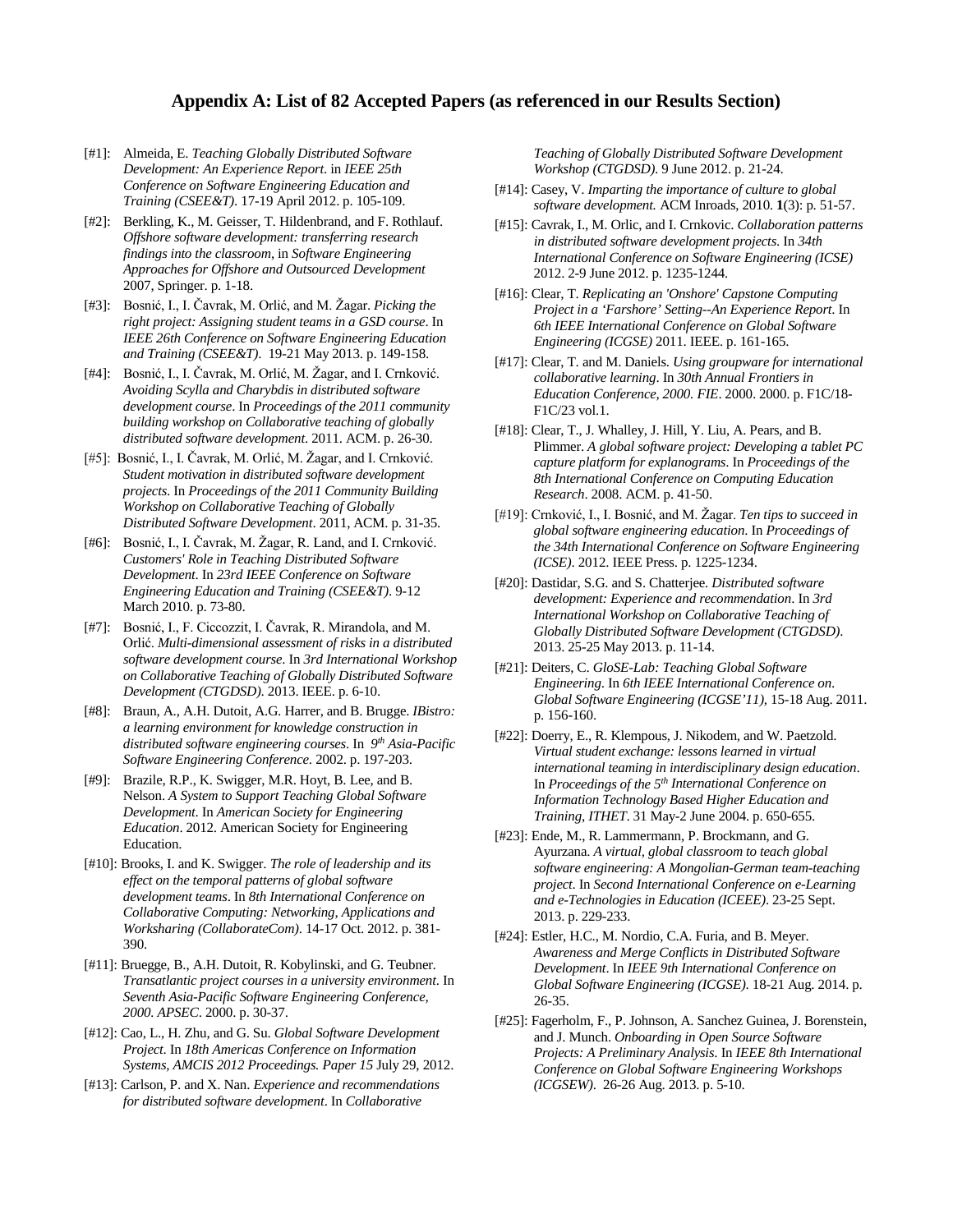## Appendix A: List of 82 Accepted Papers (as referenced in our Results Section)

[#1]: Almeida, E. *Teaching Globally Distributed Software Development: An Experience Report*. in *IEEE 25th Conference on Software Engineering Education and Training (CSEE&T)*. 17-19 April 2012. p. 105-109.

[#2]: Berkling, K., M. Geisser, T. Hildenbrand, and F. Rothlauf. *Offshore software development: transferring research findings into the classroom*, in *Software Engineering Approaches for Offshore and Outsourced Development* 2007, Springer. p. 1-18.

[#3]: Bosnić, I., I. Čavrak, M. Orlić, and M. Žagar. *Picking the right project: Assigning student teams in a GSD course*. In *IEEE 26th Conference on Software Engineering Education and Training (CSEE&T)*. 19-21 May 2013. p. 149-158.

[#4]: Bosnić, I., I. Čavrak, M. Orlić, M. Žagar, and I. Crnković. *Avoiding Scylla and Charybdis in distributed software development course*. In *Proceedings of the 2011 community building workshop on Collaborative teaching of globally distributed software development*. 2011. ACM. p. 26-30.

[#5]: Bosnić, I., I. Čavrak, M. Orlić, M. Žagar, and I. Crnković. *Student motivation in distributed software development projects*. In *Proceedings of the 2011 Community Building Workshop on Collaborative Teaching of Globally Distributed Software Development*. 2011, ACM. p. 31-35.

[#6]: Bosnić, I., I. Čavrak, M. Žagar, R. Land, and I. Crnković. *Customers' Role in Teaching Distributed Software Development*. In *23rd IEEE Conference on Software Engineering Education and Training (CSEE&T)*. 9-12 March 2010. p. 73-80.

[#7]: Bosnić, I., F. Ciccozzit, I. Čavrak, R. Mirandola, and M. Orlić. *Multi-dimensional assessment of risks in a distributed software development course*. In *3rd International Workshop on Collaborative Teaching of Globally Distributed Software Development (CTGDSD)*. 2013. IEEE. p. 6-10.

[#8]: Braun, A., A.H. Dutoit, A.G. Harrer, and B. Brugge. *IBistro: a learning environment for knowledge construction in distributed software engineering courses*. In *9th Asia-Pacific Software Engineering Conference*. 2002. p. 197-203.

[#9]: Brazile, R.P., K. Swigger, M.R. Hoyt, B. Lee, and B. Nelson. *A System to Support Teaching Global Software Development*. In *American Society for Engineering Education*. 2012. American Society for Engineering Education.

[#10]: Brooks, I. and K. Swigger. *The role of leadership and its effect on the temporal patterns of global software development teams*. In *8th International Conference on Collaborative Computing: Networking, Applications and Worksharing (CollaborateCom)*. 14-17 Oct. 2012. p. 381-390.

[#11]: Bruegge, B., A.H. Dutoit, R. Kobylinski, and G. Teubner. *Transatlantic project courses in a university environment*. In *Seventh Asia-Pacific Software Engineering Conference, 2000. APSEC*. 2000. p. 30-37.

[#12]: Cao, L., H. Zhu, and G. Su. *Global Software Development Project*. In *18th Americas Conference on Information Systems, AMCIS 2012 Proceedings. Paper 15* July 29, 2012.

[#13]: Carlson, P. and X. Nan. *Experience and recommendations for distributed software development*. In *Collaborative Teaching of Globally Distributed Software Development Workshop (CTGDSD)*. 9 June 2012. p. 21-24.

[#14]: Casey, V. *Imparting the importance of culture to global software development.* ACM Inroads, 2010. **1**(3): p. 51-57.

[#15]: Cavrak, I., M. Orlic, and I. Crnkovic. *Collaboration patterns in distributed software development projects*. In *34th International Conference on Software Engineering (ICSE)* 2012. 2-9 June 2012. p. 1235-1244.

[#16]: Clear, T. *Replicating an 'Onshore' Capstone Computing Project in a 'Farshore' Setting--An Experience Report*. In *6th IEEE International Conference on Global Software Engineering (ICGSE)* 2011. IEEE. p. 161-165.

[#17]: Clear, T. and M. Daniels. *Using groupware for international collaborative learning*. In *30th Annual Frontiers in Education Conference, 2000. FIE*. 2000. 2000. p. F1C/18-F1C/23 vol.1.

[#18]: Clear, T., J. Whalley, J. Hill, Y. Liu, A. Pears, and B. Plimmer. *A global software project: Developing a tablet PC capture platform for explanograms*. In *Proceedings of the 8th International Conference on Computing Education Research*. 2008. ACM. p. 41-50.

[#19]: Crnković, I., I. Bosnić, and M. Žagar. *Ten tips to succeed in global software engineering education*. In *Proceedings of the 34th International Conference on Software Engineering (ICSE)*. 2012. IEEE Press. p. 1225-1234.

[#20]: Dastidar, S.G. and S. Chatterjee. *Distributed software development: Experience and recommendation*. In *3rd International Workshop on Collaborative Teaching of Globally Distributed Software Development (CTGDSD)*. 2013. 25-25 May 2013. p. 11-14.

[#21]: Deiters, C. *GloSE-Lab: Teaching Global Software Engineering*. In *6th IEEE International Conference on. Global Software Engineering (ICGSE'11)*, 15-18 Aug. 2011. p. 156-160.

[#22]: Doerry, E., R. Klempous, J. Nikodem, and W. Paetzold. *Virtual student exchange: lessons learned in virtual international teaming in interdisciplinary design education*. In *Proceedings of the 5th International Conference on Information Technology Based Higher Education and Training, ITHET*. 31 May-2 June 2004. p. 650-655.

[#23]: Ende, M., R. Lammermann, P. Brockmann, and G. Ayurzana. *A virtual, global classroom to teach global software engineering: A Mongolian-German team-teaching project*. In *Second International Conference on e-Learning and e-Technologies in Education (ICEEE)*. 23-25 Sept. 2013. p. 229-233.

[#24]: Estler, H.C., M. Nordio, C.A. Furia, and B. Meyer. *Awareness and Merge Conflicts in Distributed Software Development*. In *IEEE 9th International Conference on Global Software Engineering (ICGSE)*. 18-21 Aug. 2014. p. 26-35.

[#25]: Fagerholm, F., P. Johnson, A. Sanchez Guinea, J. Borenstein, and J. Munch. *Onboarding in Open Source Software Projects: A Preliminary Analysis*. In *IEEE 8th International Conference on Global Software Engineering Workshops (ICGSEW)*. 26-26 Aug. 2013. p. 5-10.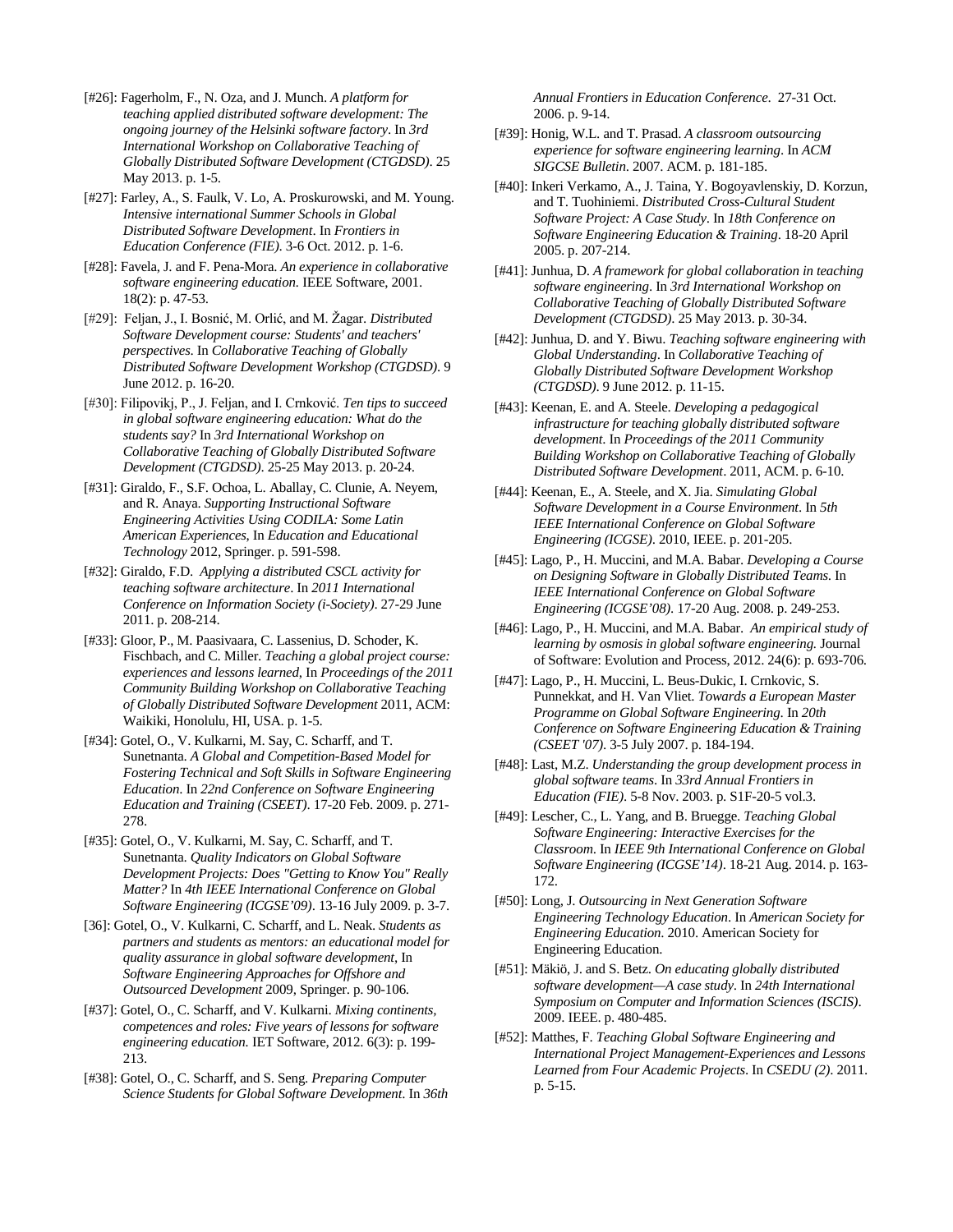[#26]: Fagerholm, F., N. Oza, and J. Munch. *A platform for teaching applied distributed software development: The ongoing journey of the Helsinki software factory*. In *3rd International Workshop on Collaborative Teaching of Globally Distributed Software Development (CTGDSD)*. 25 May 2013. p. 1-5.

[#27]: Farley, A., S. Faulk, V. Lo, A. Proskurowski, and M. Young. *Intensive international Summer Schools in Global Distributed Software Development*. In *Frontiers in Education Conference (FIE)*. 3-6 Oct. 2012. p. 1-6.

[#28]: Favela, J. and F. Pena-Mora. *An experience in collaborative software engineering education*. IEEE Software, 2001. 18(2): p. 47-53.

[#29]: Feljan, J., I. Bosnić, M. Orlić, and M. Žagar. *Distributed Software Development course: Students' and teachers' perspectives*. In *Collaborative Teaching of Globally Distributed Software Development Workshop (CTGDSD)*. 9 June 2012. p. 16-20.

[#30]: Filipovikj, P., J. Feljan, and I. Crnković. *Ten tips to succeed in global software engineering education: What do the students say?* In *3rd International Workshop on Collaborative Teaching of Globally Distributed Software Development (CTGDSD)*. 25-25 May 2013. p. 20-24.

[#31]: Giraldo, F., S.F. Ochoa, L. Aballay, C. Clunie, A. Neyem, and R. Anaya. *Supporting Instructional Software Engineering Activities Using CODILA: Some Latin American Experiences*, In *Education and Educational Technology* 2012, Springer. p. 591-598.

[#32]: Giraldo, F.D. *Applying a distributed CSCL activity for teaching software architecture*. In *2011 International Conference on Information Society (i-Society)*. 27-29 June 2011. p. 208-214.

[#33]: Gloor, P., M. Paasivaara, C. Lassenius, D. Schoder, K. Fischbach, and C. Miller. *Teaching a global project course: experiences and lessons learned*, In *Proceedings of the 2011 Community Building Workshop on Collaborative Teaching of Globally Distributed Software Development* 2011, ACM: Waikiki, Honolulu, HI, USA. p. 1-5.

[#34]: Gotel, O., V. Kulkarni, M. Say, C. Scharff, and T. Sunetnanta. *A Global and Competition-Based Model for Fostering Technical and Soft Skills in Software Engineering Education*. In *22nd Conference on Software Engineering Education and Training (CSEET)*. 17-20 Feb. 2009. p. 271-278.

[#35]: Gotel, O., V. Kulkarni, M. Say, C. Scharff, and T. Sunetnanta. *Quality Indicators on Global Software Development Projects: Does "Getting to Know You" Really Matter?* In *4th IEEE International Conference on Global Software Engineering (ICGSE'09)*. 13-16 July 2009. p. 3-7.

[36]: Gotel, O., V. Kulkarni, C. Scharff, and L. Neak. *Students as partners and students as mentors: an educational model for quality assurance in global software development*, In *Software Engineering Approaches for Offshore and Outsourced Development* 2009, Springer. p. 90-106.

[#37]: Gotel, O., C. Scharff, and V. Kulkarni. *Mixing continents, competences and roles: Five years of lessons for software engineering education.* IET Software, 2012. 6(3): p. 199-213.

[#38]: Gotel, O., C. Scharff, and S. Seng. *Preparing Computer Science Students for Global Software Development*. In *36th Annual Frontiers in Education Conference*. 27-31 Oct. 2006. p. 9-14.

[#39]: Honig, W.L. and T. Prasad. *A classroom outsourcing experience for software engineering learning*. In *ACM SIGCSE Bulletin*. 2007. ACM. p. 181-185.

[#40]: Inkeri Verkamo, A., J. Taina, Y. Bogoyavlenskiy, D. Korzun, and T. Tuohiniemi. *Distributed Cross-Cultural Student Software Project: A Case Study*. In *18th Conference on Software Engineering Education & Training*. 18-20 April 2005. p. 207-214.

[#41]: Junhua, D. *A framework for global collaboration in teaching software engineering*. In *3rd International Workshop on Collaborative Teaching of Globally Distributed Software Development (CTGDSD)*. 25 May 2013. p. 30-34.

[#42]: Junhua, D. and Y. Biwu. *Teaching software engineering with Global Understanding*. In *Collaborative Teaching of Globally Distributed Software Development Workshop (CTGDSD)*. 9 June 2012. p. 11-15.

[#43]: Keenan, E. and A. Steele. *Developing a pedagogical infrastructure for teaching globally distributed software development*. In *Proceedings of the 2011 Community Building Workshop on Collaborative Teaching of Globally Distributed Software Development*. 2011, ACM. p. 6-10.

[#44]: Keenan, E., A. Steele, and X. Jia. *Simulating Global Software Development in a Course Environment*. In *5th IEEE International Conference on Global Software Engineering (ICGSE)*. 2010, IEEE. p. 201-205.

[#45]: Lago, P., H. Muccini, and M.A. Babar. *Developing a Course on Designing Software in Globally Distributed Teams*. In *IEEE International Conference on Global Software Engineering (ICGSE'08)*. 17-20 Aug. 2008. p. 249-253.

[#46]: Lago, P., H. Muccini, and M.A. Babar. *An empirical study of learning by osmosis in global software engineering.* Journal of Software: Evolution and Process, 2012. 24(6): p. 693-706.

[#47]: Lago, P., H. Muccini, L. Beus-Dukic, I. Crnkovic, S. Punnekkat, and H. Van Vliet. *Towards a European Master Programme on Global Software Engineering*. In *20th Conference on Software Engineering Education & Training (CSEET '07)*. 3-5 July 2007. p. 184-194.

[#48]: Last, M.Z. *Understanding the group development process in global software teams*. In *33rd Annual Frontiers in Education (FIE)*. 5-8 Nov. 2003. p. S1F-20-5 vol.3.

[#49]: Lescher, C., L. Yang, and B. Bruegge. *Teaching Global Software Engineering: Interactive Exercises for the Classroom*. In *IEEE 9th International Conference on Global Software Engineering (ICGSE'14)*. 18-21 Aug. 2014. p. 163-172.

[#50]: Long, J. *Outsourcing in Next Generation Software Engineering Technology Education*. In *American Society for Engineering Education*. 2010. American Society for Engineering Education.

[#51]: Mäkiö, J. and S. Betz. *On educating globally distributed software development—A case study*. In *24th International Symposium on Computer and Information Sciences (ISCIS)*. 2009. IEEE. p. 480-485.

[#52]: Matthes, F. *Teaching Global Software Engineering and International Project Management-Experiences and Lessons Learned from Four Academic Projects*. In *CSEDU (2)*. 2011. p. 5-15.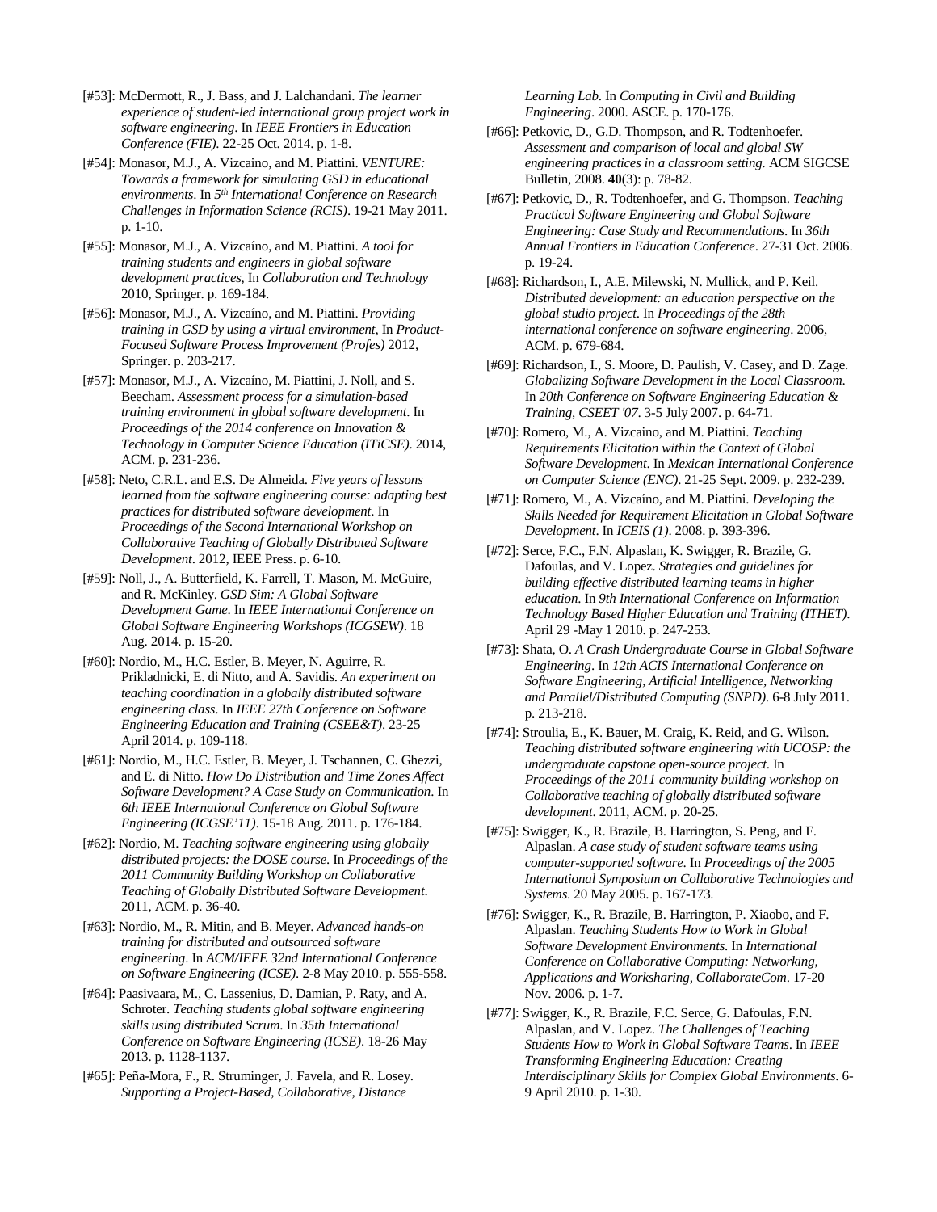[#53]: McDermott, R., J. Bass, and J. Lalchandani. *The learner experience of student-led international group project work in software engineering*. In *IEEE Frontiers in Education Conference (FIE)*. 22-25 Oct. 2014. p. 1-8.

[#54]: Monasor, M.J., A. Vizcaino, and M. Piattini. *VENTURE: Towards a framework for simulating GSD in educational environments*. In *5th International Conference on Research Challenges in Information Science (RCIS)*. 19-21 May 2011. p. 1-10.

[#55]: Monasor, M.J., A. Vizcaíno, and M. Piattini. *A tool for training students and engineers in global software development practices*, In *Collaboration and Technology* 2010, Springer. p. 169-184.

[#56]: Monasor, M.J., A. Vizcaíno, and M. Piattini. *Providing training in GSD by using a virtual environment*, In *Product-Focused Software Process Improvement (Profes)* 2012, Springer. p. 203-217.

[#57]: Monasor, M.J., A. Vizcaíno, M. Piattini, J. Noll, and S. Beecham. *Assessment process for a simulation-based training environment in global software development*. In *Proceedings of the 2014 conference on Innovation & Technology in Computer Science Education (ITiCSE)*. 2014, ACM. p. 231-236.

[#58]: Neto, C.R.L. and E.S. De Almeida. *Five years of lessons learned from the software engineering course: adapting best practices for distributed software development*. In *Proceedings of the Second International Workshop on Collaborative Teaching of Globally Distributed Software Development*. 2012, IEEE Press. p. 6-10.

[#59]: Noll, J., A. Butterfield, K. Farrell, T. Mason, M. McGuire, and R. McKinley. *GSD Sim: A Global Software Development Game*. In *IEEE International Conference on Global Software Engineering Workshops (ICGSEW)*. 18 Aug. 2014. p. 15-20.

[#60]: Nordio, M., H.C. Estler, B. Meyer, N. Aguirre, R. Prikladnicki, E. di Nitto, and A. Savidis. *An experiment on teaching coordination in a globally distributed software engineering class*. In *IEEE 27th Conference on Software Engineering Education and Training (CSEE&T)*. 23-25 April 2014. p. 109-118.

[#61]: Nordio, M., H.C. Estler, B. Meyer, J. Tschannen, C. Ghezzi, and E. di Nitto. *How Do Distribution and Time Zones Affect Software Development? A Case Study on Communication*. In *6th IEEE International Conference on Global Software Engineering (ICGSE'11)*. 15-18 Aug. 2011. p. 176-184.

[#62]: Nordio, M. *Teaching software engineering using globally distributed projects: the DOSE course*. In *Proceedings of the 2011 Community Building Workshop on Collaborative Teaching of Globally Distributed Software Development*. 2011, ACM. p. 36-40.

[#63]: Nordio, M., R. Mitin, and B. Meyer. *Advanced hands-on training for distributed and outsourced software engineering*. In *ACM/IEEE 32nd International Conference on Software Engineering (ICSE)*. 2-8 May 2010. p. 555-558.

[#64]: Paasivaara, M., C. Lassenius, D. Damian, P. Raty, and A. Schroter. *Teaching students global software engineering skills using distributed Scrum*. In *35th International Conference on Software Engineering (ICSE)*. 18-26 May 2013. p. 1128-1137.

[#65]: Peña-Mora, F., R. Struminger, J. Favela, and R. Losey. *Supporting a Project-Based, Collaborative, Distance Learning Lab*. In *Computing in Civil and Building Engineering*. 2000. ASCE. p. 170-176.

[#66]: Petkovic, D., G.D. Thompson, and R. Todtenhoefer. *Assessment and comparison of local and global SW engineering practices in a classroom setting*. ACM SIGCSE Bulletin, 2008. **40**(3): p. 78-82.

[#67]: Petkovic, D., R. Todtenhoefer, and G. Thompson. *Teaching Practical Software Engineering and Global Software Engineering: Case Study and Recommendations*. In *36th Annual Frontiers in Education Conference*. 27-31 Oct. 2006. p. 19-24.

[#68]: Richardson, I., A.E. Milewski, N. Mullick, and P. Keil. *Distributed development: an education perspective on the global studio project*. In *Proceedings of the 28th international conference on software engineering*. 2006, ACM. p. 679-684.

[#69]: Richardson, I., S. Moore, D. Paulish, V. Casey, and D. Zage. *Globalizing Software Development in the Local Classroom*. In *20th Conference on Software Engineering Education & Training, CSEET '07*. 3-5 July 2007. p. 64-71.

[#70]: Romero, M., A. Vizcaino, and M. Piattini. *Teaching Requirements Elicitation within the Context of Global Software Development*. In *Mexican International Conference on Computer Science (ENC)*. 21-25 Sept. 2009. p. 232-239.

[#71]: Romero, M., A. Vizcaíno, and M. Piattini. *Developing the Skills Needed for Requirement Elicitation in Global Software Development*. In *ICEIS (1)*. 2008. p. 393-396.

[#72]: Serce, F.C., F.N. Alpaslan, K. Swigger, R. Brazile, G. Dafoulas, and V. Lopez. *Strategies and guidelines for building effective distributed learning teams in higher education*. In *9th International Conference on Information Technology Based Higher Education and Training (ITHET)*. April 29 -May 1 2010. p. 247-253.

[#73]: Shata, O. *A Crash Undergraduate Course in Global Software Engineering*. In *12th ACIS International Conference on Software Engineering, Artificial Intelligence, Networking and Parallel/Distributed Computing (SNPD)*. 6-8 July 2011. p. 213-218.

[#74]: Stroulia, E., K. Bauer, M. Craig, K. Reid, and G. Wilson. *Teaching distributed software engineering with UCOSP: the undergraduate capstone open-source project*. In *Proceedings of the 2011 community building workshop on Collaborative teaching of globally distributed software development*. 2011, ACM. p. 20-25.

[#75]: Swigger, K., R. Brazile, B. Harrington, S. Peng, and F. Alpaslan. *A case study of student software teams using computer-supported software*. In *Proceedings of the 2005 International Symposium on Collaborative Technologies and Systems*. 20 May 2005. p. 167-173.

[#76]: Swigger, K., R. Brazile, B. Harrington, P. Xiaobo, and F. Alpaslan. *Teaching Students How to Work in Global Software Development Environments*. In *International Conference on Collaborative Computing: Networking, Applications and Worksharing, CollaborateCom*. 17-20 Nov. 2006. p. 1-7.

[#77]: Swigger, K., R. Brazile, F.C. Serce, G. Dafoulas, F.N. Alpaslan, and V. Lopez. *The Challenges of Teaching Students How to Work in Global Software Teams*. In *IEEE Transforming Engineering Education: Creating Interdisciplinary Skills for Complex Global Environments*. 6-9 April 2010. p. 1-30.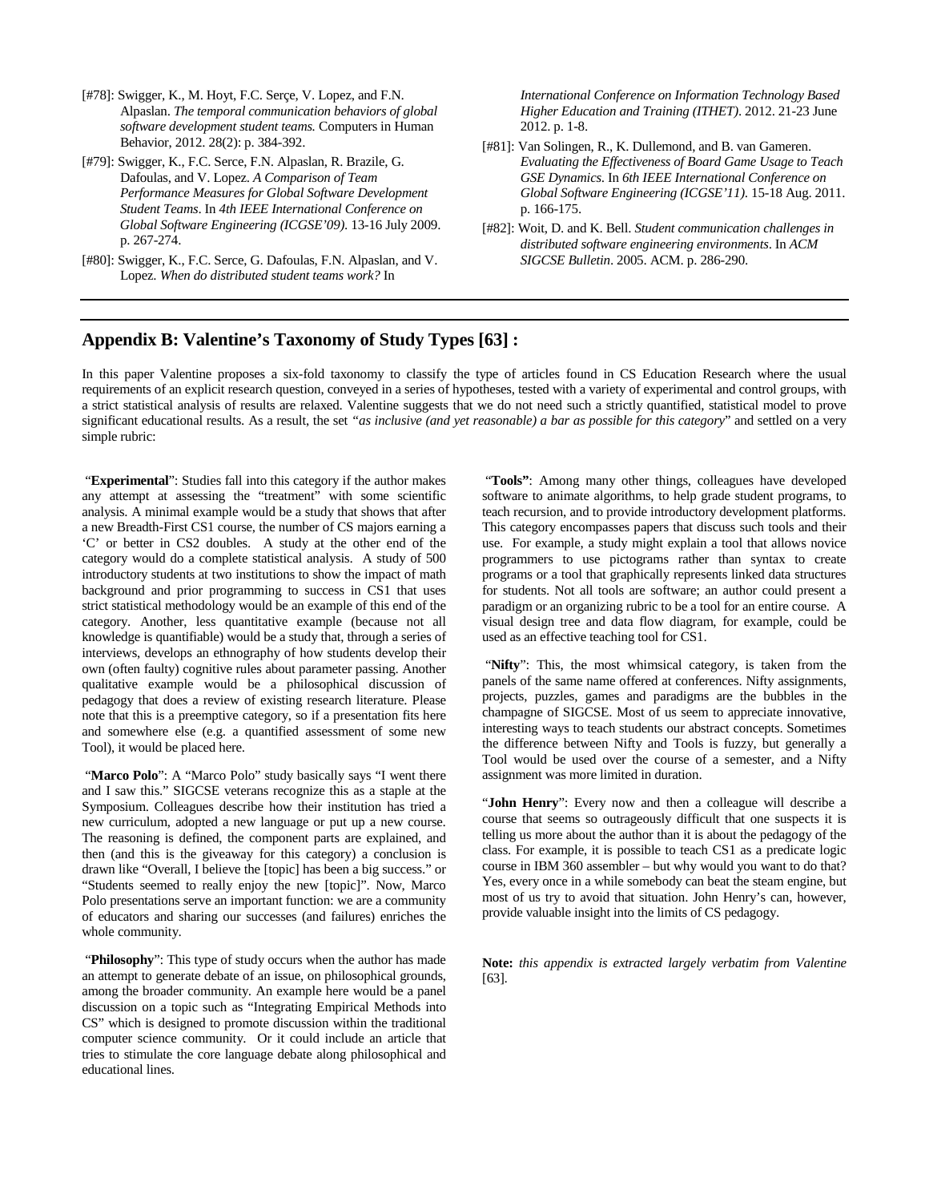[#78]: Swigger, K., M. Hoyt, F.C. Serçe, V. Lopez, and F.N. Alpaslan. *The temporal communication behaviors of global software development student teams.* Computers in Human Behavior, 2012. 28(2): p. 384-392.

[#79]: Swigger, K., F.C. Serce, F.N. Alpaslan, R. Brazile, G. Dafoulas, and V. Lopez. *A Comparison of Team Performance Measures for Global Software Development Student Teams*. In *4th IEEE International Conference on Global Software Engineering (ICGSE'09)*. 13-16 July 2009. p. 267-274.

[#80]: Swigger, K., F.C. Serce, G. Dafoulas, F.N. Alpaslan, and V. Lopez. *When do distributed student teams work?* In *International Conference on Information Technology Based Higher Education and Training (ITHET)*. 2012. 21-23 June 2012. p. 1-8.

[#81]: Van Solingen, R., K. Dullemond, and B. van Gameren. *Evaluating the Effectiveness of Board Game Usage to Teach GSE Dynamics*. In *6th IEEE International Conference on Global Software Engineering (ICGSE'11)*. 15-18 Aug. 2011. p. 166-175.

[#82]: Woit, D. and K. Bell. *Student communication challenges in distributed software engineering environments*. In *ACM SIGCSE Bulletin*. 2005. ACM. p. 286-290.

## Appendix B: Valentine's Taxonomy of Study Types [63] :

In this paper Valentine proposes a six-fold taxonomy to classify the type of articles found in CS Education Research where the usual requirements of an explicit research question, conveyed in a series of hypotheses, tested with a variety of experimental and control groups, with a strict statistical analysis of results are relaxed. Valentine suggests that we do not need such a strictly quantified, statistical model to prove significant educational results. As a result, the set *"as inclusive (and yet reasonable) a bar as possible for this category*" and settled on a very simple rubric:

"**Experimental**": Studies fall into this category if the author makes any attempt at assessing the "treatment" with some scientific analysis. A minimal example would be a study that shows that after a new Breadth-First CS1 course, the number of CS majors earning a 'C' or better in CS2 doubles. A study at the other end of the category would do a complete statistical analysis. A study of 500 introductory students at two institutions to show the impact of math background and prior programming to success in CS1 that uses strict statistical methodology would be an example of this end of the category. Another, less quantitative example (because not all knowledge is quantifiable) would be a study that, through a series of interviews, develops an ethnography of how students develop their own (often faulty) cognitive rules about parameter passing. Another qualitative example would be a philosophical discussion of pedagogy that does a review of existing research literature. Please note that this is a preemptive category, so if a presentation fits here and somewhere else (e.g. a quantified assessment of some new Tool), it would be placed here.

"**Marco Polo**": A "Marco Polo" study basically says "I went there and I saw this." SIGCSE veterans recognize this as a staple at the Symposium. Colleagues describe how their institution has tried a new curriculum, adopted a new language or put up a new course. The reasoning is defined, the component parts are explained, and then (and this is the giveaway for this category) a conclusion is drawn like "Overall, I believe the [topic] has been a big success." or "Students seemed to really enjoy the new [topic]". Now, Marco Polo presentations serve an important function: we are a community of educators and sharing our successes (and failures) enriches the whole community.

"**Philosophy**": This type of study occurs when the author has made an attempt to generate debate of an issue, on philosophical grounds, among the broader community. An example here would be a panel discussion on a topic such as "Integrating Empirical Methods into CS" which is designed to promote discussion within the traditional computer science community. Or it could include an article that tries to stimulate the core language debate along philosophical and educational lines.

"**Tools"**: Among many other things, colleagues have developed software to animate algorithms, to help grade student programs, to teach recursion, and to provide introductory development platforms. This category encompasses papers that discuss such tools and their use. For example, a study might explain a tool that allows novice programmers to use pictograms rather than syntax to create programs or a tool that graphically represents linked data structures for students. Not all tools are software; an author could present a paradigm or an organizing rubric to be a tool for an entire course. A visual design tree and data flow diagram, for example, could be used as an effective teaching tool for CS1.

"**Nifty**": This, the most whimsical category, is taken from the panels of the same name offered at conferences. Nifty assignments, projects, puzzles, games and paradigms are the bubbles in the champagne of SIGCSE. Most of us seem to appreciate innovative, interesting ways to teach students our abstract concepts. Sometimes the difference between Nifty and Tools is fuzzy, but generally a Tool would be used over the course of a semester, and a Nifty assignment was more limited in duration.

"**John Henry**": Every now and then a colleague will describe a course that seems so outrageously difficult that one suspects it is telling us more about the author than it is about the pedagogy of the class. For example, it is possible to teach CS1 as a predicate logic course in IBM 360 assembler – but why would you want to do that? Yes, every once in a while somebody can beat the steam engine, but most of us try to avoid that situation. John Henry's can, however, provide valuable insight into the limits of CS pedagogy.

**Note:** *this appendix is extracted largely verbatim from Valentine* [63].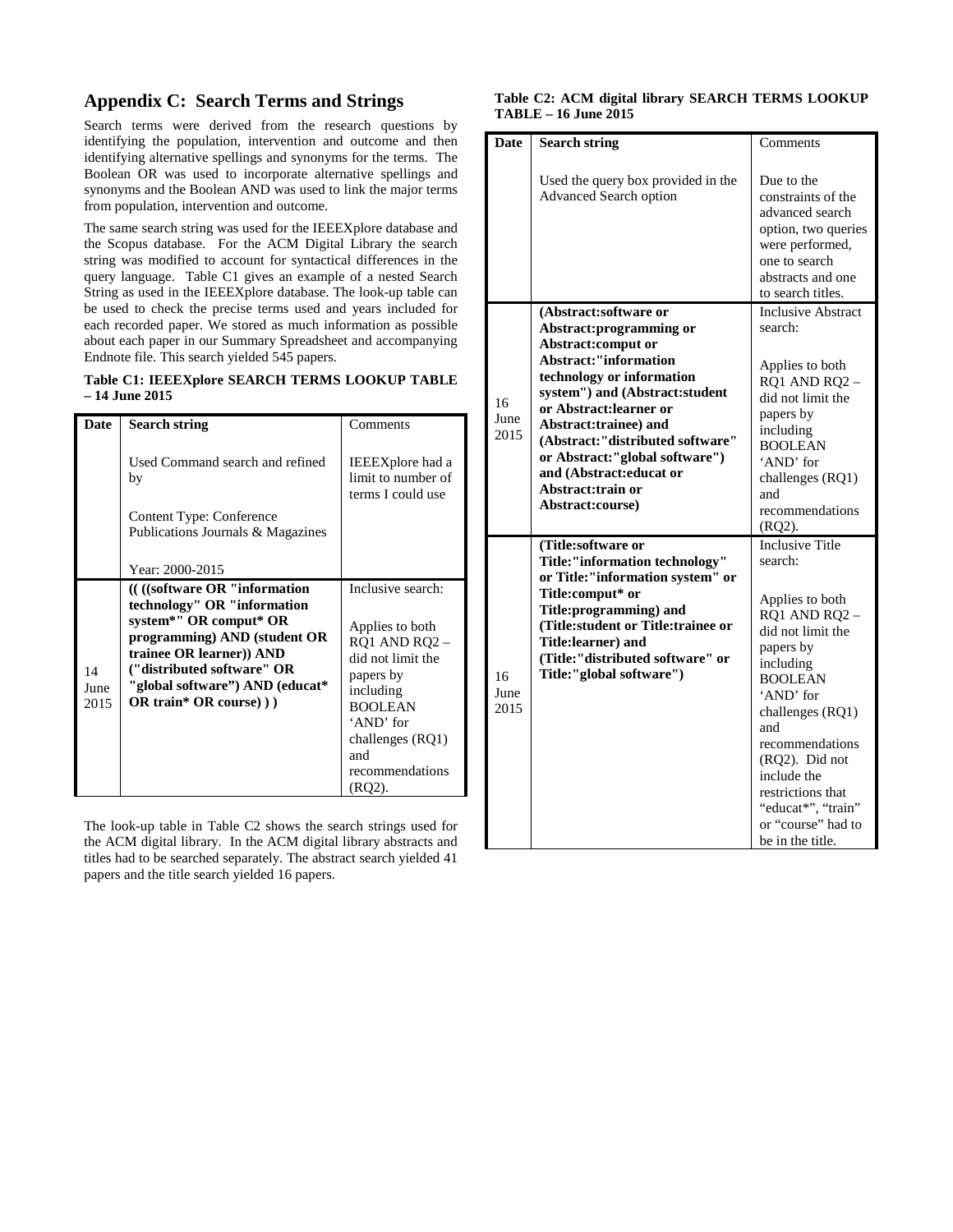## Appendix C: Search Terms and Strings

Search terms were derived from the research questions by identifying the population, intervention and outcome and then identifying alternative spellings and synonyms for the terms. The Boolean OR was used to incorporate alternative spellings and synonyms and the Boolean AND was used to link the major terms from population, intervention and outcome.

The same search string was used for the IEEEXplore database and the Scopus database. For the ACM Digital Library the search string was modified to account for syntactical differences in the query language. Table C1 gives an example of a nested Search String as used in the IEEEXplore database. The look-up table can be used to check the precise terms used and years included for each recorded paper. We stored as much information as possible about each paper in our Summary Spreadsheet and accompanying Endnote file. This search yielded 545 papers.

**Table C1: IEEEXplore SEARCH TERMS LOOKUP TABLE – 14 June 2015**

| Date | Search string | Comments |
|---|---|---|
| | Used Command search and refined by<br><br>Content Type: Conference Publications Journals & Magazines<br><br>Year: 2000-2015 | IEEEXplore had a limit to number of terms I could use |
| 14 June 2015 | **(( ((software OR "information technology" OR "information system*" OR comput* OR programming) AND (student OR trainee OR learner)) AND ("distributed software" OR "global software") AND (educat* OR train* OR course) ) )** | Inclusive search:<br><br>Applies to both RQ1 AND RQ2 – did not limit the papers by including BOOLEAN 'AND' for challenges (RQ1) and recommendations (RQ2). |

The look-up table in Table C2 shows the search strings used for the ACM digital library. In the ACM digital library abstracts and titles had to be searched separately. The abstract search yielded 41 papers and the title search yielded 16 papers.

**Table C2: ACM digital library SEARCH TERMS LOOKUP TABLE – 16 June 2015**

| Date | Search string | Comments |
|---|---|---|
| | Used the query box provided in the Advanced Search option | Due to the constraints of the advanced search option, two queries were performed, one to search abstracts and one to search titles. |
| 16 June 2015 | **(Abstract:software or Abstract:programming or Abstract:comput or Abstract:"information technology or information system") and (Abstract:student or Abstract:learner or Abstract:trainee) and (Abstract:"distributed software" or Abstract:"global software") and (Abstract:educat or Abstract:train or Abstract:course)** | Inclusive Abstract search:<br><br>Applies to both RQ1 AND RQ2 – did not limit the papers by including BOOLEAN 'AND' for challenges (RQ1) and recommendations (RQ2). |
| 16 June 2015 | **(Title:software or Title:"information technology" or Title:"information system" or Title:comput* or Title:programming) and (Title:student or Title:trainee or Title:learner) and (Title:"distributed software" or Title:"global software")** | Inclusive Title search:<br><br>Applies to both RQ1 AND RQ2 – did not limit the papers by including BOOLEAN 'AND' for challenges (RQ1) and recommendations (RQ2). Did not include the restrictions that "educat*", "train" or "course" had to be in the title. |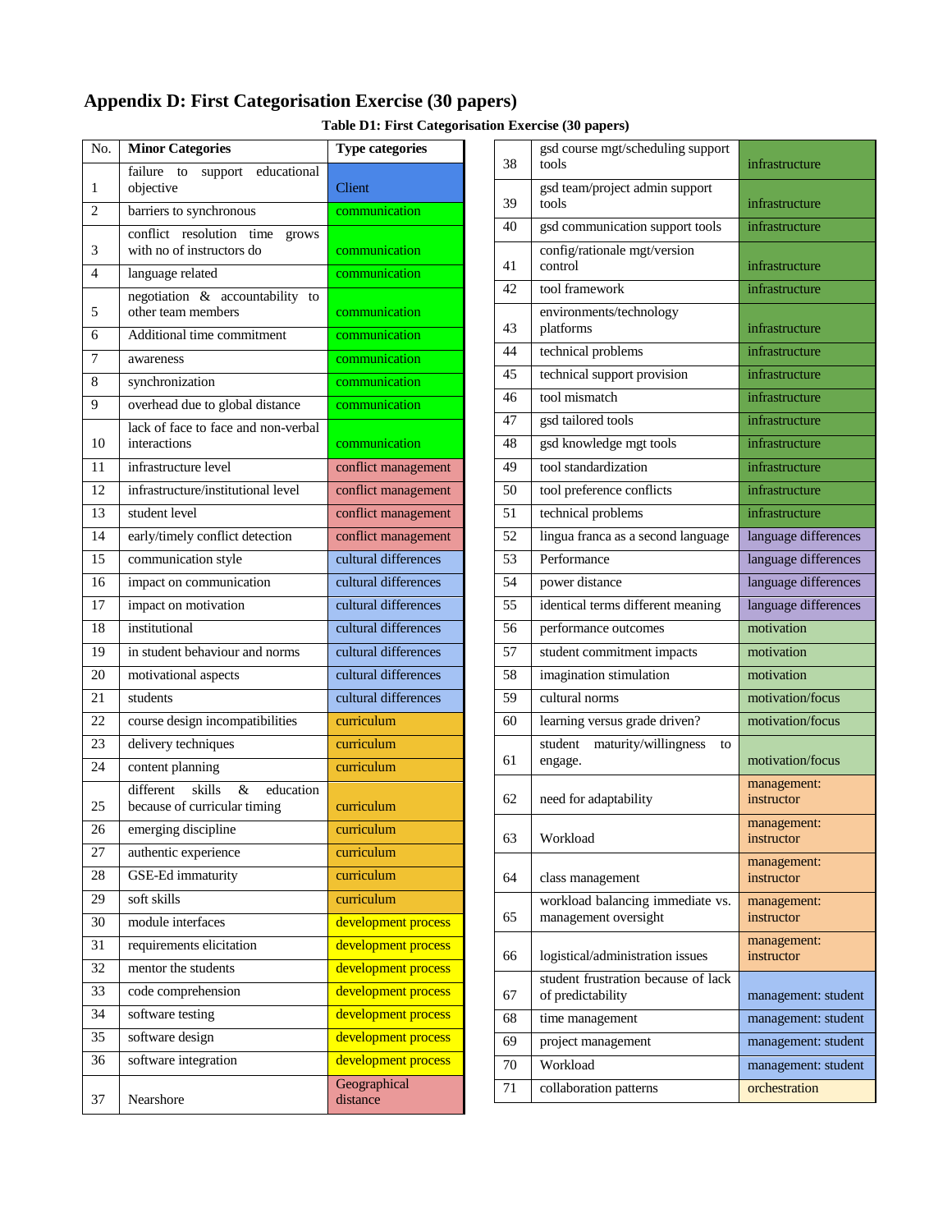# Appendix D: First Categorisation Exercise (30 papers)

**Table D1: First Categorisation Exercise (30 papers)**

| No. | Minor Categories | Type categories |
|---|---|---|
| 1 | failure to support educational objective | Client |
| 2 | barriers to synchronous | communication |
| 3 | conflict resolution time grows with no of instructors do | communication |
| 4 | language related | communication |
| 5 | negotiation & accountability to other team members | communication |
| 6 | Additional time commitment | communication |
| 7 | awareness | communication |
| 8 | synchronization | communication |
| 9 | overhead due to global distance | communication |
| 10 | lack of face to face and non-verbal interactions | communication |
| 11 | infrastructure level | conflict management |
| 12 | infrastructure/institutional level | conflict management |
| 13 | student level | conflict management |
| 14 | early/timely conflict detection | conflict management |
| 15 | communication style | cultural differences |
| 16 | impact on communication | cultural differences |
| 17 | impact on motivation | cultural differences |
| 18 | institutional | cultural differences |
| 19 | in student behaviour and norms | cultural differences |
| 20 | motivational aspects | cultural differences |
| 21 | students | cultural differences |
| 22 | course design incompatibilities | curriculum |
| 23 | delivery techniques | curriculum |
| 24 | content planning | curriculum |
| 25 | different skills & education because of curricular timing | curriculum |
| 26 | emerging discipline | curriculum |
| 27 | authentic experience | curriculum |
| 28 | GSE-Ed immaturity | curriculum |
| 29 | soft skills | curriculum |
| 30 | module interfaces | development process |
| 31 | requirements elicitation | development process |
| 32 | mentor the students | development process |
| 33 | code comprehension | development process |
| 34 | software testing | development process |
| 35 | software design | development process |
| 36 | software integration | development process |
| 37 | Nearshore | Geographical distance |
| 38 | gsd course mgt/scheduling support tools | infrastructure |
| 39 | gsd team/project admin support tools | infrastructure |
| 40 | gsd communication support tools | infrastructure |
| 41 | config/rationale mgt/version control | infrastructure |
| 42 | tool framework | infrastructure |
| 43 | environments/technology platforms | infrastructure |
| 44 | technical problems | infrastructure |
| 45 | technical support provision | infrastructure |
| 46 | tool mismatch | infrastructure |
| 47 | gsd tailored tools | infrastructure |
| 48 | gsd knowledge mgt tools | infrastructure |
| 49 | tool standardization | infrastructure |
| 50 | tool preference conflicts | infrastructure |
| 51 | technical problems | infrastructure |
| 52 | lingua franca as a second language | language differences |
| 53 | Performance | language differences |
| 54 | power distance | language differences |
| 55 | identical terms different meaning | language differences |
| 56 | performance outcomes | motivation |
| 57 | student commitment impacts | motivation |
| 58 | imagination stimulation | motivation |
| 59 | cultural norms | motivation/focus |
| 60 | learning versus grade driven? | motivation/focus |
| 61 | student maturity/willingness to engage. | motivation/focus |
| 62 | need for adaptability | management: instructor |
| 63 | Workload | management: instructor |
| 64 | class management | management: instructor |
| 65 | workload balancing immediate vs. management oversight | management: instructor |
| 66 | logistical/administration issues | management: instructor |
| 67 | student frustration because of lack of predictability | management: student |
| 68 | time management | management: student |
| 69 | project management | management: student |
| 70 | Workload | management: student |
| 71 | collaboration patterns | orchestration |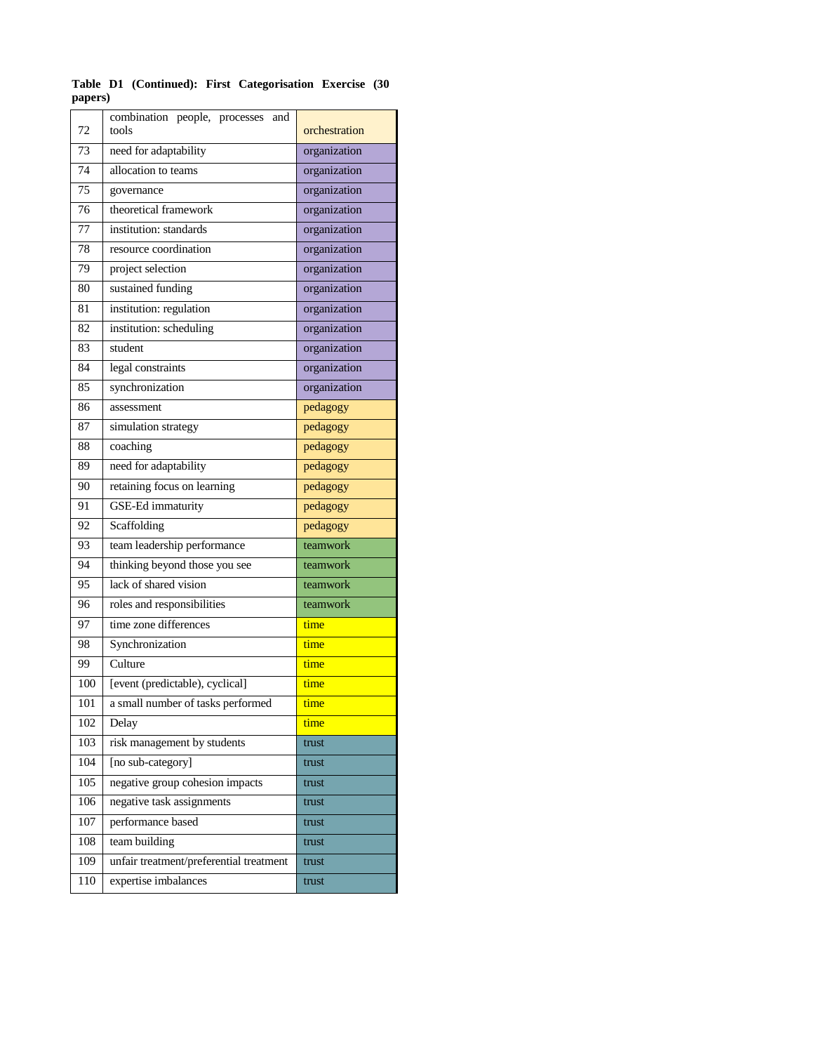**Table D1 (Continued): First Categorisation Exercise (30 papers)**

| | | |
|---|---|---|
| 72 | combination people, processes and tools | orchestration |
| 73 | need for adaptability | organization |
| 74 | allocation to teams | organization |
| 75 | governance | organization |
| 76 | theoretical framework | organization |
| 77 | institution: standards | organization |
| 78 | resource coordination | organization |
| 79 | project selection | organization |
| 80 | sustained funding | organization |
| 81 | institution: regulation | organization |
| 82 | institution: scheduling | organization |
| 83 | student | organization |
| 84 | legal constraints | organization |
| 85 | synchronization | organization |
| 86 | assessment | pedagogy |
| 87 | simulation strategy | pedagogy |
| 88 | coaching | pedagogy |
| 89 | need for adaptability | pedagogy |
| 90 | retaining focus on learning | pedagogy |
| 91 | GSE-Ed immaturity | pedagogy |
| 92 | Scaffolding | pedagogy |
| 93 | team leadership performance | teamwork |
| 94 | thinking beyond those you see | teamwork |
| 95 | lack of shared vision | teamwork |
| 96 | roles and responsibilities | teamwork |
| 97 | time zone differences | time |
| 98 | Synchronization | time |
| 99 | Culture | time |
| 100 | [event (predictable), cyclical] | time |
| 101 | a small number of tasks performed | time |
| 102 | Delay | time |
| 103 | risk management by students | trust |
| 104 | [no sub-category] | trust |
| 105 | negative group cohesion impacts | trust |
| 106 | negative task assignments | trust |
| 107 | performance based | trust |
| 108 | team building | trust |
| 109 | unfair treatment/preferential treatment | trust |
| 110 | expertise imbalances | trust |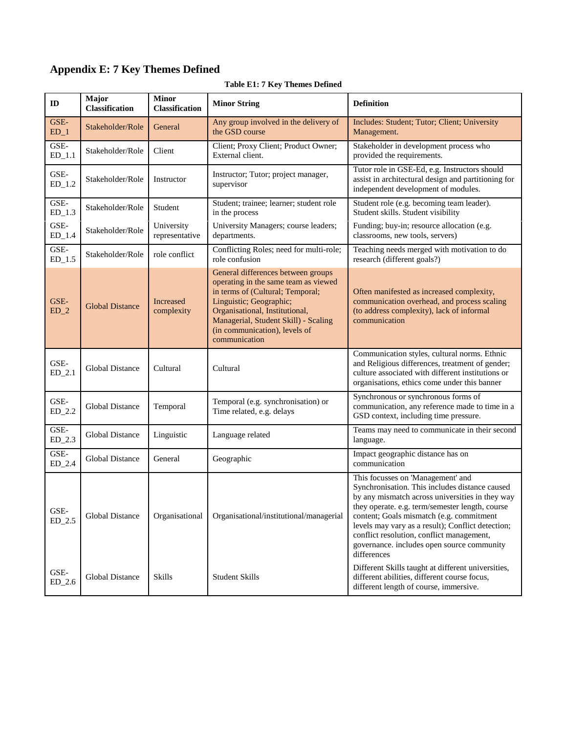## Appendix E: 7 Key Themes Defined

**Table E1: 7 Key Themes Defined**

| ID | Major Classification | Minor Classification | Minor String | Definition |
|---|---|---|---|---|
| GSE-ED_1 | Stakeholder/Role | General | Any group involved in the delivery of the GSD course | Includes: Student; Tutor; Client; University Management. |
| GSE-ED_1.1 | Stakeholder/Role | Client | Client; Proxy Client; Product Owner; External client. | Stakeholder in development process who provided the requirements. |
| GSE-ED_1.2 | Stakeholder/Role | Instructor | Instructor; Tutor; project manager, supervisor | Tutor role in GSE-Ed, e.g. Instructors should assist in architectural design and partitioning for independent development of modules. |
| GSE-ED_1.3 | Stakeholder/Role | Student | Student; trainee; learner; student role in the process | Student role (e.g. becoming team leader). Student skills. Student visibility |
| GSE-ED_1.4 | Stakeholder/Role | University representative | University Managers; course leaders; departments. | Funding; buy-in; resource allocation (e.g. classrooms, new tools, servers) |
| GSE-ED_1.5 | Stakeholder/Role | role conflict | Conflicting Roles; need for multi-role; role confusion | Teaching needs merged with motivation to do research (different goals?) |
| GSE-ED_2 | Global Distance | Increased complexity | General differences between groups operating in the same team as viewed in terms of (Cultural; Temporal; Linguistic; Geographic; Organisational, Institutional, Managerial, Student Skill) - Scaling (in communication), levels of communication | Often manifested as increased complexity, communication overhead, and process scaling (to address complexity), lack of informal communication |
| GSE-ED_2.1 | Global Distance | Cultural | Cultural | Communication styles, cultural norms. Ethnic and Religious differences, treatment of gender; culture associated with different institutions or organisations, ethics come under this banner |
| GSE-ED_2.2 | Global Distance | Temporal | Temporal (e.g. synchronisation) or Time related, e.g. delays | Synchronous or synchronous forms of communication, any reference made to time in a GSD context, including time pressure. |
| GSE-ED_2.3 | Global Distance | Linguistic | Language related | Teams may need to communicate in their second language. |
| GSE-ED_2.4 | Global Distance | General | Geographic | Impact geographic distance has on communication |
| GSE-ED_2.5 | Global Distance | Organisational | Organisational/institutional/managerial | This focusses on 'Management' and Synchronisation. This includes distance caused by any mismatch across universities in they way they operate. e.g. term/semester length, course content; Goals mismatch (e.g. commitment levels may vary as a result); Conflict detection; conflict resolution, conflict management, governance. includes open source community differences |
| GSE-ED_2.6 | Global Distance | Skills | Student Skills | Different Skills taught at different universities, different abilities, different course focus, different length of course, immersive. |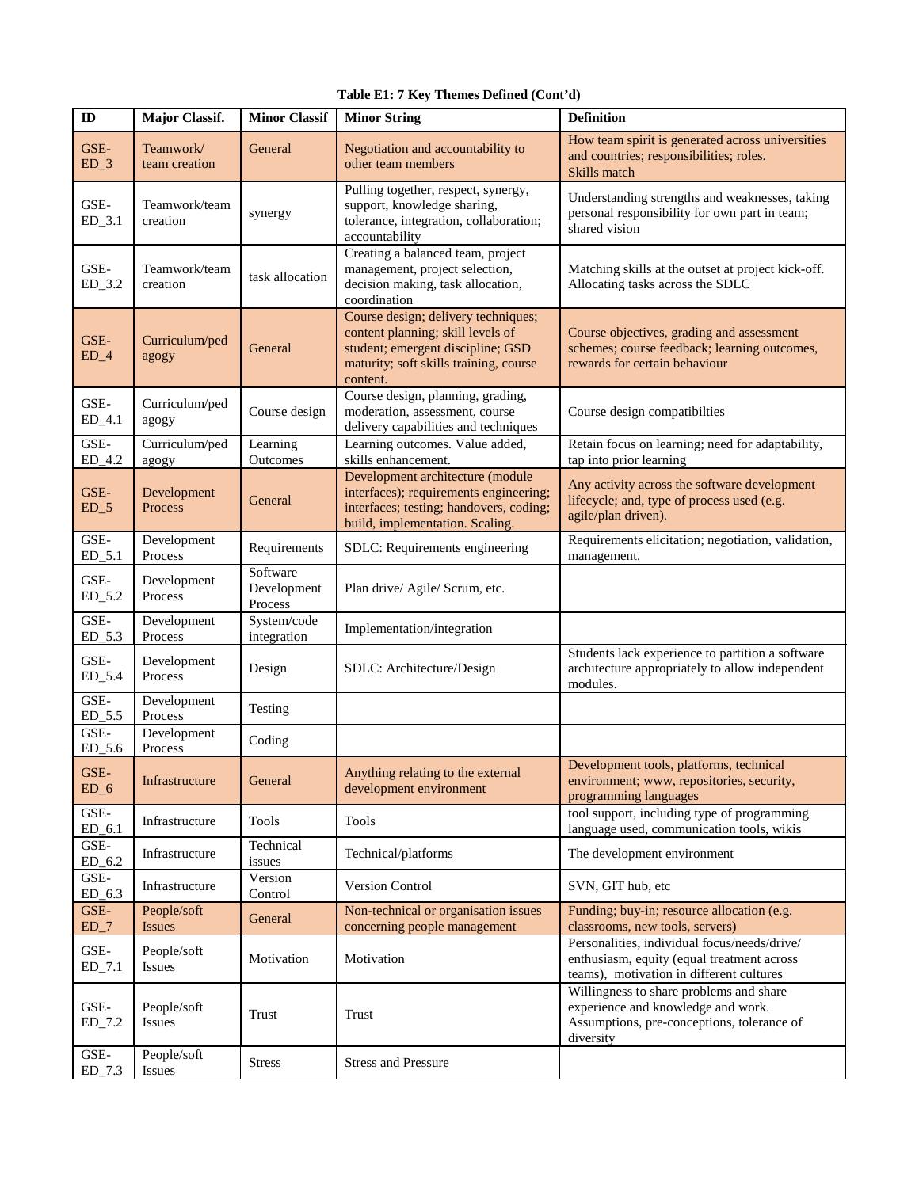**Table E1: 7 Key Themes Defined (Cont'd)**

| ID | Major Classif. | Minor Classif | Minor String | Definition |
|---|---|---|---|---|
| GSE-ED_3 | Teamwork/ team creation | General | Negotiation and accountability to other team members | How team spirit is generated across universities and countries; responsibilities; roles. Skills match |
| GSE-ED_3.1 | Teamwork/team creation | synergy | Pulling together, respect, synergy, support, knowledge sharing, tolerance, integration, collaboration; accountability | Understanding strengths and weaknesses, taking personal responsibility for own part in team; shared vision |
| GSE-ED_3.2 | Teamwork/team creation | task allocation | Creating a balanced team, project management, project selection, decision making, task allocation, coordination | Matching skills at the outset at project kick-off. Allocating tasks across the SDLC |
| GSE-ED_4 | Curriculum/pedagogy | General | Course design; delivery techniques; content planning; skill levels of student; emergent discipline; GSD maturity; soft skills training, course content. | Course objectives, grading and assessment schemes; course feedback; learning outcomes, rewards for certain behaviour |
| GSE-ED_4.1 | Curriculum/pedagogy | Course design | Course design, planning, grading, moderation, assessment, course delivery capabilities and techniques | Course design compatibilties |
| GSE-ED_4.2 | Curriculum/pedagogy | Learning Outcomes | Learning outcomes. Value added, skills enhancement. | Retain focus on learning; need for adaptability, tap into prior learning |
| GSE-ED_5 | Development Process | General | Development architecture (module interfaces); requirements engineering; interfaces; testing; handovers, coding; build, implementation. Scaling. | Any activity across the software development lifecycle; and, type of process used (e.g. agile/plan driven). |
| GSE-ED_5.1 | Development Process | Requirements | SDLC: Requirements engineering | Requirements elicitation; negotiation, validation, management. |
| GSE-ED_5.2 | Development Process | Software Development Process | Plan drive/ Agile/ Scrum, etc. | |
| GSE-ED_5.3 | Development Process | System/code integration | Implementation/integration | |
| GSE-ED_5.4 | Development Process | Design | SDLC: Architecture/Design | Students lack experience to partition a software architecture appropriately to allow independent modules. |
| GSE-ED_5.5 | Development Process | Testing | | |
| GSE-ED_5.6 | Development Process | Coding | | |
| GSE-ED_6 | Infrastructure | General | Anything relating to the external development environment | Development tools, platforms, technical environment; www, repositories, security, programming languages |
| GSE-ED_6.1 | Infrastructure | Tools | Tools | tool support, including type of programming language used, communication tools, wikis |
| GSE-ED_6.2 | Infrastructure | Technical issues | Technical/platforms | The development environment |
| GSE-ED_6.3 | Infrastructure | Version Control | Version Control | SVN, GIT hub, etc |
| GSE-ED_7 | People/soft Issues | General | Non-technical or organisation issues concerning people management | Funding; buy-in; resource allocation (e.g. classrooms, new tools, servers) |
| GSE-ED_7.1 | People/soft Issues | Motivation | Motivation | Personalities, individual focus/needs/drive/ enthusiasm, equity (equal treatment across teams), motivation in different cultures |
| GSE-ED_7.2 | People/soft Issues | Trust | Trust | Willingness to share problems and share experience and knowledge and work. Assumptions, pre-conceptions, tolerance of diversity |
| GSE-ED_7.3 | People/soft Issues | Stress | Stress and Pressure | |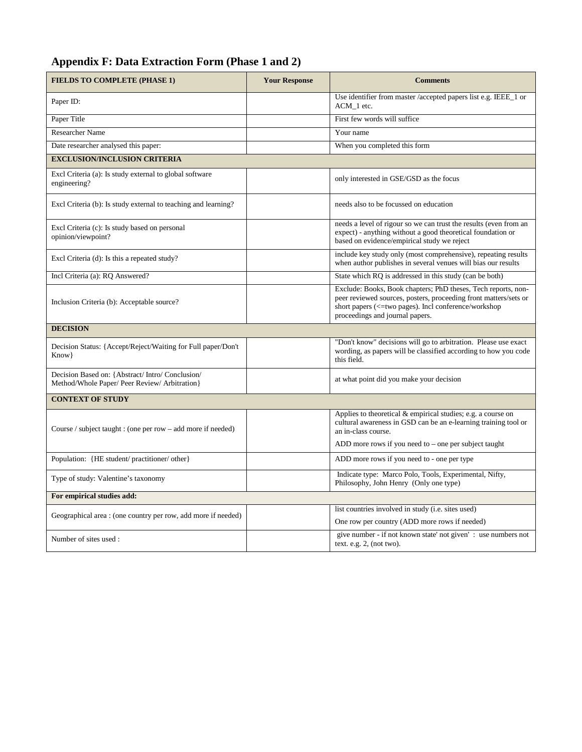## Appendix F: Data Extraction Form (Phase 1 and 2)

| FIELDS TO COMPLETE (PHASE 1) | Your Response | Comments |
|---|---|---|
| Paper ID: | | Use identifier from master /accepted papers list e.g. IEEE_1 or ACM_1 etc. |
| Paper Title | | First few words will suffice |
| Researcher Name | | Your name |
| Date researcher analysed this paper: | | When you completed this form |
| **EXCLUSION/INCLUSION CRITERIA** | | |
| Excl Criteria (a): Is study external to global software engineering? | | only interested in GSE/GSD as the focus |
| Excl Criteria (b): Is study external to teaching and learning? | | needs also to be focussed on education |
| Excl Criteria (c): Is study based on personal opinion/viewpoint? | | needs a level of rigour so we can trust the results (even from an expect) - anything without a good theoretical foundation or based on evidence/empirical study we reject |
| Excl Criteria (d): Is this a repeated study? | | include key study only (most comprehensive), repeating results when author publishes in several venues will bias our results |
| Incl Criteria (a): RQ Answered? | | State which RQ is addressed in this study (can be both) |
| Inclusion Criteria (b): Acceptable source? | | Exclude: Books, Book chapters; PhD theses, Tech reports, non-peer reviewed sources, posters, proceeding front matters/sets or short papers (<=two pages). Incl conference/workshop proceedings and journal papers. |
| **DECISION** | | |
| Decision Status: {Accept/Reject/Waiting for Full paper/Don't Know} | | "Don't know" decisions will go to arbitration. Please use exact wording, as papers will be classified according to how you code this field. |
| Decision Based on: {Abstract/ Intro/ Conclusion/ Method/Whole Paper/ Peer Review/ Arbitration} | | at what point did you make your decision |
| **CONTEXT OF STUDY** | | |
| Course / subject taught : (one per row – add more if needed) | | Applies to theoretical & empirical studies; e.g. a course on cultural awareness in GSD can be an e-learning training tool or an in-class course. ADD more rows if you need to – one per subject taught |
| Population: {HE student/ practitioner/ other} | | ADD more rows if you need to - one per type |
| Type of study: Valentine's taxonomy | | Indicate type: Marco Polo, Tools, Experimental, Nifty, Philosophy, John Henry (Only one type) |
| **For empirical studies add:** | | |
| Geographical area : (one country per row, add more if needed) | | list countries involved in study (i.e. sites used) One row per country (ADD more rows if needed) |
| Number of sites used : | | give number - if not known state' not given' : use numbers not text. e.g. 2, (not two). |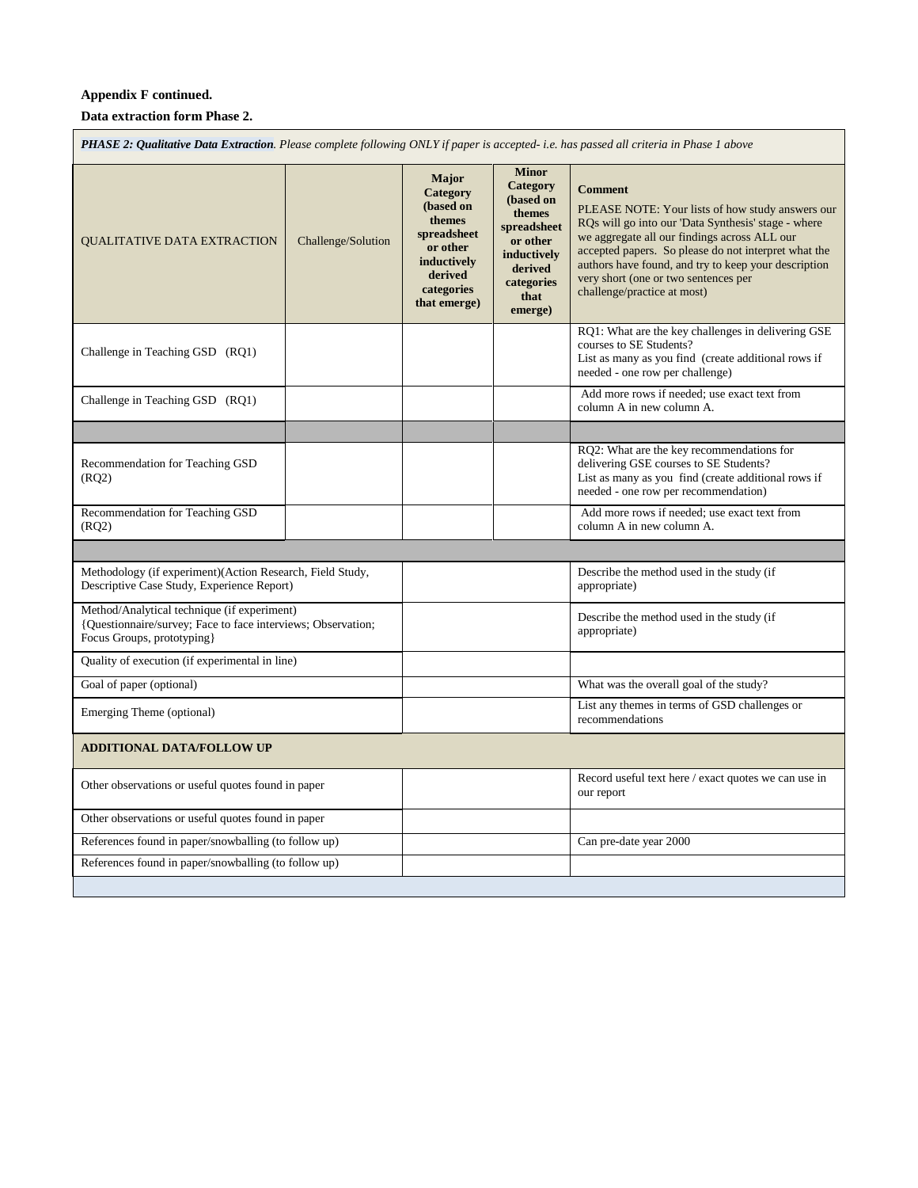**Appendix F continued.**

**Data extraction form Phase 2.**

| *PHASE 2: Qualitative Data Extraction. Please complete following ONLY if paper is accepted- i.e. has passed all criteria in Phase 1 above* | | | | |
|---|---|---|---|---|
| QUALITATIVE DATA EXTRACTION | Challenge/Solution | **Major Category (based on themes spreadsheet or other inductively derived categories that emerge)** | **Minor Category (based on themes spreadsheet or other inductively derived categories that emerge)** | **Comment** PLEASE NOTE: Your lists of how study answers our RQs will go into our 'Data Synthesis' stage - where we aggregate all our findings across ALL our accepted papers. So please do not interpret what the authors have found, and try to keep your description very short (one or two sentences per challenge/practice at most) |
| Challenge in Teaching GSD (RQ1) | | | | RQ1: What are the key challenges in delivering GSE courses to SE Students? List as many as you find (create additional rows if needed - one row per challenge) |
| Challenge in Teaching GSD (RQ1) | | | | Add more rows if needed; use exact text from column A in new column A. |
| | | | | |
| Recommendation for Teaching GSD (RQ2) | | | | RQ2: What are the key recommendations for delivering GSE courses to SE Students? List as many as you find (create additional rows if needed - one row per recommendation) |
| Recommendation for Teaching GSD (RQ2) | | | | Add more rows if needed; use exact text from column A in new column A. |
| | | | | |
| Methodology (if experiment)(Action Research, Field Study, Descriptive Case Study, Experience Report) | | | | Describe the method used in the study (if appropriate) |
| Method/Analytical technique (if experiment) {Questionnaire/survey; Face to face interviews; Observation; Focus Groups, prototyping} | | | | Describe the method used in the study (if appropriate) |
| Quality of execution (if experimental in line) | | | | |
| Goal of paper (optional) | | | | What was the overall goal of the study? |
| Emerging Theme (optional) | | | | List any themes in terms of GSD challenges or recommendations |
| **ADDITIONAL DATA/FOLLOW UP** | | | | |
| Other observations or useful quotes found in paper | | | | Record useful text here / exact quotes we can use in our report |
| Other observations or useful quotes found in paper | | | | |
| References found in paper/snowballing (to follow up) | | | | Can pre-date year 2000 |
| References found in paper/snowballing (to follow up) | | | | |